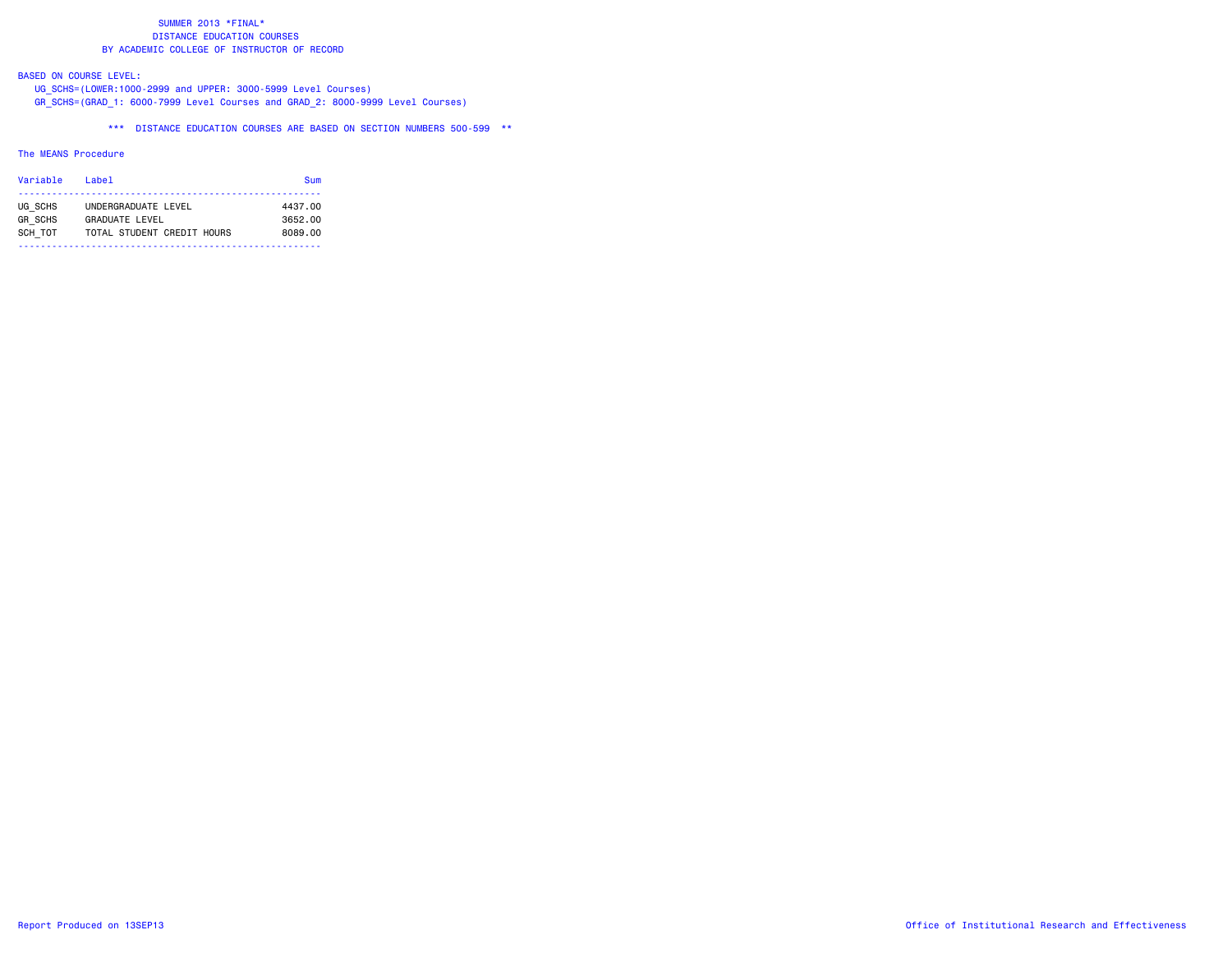SUMMER 2013 *FINAL*
DISTANCE EDUCATION COURSES
BY ACADEMIC COLLEGE OF INSTRUCTOR OF RECORD

BASED ON COURSE LEVEL:
UG_SCHS=(LOWER:1000-2999 and UPPER: 3000-5999 Level Courses)
GR_SCHS=(GRAD_1: 6000-7999 Level Courses and GRAD_2: 8000-9999 Level Courses)

*** DISTANCE EDUCATION COURSES ARE BASED ON SECTION NUMBERS 500-599 **

The MEANS Procedure

| Variable | Label | Sum |
|---|---|---|
| UG_SCHS | UNDERGRADUATE LEVEL | 4437.00 |
| GR_SCHS | GRADUATE LEVEL | 3652.00 |
| SCH_TOT | TOTAL STUDENT CREDIT HOURS | 8089.00 |

Report Produced on 13SEP13 Office of Institutional Research and Effectiveness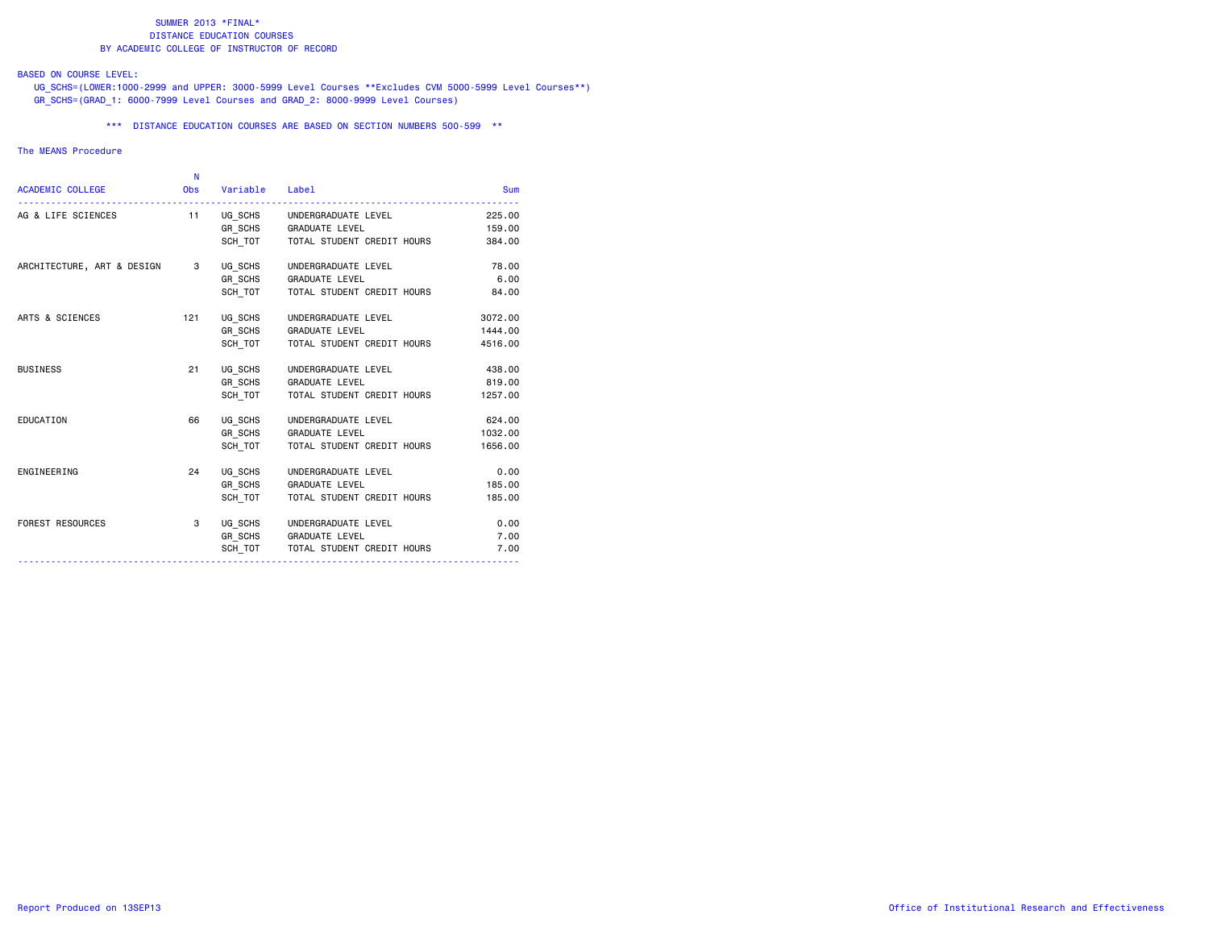SUMMER 2013 *FINAL*
DISTANCE EDUCATION COURSES
BY ACADEMIC COLLEGE OF INSTRUCTOR OF RECORD

BASED ON COURSE LEVEL:
UG_SCHS=(LOWER:1000-2999 and UPPER: 3000-5999 Level Courses **Excludes CVM 5000-5999 Level Courses**)
GR_SCHS=(GRAD_1: 6000-7999 Level Courses and GRAD_2: 8000-9999 Level Courses)

*** DISTANCE EDUCATION COURSES ARE BASED ON SECTION NUMBERS 500-599 **

The MEANS Procedure

| ACADEMIC COLLEGE | N Obs | Variable | Label | Sum |
|---|---|---|---|---|
| AG & LIFE SCIENCES | 11 | UG_SCHS | UNDERGRADUATE LEVEL | 225.00 |
| | | GR_SCHS | GRADUATE LEVEL | 159.00 |
| | | SCH_TOT | TOTAL STUDENT CREDIT HOURS | 384.00 |
| ARCHITECTURE, ART & DESIGN | 3 | UG_SCHS | UNDERGRADUATE LEVEL | 78.00 |
| | | GR_SCHS | GRADUATE LEVEL | 6.00 |
| | | SCH_TOT | TOTAL STUDENT CREDIT HOURS | 84.00 |
| ARTS & SCIENCES | 121 | UG_SCHS | UNDERGRADUATE LEVEL | 3072.00 |
| | | GR_SCHS | GRADUATE LEVEL | 1444.00 |
| | | SCH_TOT | TOTAL STUDENT CREDIT HOURS | 4516.00 |
| BUSINESS | 21 | UG_SCHS | UNDERGRADUATE LEVEL | 438.00 |
| | | GR_SCHS | GRADUATE LEVEL | 819.00 |
| | | SCH_TOT | TOTAL STUDENT CREDIT HOURS | 1257.00 |
| EDUCATION | 66 | UG_SCHS | UNDERGRADUATE LEVEL | 624.00 |
| | | GR_SCHS | GRADUATE LEVEL | 1032.00 |
| | | SCH_TOT | TOTAL STUDENT CREDIT HOURS | 1656.00 |
| ENGINEERING | 24 | UG_SCHS | UNDERGRADUATE LEVEL | 0.00 |
| | | GR_SCHS | GRADUATE LEVEL | 185.00 |
| | | SCH_TOT | TOTAL STUDENT CREDIT HOURS | 185.00 |
| FOREST RESOURCES | 3 | UG_SCHS | UNDERGRADUATE LEVEL | 0.00 |
| | | GR_SCHS | GRADUATE LEVEL | 7.00 |
| | | SCH_TOT | TOTAL STUDENT CREDIT HOURS | 7.00 |

Report Produced on 13SEP13 Office of Institutional Research and Effectiveness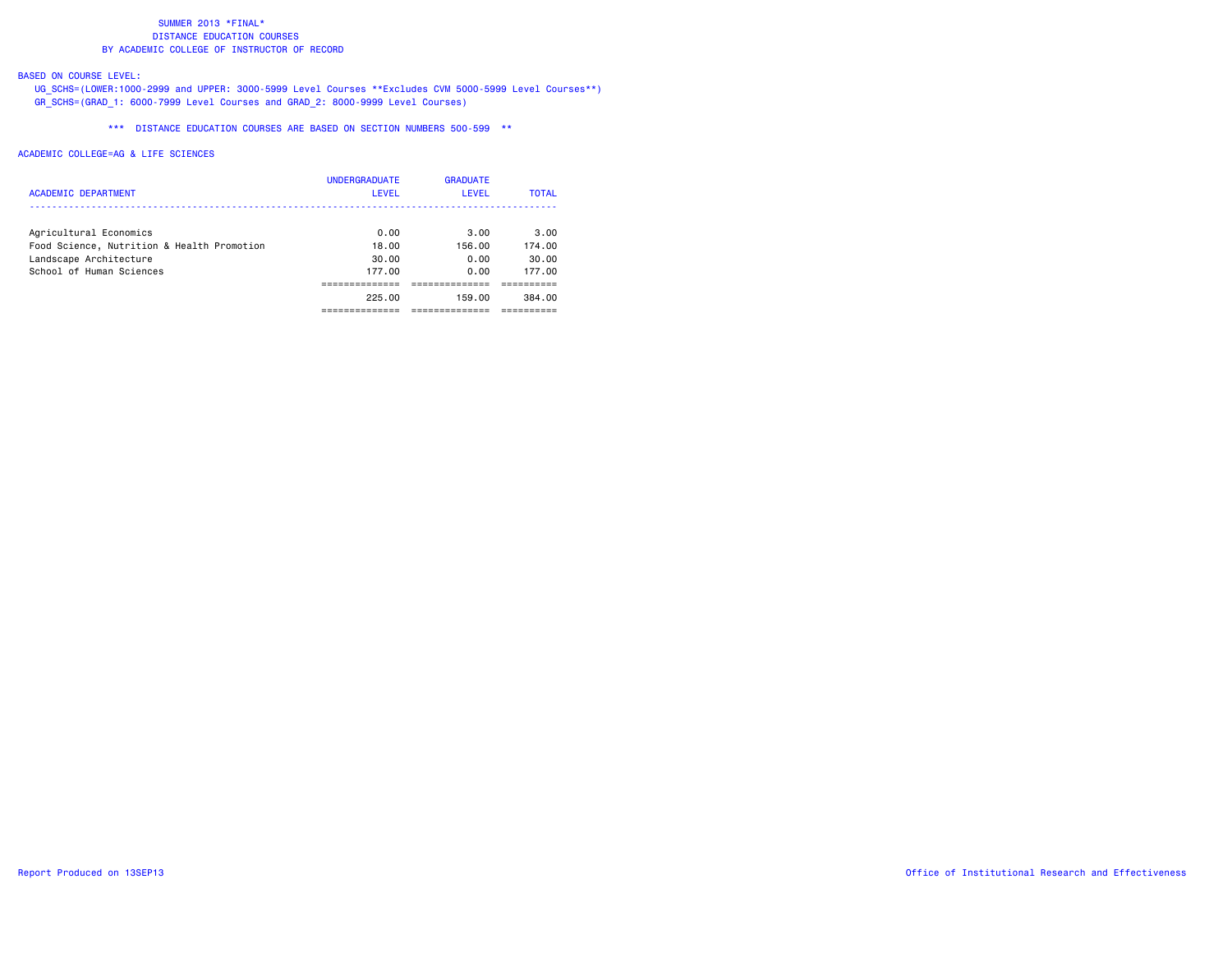# SUMMER 2013 *FINAL*
## DISTANCE EDUCATION COURSES
## BY ACADEMIC COLLEGE OF INSTRUCTOR OF RECORD

BASED ON COURSE LEVEL:

UG_SCHS=(LOWER:1000-2999 and UPPER: 3000-5999 Level Courses **Excludes CVM 5000-5999 Level Courses**)

GR_SCHS=(GRAD_1: 6000-7999 Level Courses and GRAD_2: 8000-9999 Level Courses)

*** DISTANCE EDUCATION COURSES ARE BASED ON SECTION NUMBERS 500-599 **

ACADEMIC COLLEGE=AG & LIFE SCIENCES

| ACADEMIC DEPARTMENT | UNDERGRADUATE LEVEL | GRADUATE LEVEL | TOTAL |
|---|---|---|---|
| Agricultural Economics | 0.00 | 3.00 | 3.00 |
| Food Science, Nutrition & Health Promotion | 18.00 | 156.00 | 174.00 |
| Landscape Architecture | 30.00 | 0.00 | 30.00 |
| School of Human Sciences | 177.00 | 0.00 | 177.00 |
| | 225.00 | 159.00 | 384.00 |

Report Produced on 13SEP13

Office of Institutional Research and Effectiveness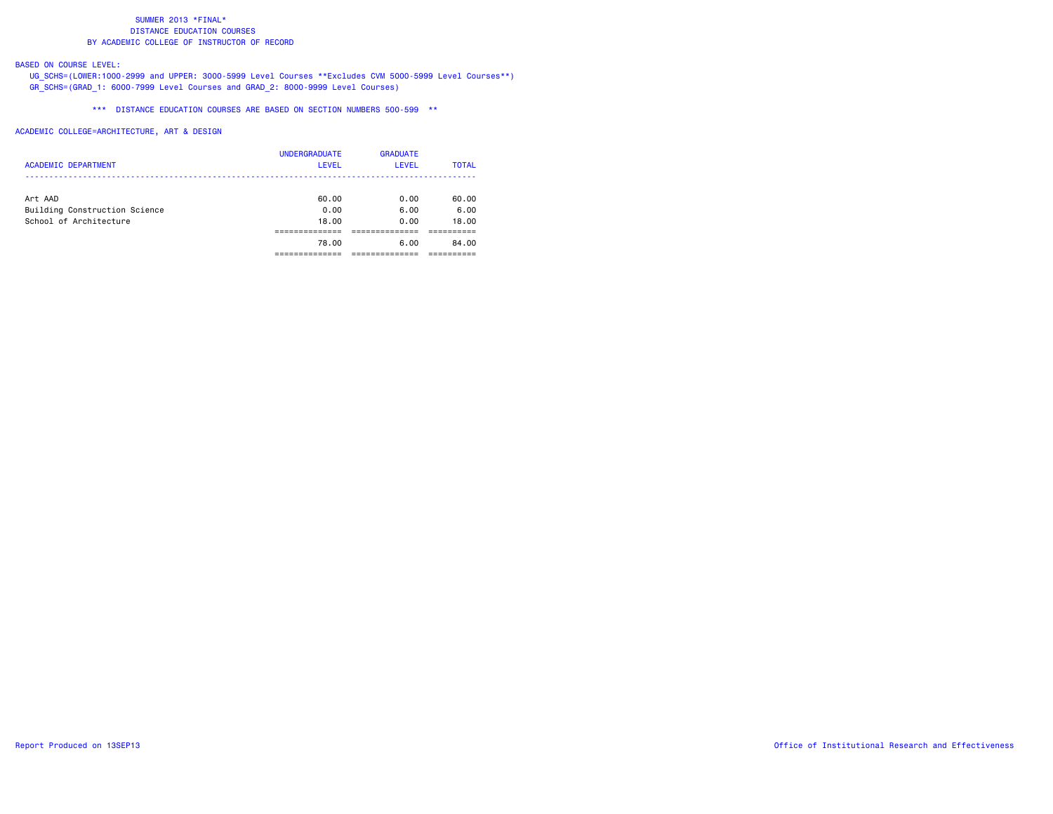SUMMER 2013 *FINAL*
DISTANCE EDUCATION COURSES
BY ACADEMIC COLLEGE OF INSTRUCTOR OF RECORD

BASED ON COURSE LEVEL:
UG_SCHS=(LOWER:1000-2999 and UPPER: 3000-5999 Level Courses **Excludes CVM 5000-5999 Level Courses**)
GR_SCHS=(GRAD_1: 6000-7999 Level Courses and GRAD_2: 8000-9999 Level Courses)

*** DISTANCE EDUCATION COURSES ARE BASED ON SECTION NUMBERS 500-599 **

ACADEMIC COLLEGE=ARCHITECTURE, ART & DESIGN

| ACADEMIC DEPARTMENT | UNDERGRADUATE LEVEL | GRADUATE LEVEL | TOTAL |
|---|---|---|---|
| Art AAD | 60.00 | 0.00 | 60.00 |
| Building Construction Science | 0.00 | 6.00 | 6.00 |
| School of Architecture | 18.00 | 0.00 | 18.00 |
| | 78.00 | 6.00 | 84.00 |

Report Produced on 13SEP13

Office of Institutional Research and Effectiveness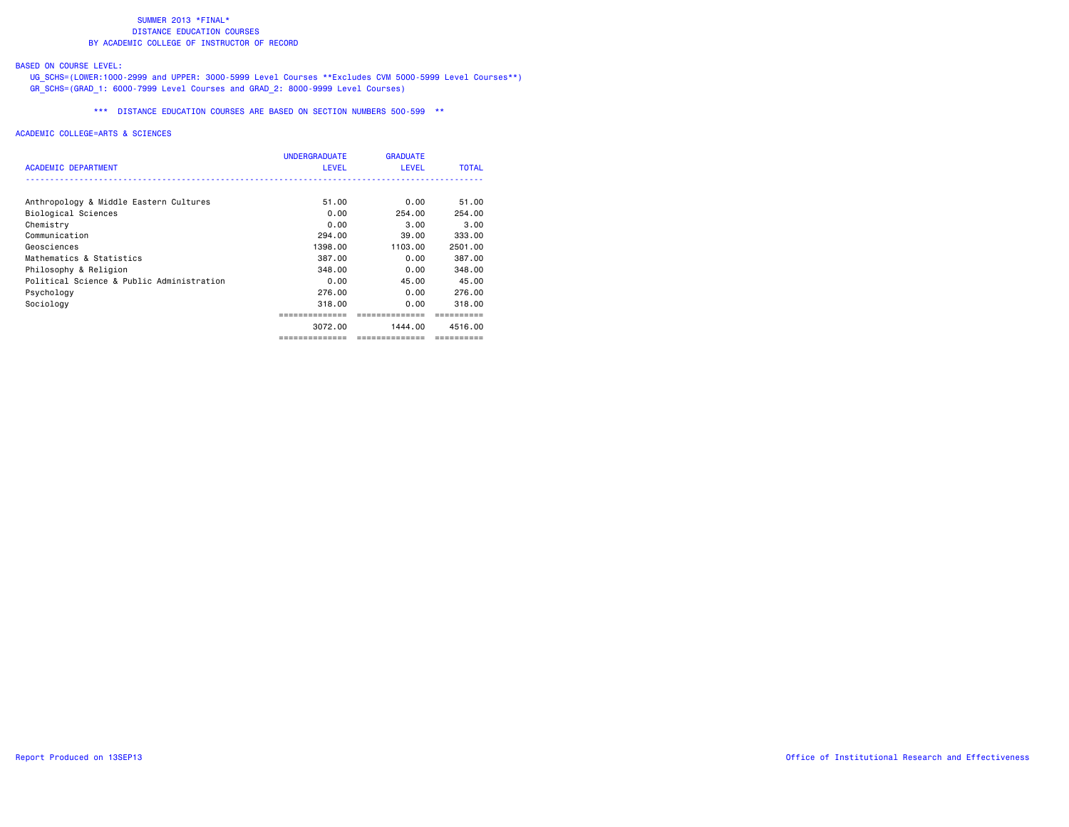SUMMER 2013 *FINAL*
DISTANCE EDUCATION COURSES
BY ACADEMIC COLLEGE OF INSTRUCTOR OF RECORD

BASED ON COURSE LEVEL:

UG_SCHS=(LOWER:1000-2999 and UPPER: 3000-5999 Level Courses **Excludes CVM 5000-5999 Level Courses**)
GR_SCHS=(GRAD_1: 6000-7999 Level Courses and GRAD_2: 8000-9999 Level Courses)

*** DISTANCE EDUCATION COURSES ARE BASED ON SECTION NUMBERS 500-599 **

ACADEMIC COLLEGE=ARTS & SCIENCES

| ACADEMIC DEPARTMENT | UNDERGRADUATE LEVEL | GRADUATE LEVEL | TOTAL |
|---|---|---|---|
| Anthropology & Middle Eastern Cultures | 51.00 | 0.00 | 51.00 |
| Biological Sciences | 0.00 | 254.00 | 254.00 |
| Chemistry | 0.00 | 3.00 | 3.00 |
| Communication | 294.00 | 39.00 | 333.00 |
| Geosciences | 1398.00 | 1103.00 | 2501.00 |
| Mathematics & Statistics | 387.00 | 0.00 | 387.00 |
| Philosophy & Religion | 348.00 | 0.00 | 348.00 |
| Political Science & Public Administration | 0.00 | 45.00 | 45.00 |
| Psychology | 276.00 | 0.00 | 276.00 |
| Sociology | 318.00 | 0.00 | 318.00 |
| | 3072.00 | 1444.00 | 4516.00 |

Report Produced on 13SEP13

Office of Institutional Research and Effectiveness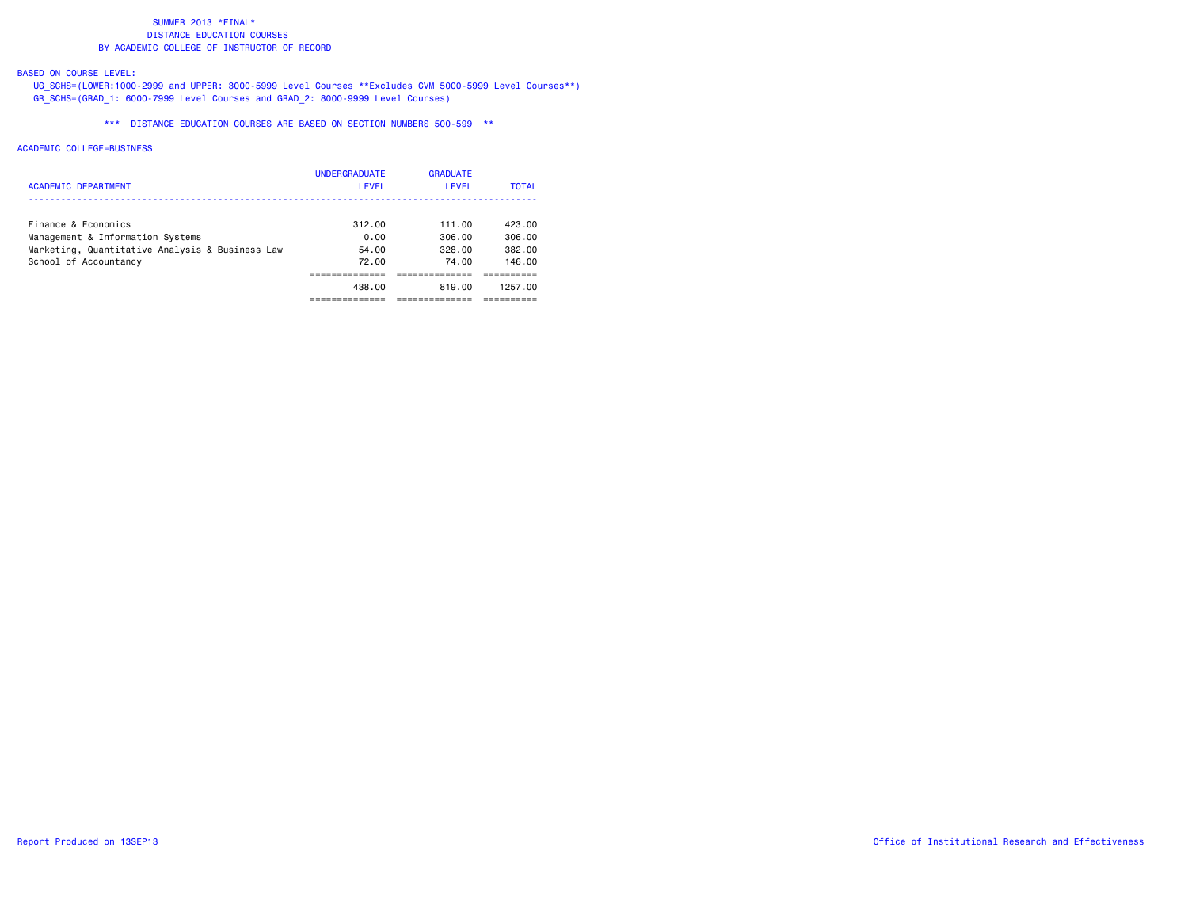# SUMMER 2013 *FINAL*
## DISTANCE EDUCATION COURSES
## BY ACADEMIC COLLEGE OF INSTRUCTOR OF RECORD

BASED ON COURSE LEVEL:
UG_SCHS=(LOWER:1000-2999 and UPPER: 3000-5999 Level Courses **Excludes CVM 5000-5999 Level Courses**)
GR_SCHS=(GRAD_1: 6000-7999 Level Courses and GRAD_2: 8000-9999 Level Courses)

*** DISTANCE EDUCATION COURSES ARE BASED ON SECTION NUMBERS 500-599 **

ACADEMIC COLLEGE=BUSINESS

| ACADEMIC DEPARTMENT | UNDERGRADUATE LEVEL | GRADUATE LEVEL | TOTAL |
|---|---|---|---|
| Finance & Economics | 312.00 | 111.00 | 423.00 |
| Management & Information Systems | 0.00 | 306.00 | 306.00 |
| Marketing, Quantitative Analysis & Business Law | 54.00 | 328.00 | 382.00 |
| School of Accountancy | 72.00 | 74.00 | 146.00 |
| | 438.00 | 819.00 | 1257.00 |

Report Produced on 13SEP13 Office of Institutional Research and Effectiveness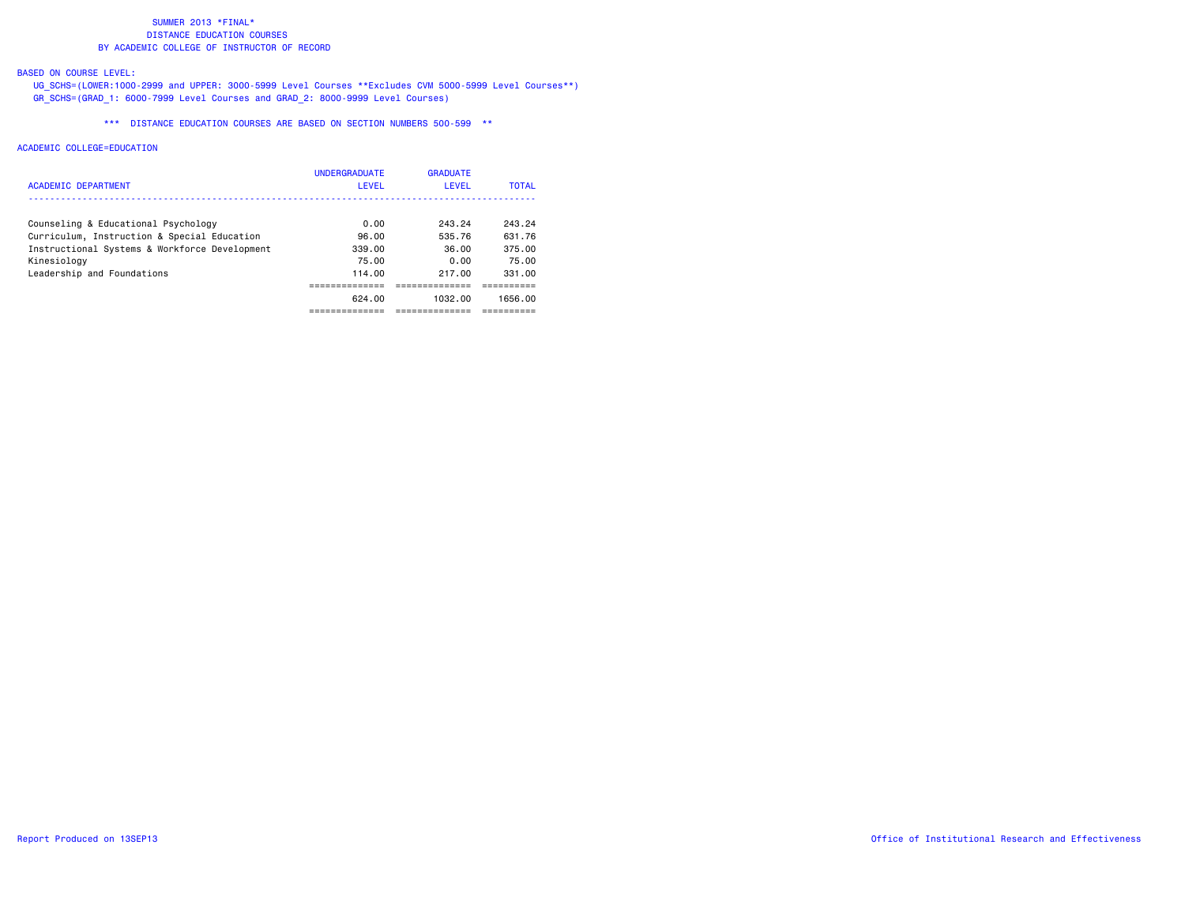SUMMER 2013 *FINAL*
DISTANCE EDUCATION COURSES
BY ACADEMIC COLLEGE OF INSTRUCTOR OF RECORD

BASED ON COURSE LEVEL:
UG_SCHS=(LOWER:1000-2999 and UPPER: 3000-5999 Level Courses **Excludes CVM 5000-5999 Level Courses**)
GR_SCHS=(GRAD_1: 6000-7999 Level Courses and GRAD_2: 8000-9999 Level Courses)

*** DISTANCE EDUCATION COURSES ARE BASED ON SECTION NUMBERS 500-599 **

ACADEMIC COLLEGE=EDUCATION

| ACADEMIC DEPARTMENT | UNDERGRADUATE LEVEL | GRADUATE LEVEL | TOTAL |
|---|---|---|---|
| Counseling & Educational Psychology | 0.00 | 243.24 | 243.24 |
| Curriculum, Instruction & Special Education | 96.00 | 535.76 | 631.76 |
| Instructional Systems & Workforce Development | 339.00 | 36.00 | 375.00 |
| Kinesiology | 75.00 | 0.00 | 75.00 |
| Leadership and Foundations | 114.00 | 217.00 | 331.00 |
| | 624.00 | 1032.00 | 1656.00 |

Report Produced on 13SEP13

Office of Institutional Research and Effectiveness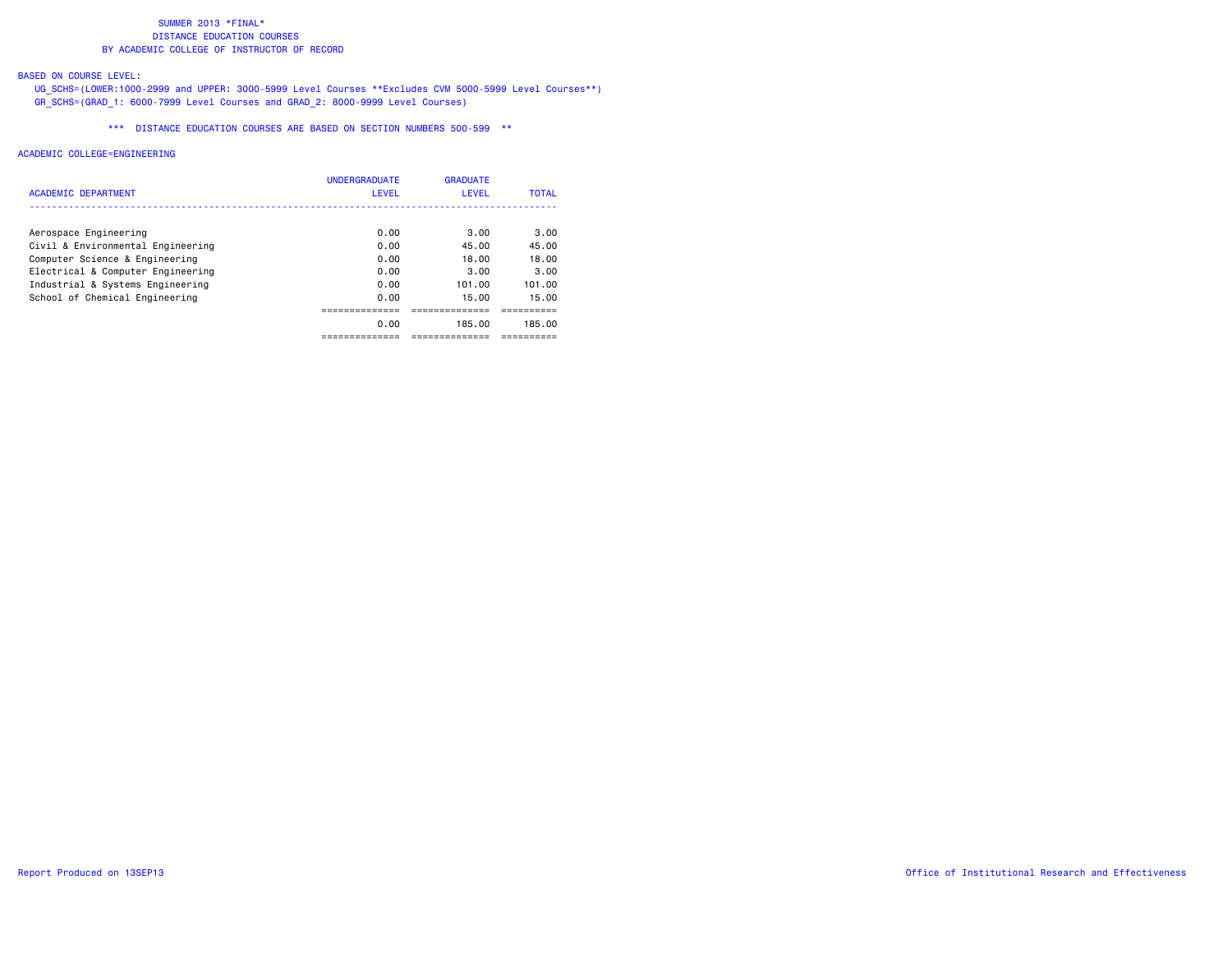SUMMER 2013 *FINAL*
DISTANCE EDUCATION COURSES
BY ACADEMIC COLLEGE OF INSTRUCTOR OF RECORD

BASED ON COURSE LEVEL:
UG_SCHS=(LOWER:1000-2999 and UPPER: 3000-5999 Level Courses **Excludes CVM 5000-5999 Level Courses**)
GR_SCHS=(GRAD_1: 6000-7999 Level Courses and GRAD_2: 8000-9999 Level Courses)

*** DISTANCE EDUCATION COURSES ARE BASED ON SECTION NUMBERS 500-599 **

ACADEMIC COLLEGE=ENGINEERING

| ACADEMIC DEPARTMENT | UNDERGRADUATE LEVEL | GRADUATE LEVEL | TOTAL |
|---|---|---|---|
| Aerospace Engineering | 0.00 | 3.00 | 3.00 |
| Civil & Environmental Engineering | 0.00 | 45.00 | 45.00 |
| Computer Science & Engineering | 0.00 | 18.00 | 18.00 |
| Electrical & Computer Engineering | 0.00 | 3.00 | 3.00 |
| Industrial & Systems Engineering | 0.00 | 101.00 | 101.00 |
| School of Chemical Engineering | 0.00 | 15.00 | 15.00 |
| | 0.00 | 185.00 | 185.00 |

Report Produced on 13SEP13

Office of Institutional Research and Effectiveness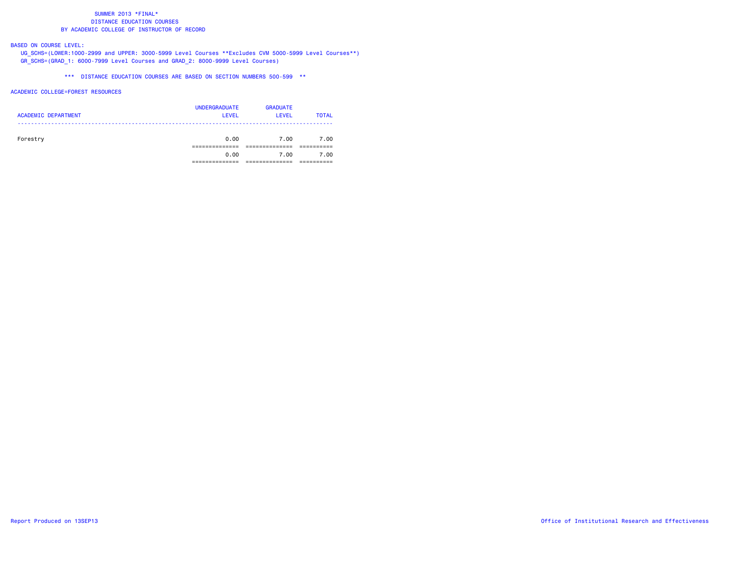SUMMER 2013 *FINAL*
DISTANCE EDUCATION COURSES
BY ACADEMIC COLLEGE OF INSTRUCTOR OF RECORD

BASED ON COURSE LEVEL:
UG_SCHS=(LOWER:1000-2999 and UPPER: 3000-5999 Level Courses **Excludes CVM 5000-5999 Level Courses**)
GR_SCHS=(GRAD_1: 6000-7999 Level Courses and GRAD_2: 8000-9999 Level Courses)

*** DISTANCE EDUCATION COURSES ARE BASED ON SECTION NUMBERS 500-599 **

ACADEMIC COLLEGE=FOREST RESOURCES

| ACADEMIC DEPARTMENT | UNDERGRADUATE LEVEL | GRADUATE LEVEL | TOTAL |
|---|---|---|---|
| Forestry | 0.00 | 7.00 | 7.00 |
| | 0.00 | 7.00 | 7.00 |

Report Produced on 13SEP13

Office of Institutional Research and Effectiveness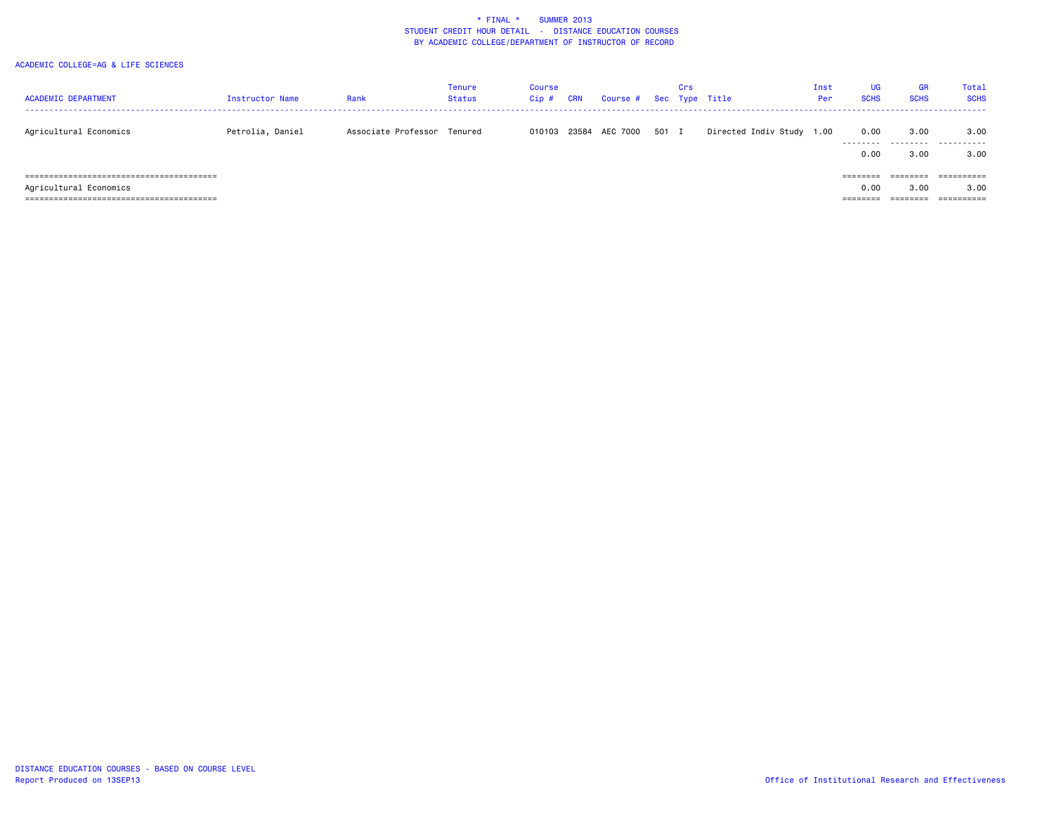\* FINAL \*    SUMMER 2013
STUDENT CREDIT HOUR DETAIL - DISTANCE EDUCATION COURSES
BY ACADEMIC COLLEGE/DEPARTMENT OF INSTRUCTOR OF RECORD

ACADEMIC COLLEGE=AG & LIFE SCIENCES

| ACADEMIC DEPARTMENT | Instructor Name | Rank | Tenure Status | Course Cip # | CRN | Course # | Sec | Crs Type | Title | Inst Per | UG SCHS | GR SCHS | Total SCHS |
|---|---|---|---|---|---|---|---|---|---|---|---|---|---|
| Agricultural Economics | Petrolia, Daniel | Associate Professor | Tenured | 010103 | 23584 | AEC 7000 | 501 | I | Directed Indiv Study | 1.00 | 0.00 | 3.00 | 3.00 |
| | | | | | | | | | | | 0.00 | 3.00 | 3.00 |
| Agricultural Economics | | | | | | | | | | | 0.00 | 3.00 | 3.00 |

DISTANCE EDUCATION COURSES - BASED ON COURSE LEVEL
Report Produced on 13SEP13

Office of Institutional Research and Effectiveness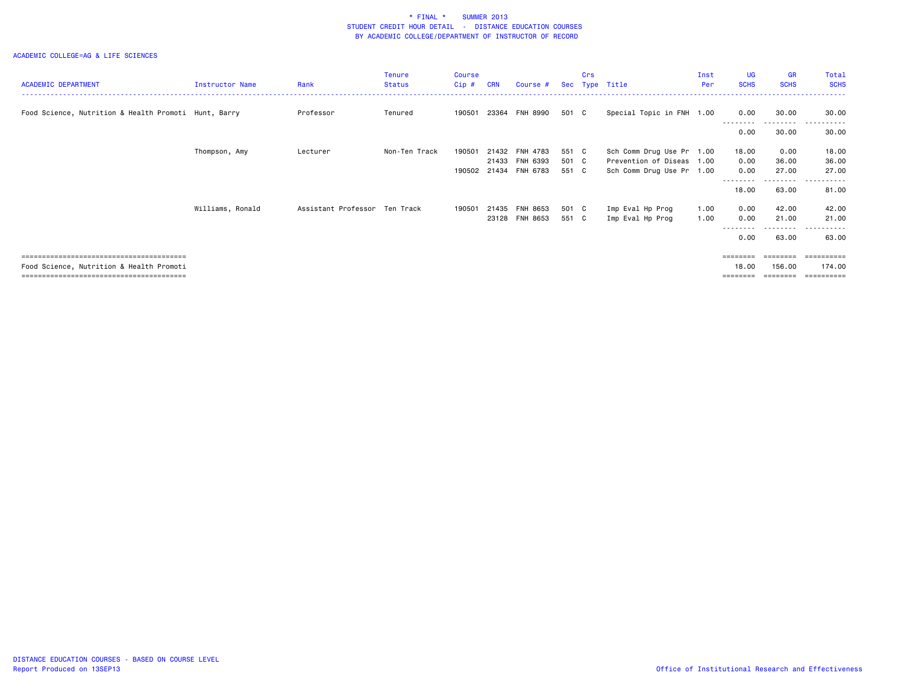\* FINAL \* SUMMER 2013
STUDENT CREDIT HOUR DETAIL - DISTANCE EDUCATION COURSES
BY ACADEMIC COLLEGE/DEPARTMENT OF INSTRUCTOR OF RECORD

ACADEMIC COLLEGE=AG & LIFE SCIENCES

| ACADEMIC DEPARTMENT | Instructor Name | Rank | Tenure Status | Course Cip # | CRN | Course # | Sec | Crs Type | Title | Inst Per | UG SCHS | GR SCHS | Total SCHS |
|---|---|---|---|---|---|---|---|---|---|---|---|---|---|
| Food Science, Nutrition & Health Promoti | Hunt, Barry | Professor | Tenured | 190501 | 23364 | FNH 8990 | 501 | C | Special Topic in FNH | 1.00 | 0.00 | 30.00 | 30.00 |
| | | | | | | | | | | | 0.00 | 30.00 | 30.00 |
| | Thompson, Amy | Lecturer | Non-Ten Track | 190501 | 21432 | FNH 4783 | 551 | C | Sch Comm Drug Use Pr | 1.00 | 18.00 | 0.00 | 18.00 |
| | | | | | 21433 | FNH 6393 | 501 | C | Prevention of Diseas | 1.00 | 0.00 | 36.00 | 36.00 |
| | | | | 190502 | 21434 | FNH 6783 | 551 | C | Sch Comm Drug Use Pr | 1.00 | 0.00 | 27.00 | 27.00 |
| | | | | | | | | | | | 18.00 | 63.00 | 81.00 |
| | Williams, Ronald | Assistant Professor | Ten Track | 190501 | 21435 | FNH 8653 | 501 | C | Imp Eval Hp Prog | 1.00 | 0.00 | 42.00 | 42.00 |
| | | | | | 23128 | FNH 8653 | 551 | C | Imp Eval Hp Prog | 1.00 | 0.00 | 21.00 | 21.00 |
| | | | | | | | | | | | 0.00 | 63.00 | 63.00 |
| Food Science, Nutrition & Health Promoti | | | | | | | | | | | 18.00 | 156.00 | 174.00 |

DISTANCE EDUCATION COURSES - BASED ON COURSE LEVEL
Report Produced on 13SEP13

Office of Institutional Research and Effectiveness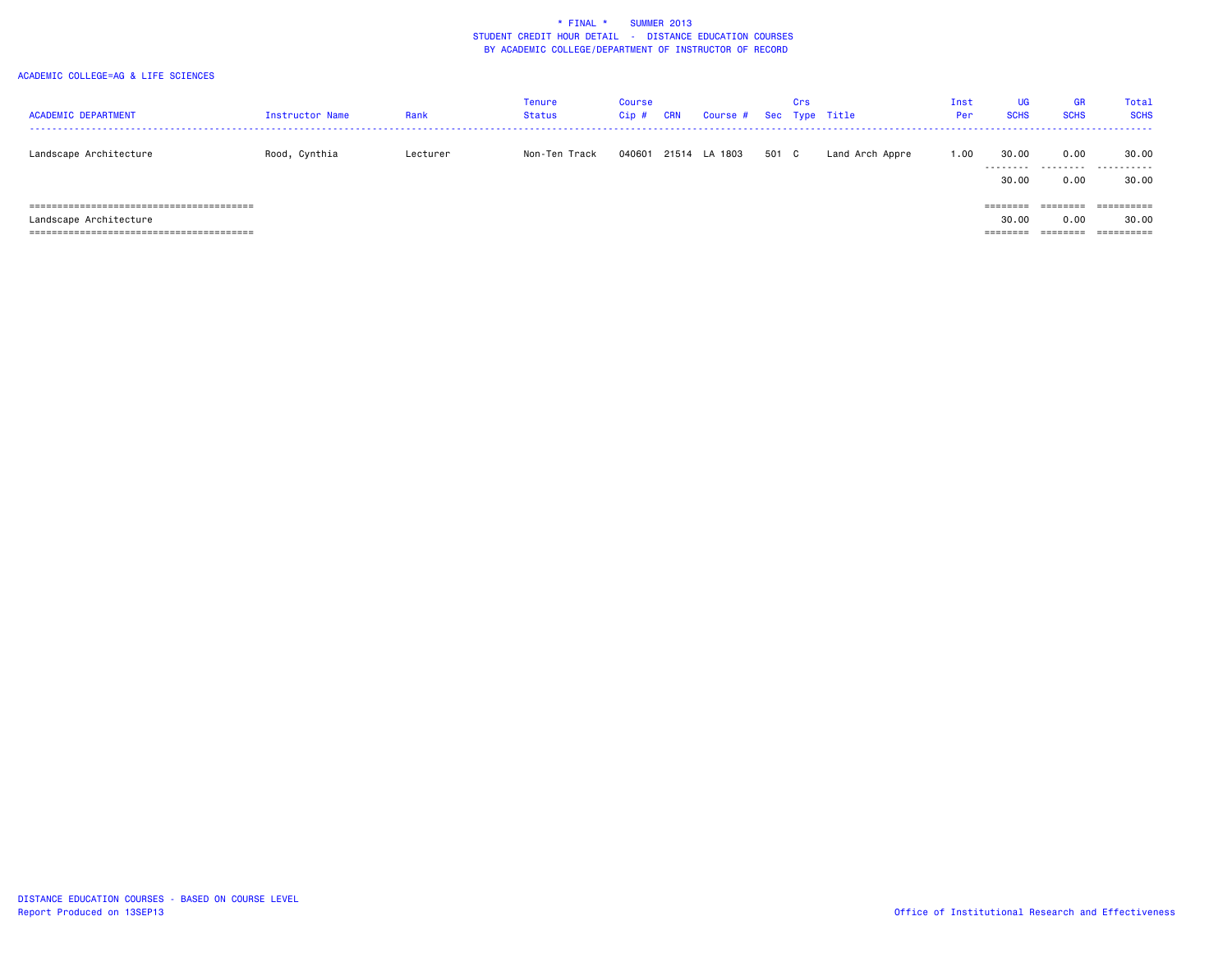\* FINAL \* SUMMER 2013
STUDENT CREDIT HOUR DETAIL - DISTANCE EDUCATION COURSES
BY ACADEMIC COLLEGE/DEPARTMENT OF INSTRUCTOR OF RECORD

ACADEMIC COLLEGE=AG & LIFE SCIENCES

| ACADEMIC DEPARTMENT | Instructor Name | Rank | Tenure Status | Course Cip # | CRN | Course # | Sec | Crs Type | Title | Inst Per | UG SCHS | GR SCHS | Total SCHS |
|---|---|---|---|---|---|---|---|---|---|---|---|---|---|
| Landscape Architecture | Rood, Cynthia | Lecturer | Non-Ten Track | 040601 | 21514 | LA 1803 | 501 | C | Land Arch Appre | 1.00 | 30.00 | 0.00 | 30.00 |
| | | | | | | | | | | | 30.00 | 0.00 | 30.00 |
| Landscape Architecture | | | | | | | | | | | 30.00 | 0.00 | 30.00 |

DISTANCE EDUCATION COURSES - BASED ON COURSE LEVEL
Report Produced on 13SEP13

Office of Institutional Research and Effectiveness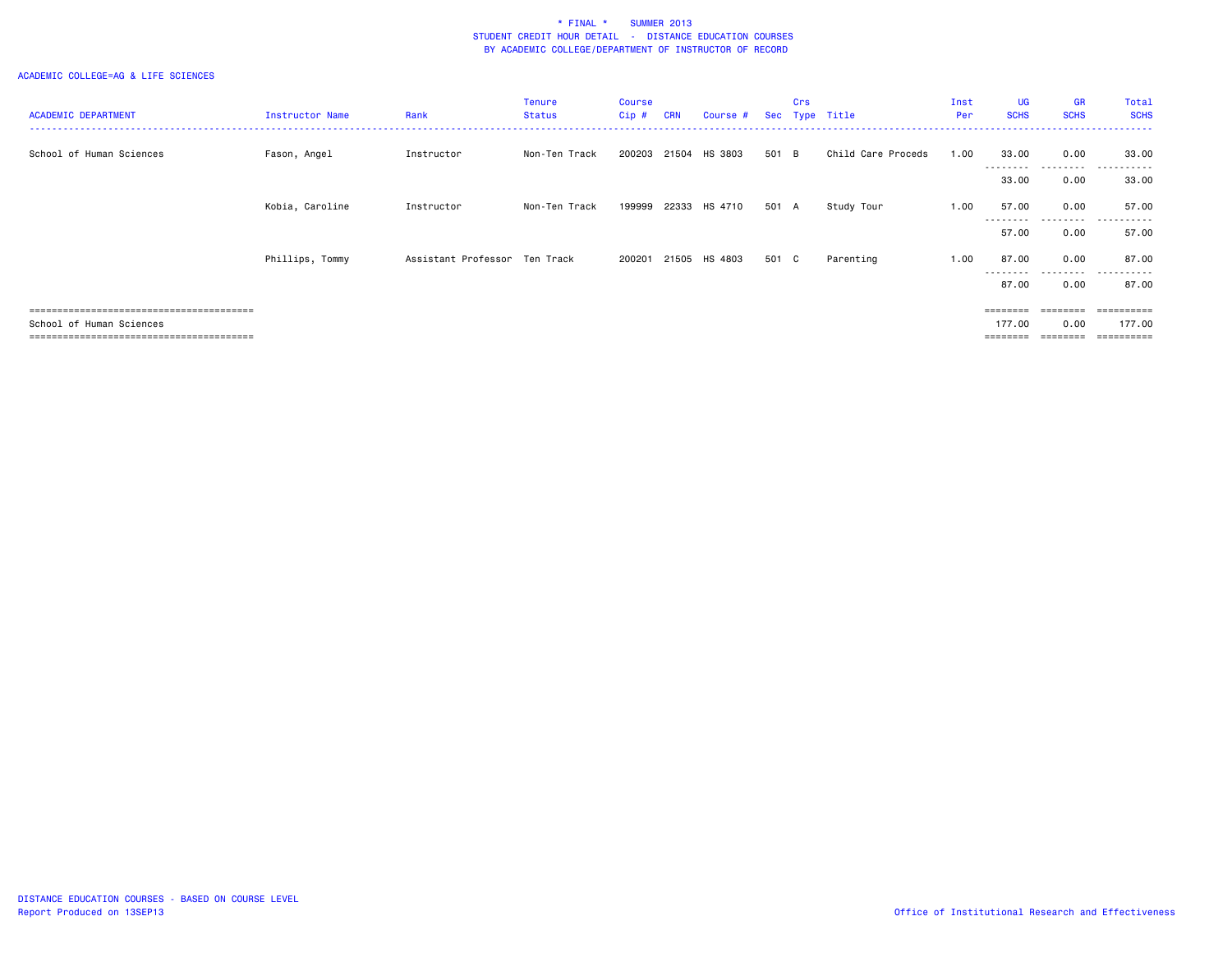\* FINAL \*    SUMMER 2013
STUDENT CREDIT HOUR DETAIL  -  DISTANCE EDUCATION COURSES
BY ACADEMIC COLLEGE/DEPARTMENT OF INSTRUCTOR OF RECORD

ACADEMIC COLLEGE=AG & LIFE SCIENCES

| ACADEMIC DEPARTMENT | Instructor Name | Rank | Tenure Status | Course Cip # | CRN | Course # | Sec | Crs Type | Title | Inst Per | UG SCHS | GR SCHS | Total SCHS |
|---|---|---|---|---|---|---|---|---|---|---|---|---|---|
| School of Human Sciences | Fason, Angel | Instructor | Non-Ten Track | 200203 | 21504 | HS 3803 | 501 | B | Child Care Proceds | 1.00 | 33.00 | 0.00 | 33.00 |
| | | | | | | | | | | | 33.00 | 0.00 | 33.00 |
| | Kobia, Caroline | Instructor | Non-Ten Track | 199999 | 22333 | HS 4710 | 501 | A | Study Tour | 1.00 | 57.00 | 0.00 | 57.00 |
| | | | | | | | | | | | 57.00 | 0.00 | 57.00 |
| | Phillips, Tommy | Assistant Professor | Ten Track | 200201 | 21505 | HS 4803 | 501 | C | Parenting | 1.00 | 87.00 | 0.00 | 87.00 |
| | | | | | | | | | | | 87.00 | 0.00 | 87.00 |
| School of Human Sciences | | | | | | | | | | | 177.00 | 0.00 | 177.00 |

DISTANCE EDUCATION COURSES - BASED ON COURSE LEVEL
Report Produced on 13SEP13

Office of Institutional Research and Effectiveness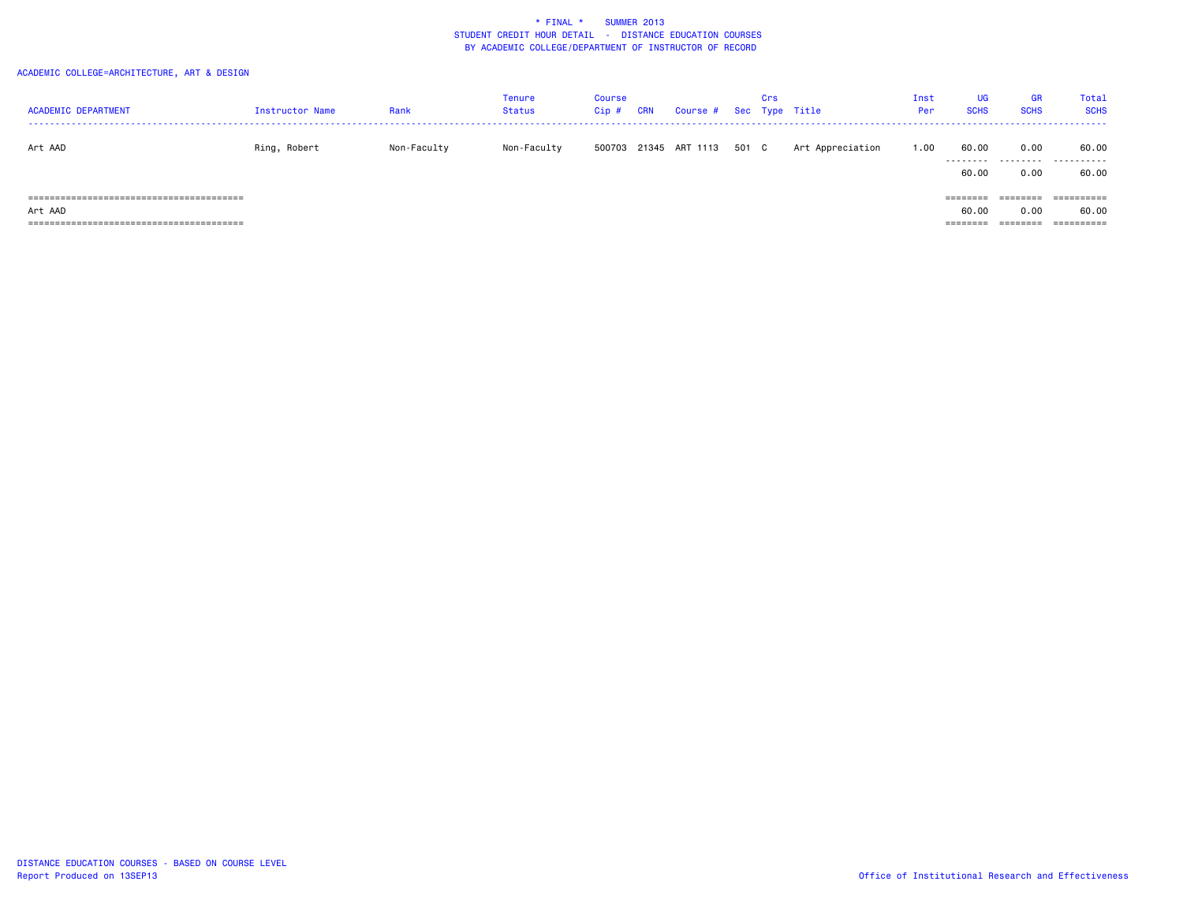\* FINAL \* SUMMER 2013
STUDENT CREDIT HOUR DETAIL - DISTANCE EDUCATION COURSES
BY ACADEMIC COLLEGE/DEPARTMENT OF INSTRUCTOR OF RECORD

ACADEMIC COLLEGE=ARCHITECTURE, ART & DESIGN

| ACADEMIC DEPARTMENT | Instructor Name | Rank | Tenure Status | Course Cip # | CRN | Course # | Sec | Crs Type | Title | Inst Per | UG SCHS | GR SCHS | Total SCHS |
|---|---|---|---|---|---|---|---|---|---|---|---|---|---|
| Art AAD | Ring, Robert | Non-Faculty | Non-Faculty | 500703 | 21345 | ART 1113 | 501 | C | Art Appreciation | 1.00 | 60.00 | 0.00 | 60.00 |
| | | | | | | | | | | | 60.00 | 0.00 | 60.00 |
| Art AAD | | | | | | | | | | | 60.00 | 0.00 | 60.00 |

DISTANCE EDUCATION COURSES - BASED ON COURSE LEVEL
Report Produced on 13SEP13

Office of Institutional Research and Effectiveness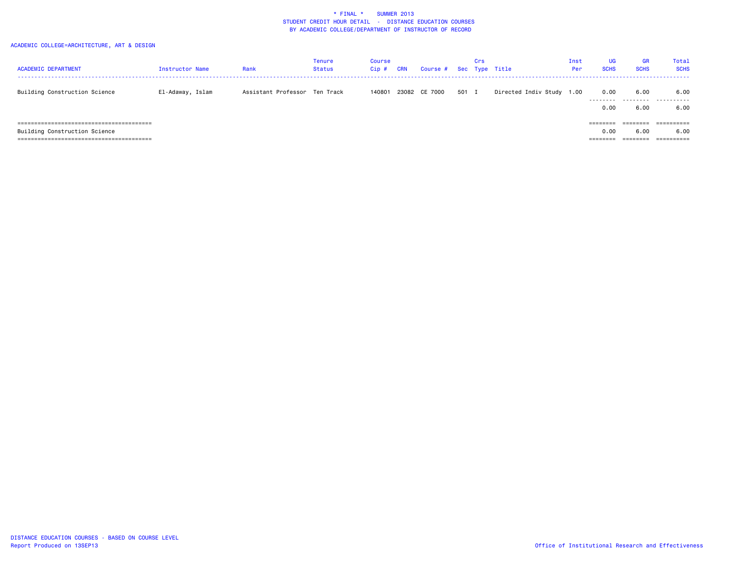# * FINAL * SUMMER 2013
## STUDENT CREDIT HOUR DETAIL - DISTANCE EDUCATION COURSES
## BY ACADEMIC COLLEGE/DEPARTMENT OF INSTRUCTOR OF RECORD

ACADEMIC COLLEGE=ARCHITECTURE, ART & DESIGN

| ACADEMIC DEPARTMENT | Instructor Name | Rank | Tenure Status | Course Cip # | CRN | Course # | Sec | Crs Type | Title | Inst Per | UG SCHS | GR SCHS | Total SCHS |
|---|---|---|---|---|---|---|---|---|---|---|---|---|---|
| Building Construction Science | El-Adaway, Islam | Assistant Professor | Ten Track | 140801 | 23082 | CE 7000 | 501 | I | Directed Indiv Study | 1.00 | 0.00 | 6.00 | 6.00 |
| | | | | | | | | | | | 0.00 | 6.00 | 6.00 |
| Building Construction Science | | | | | | | | | | | 0.00 | 6.00 | 6.00 |

DISTANCE EDUCATION COURSES - BASED ON COURSE LEVEL
Report Produced on 13SEP13

Office of Institutional Research and Effectiveness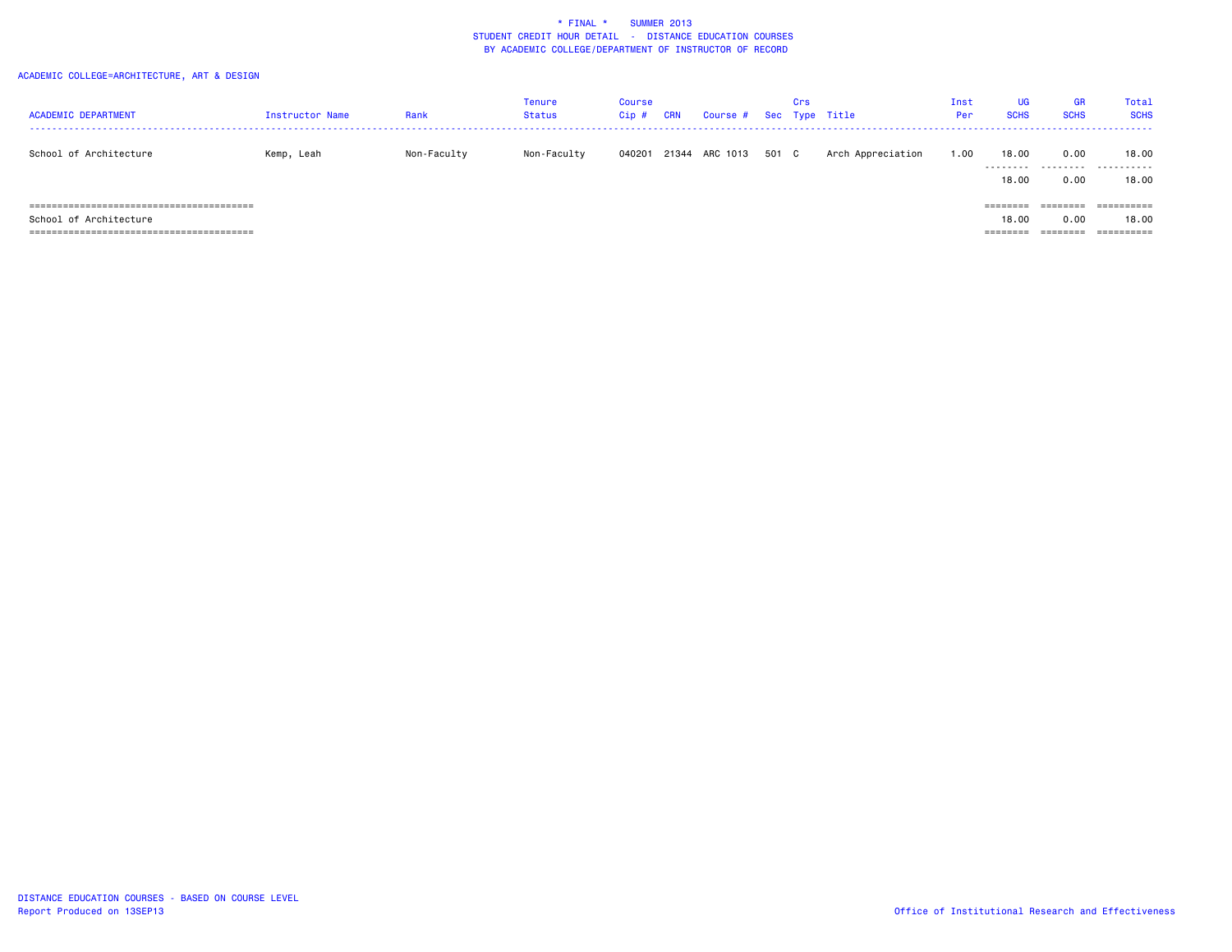# * FINAL * SUMMER 2013

## STUDENT CREDIT HOUR DETAIL - DISTANCE EDUCATION COURSES

### BY ACADEMIC COLLEGE/DEPARTMENT OF INSTRUCTOR OF RECORD

ACADEMIC COLLEGE=ARCHITECTURE, ART & DESIGN

| ACADEMIC DEPARTMENT | Instructor Name | Rank | Tenure Status | Course Cip # | CRN | Course # | Sec | Crs Type | Title | Inst Per | UG SCHS | GR SCHS | Total SCHS |
|---|---|---|---|---|---|---|---|---|---|---|---|---|---|
| School of Architecture | Kemp, Leah | Non-Faculty | Non-Faculty | 040201 | 21344 | ARC 1013 | 501 | C | Arch Appreciation | 1.00 | 18.00 | 0.00 | 18.00 |
| | | | | | | | | | | | 18.00 | 0.00 | 18.00 |
| School of Architecture | | | | | | | | | | | 18.00 | 0.00 | 18.00 |

DISTANCE EDUCATION COURSES - BASED ON COURSE LEVEL

Report Produced on 13SEP13

Office of Institutional Research and Effectiveness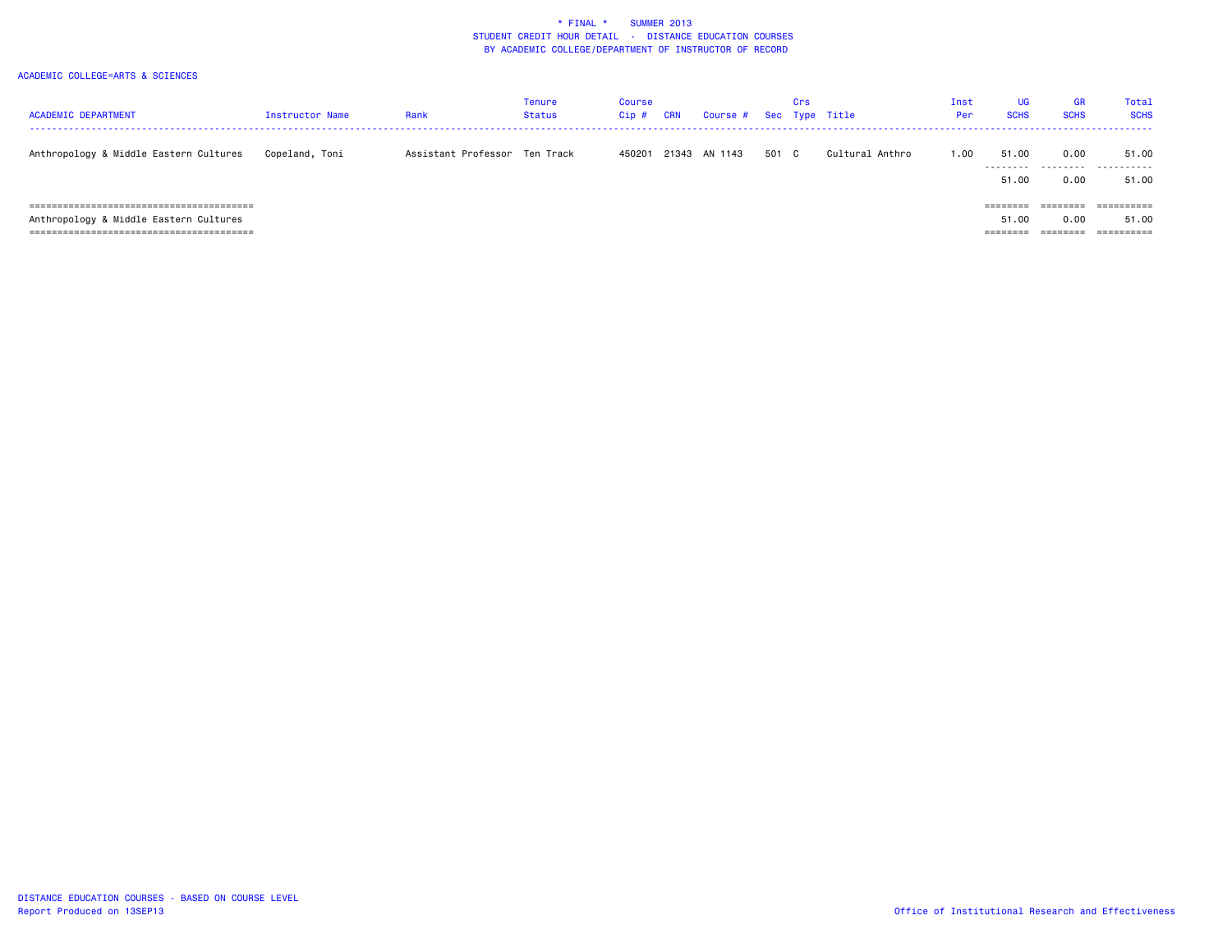\* FINAL \* SUMMER 2013
STUDENT CREDIT HOUR DETAIL - DISTANCE EDUCATION COURSES
BY ACADEMIC COLLEGE/DEPARTMENT OF INSTRUCTOR OF RECORD

ACADEMIC COLLEGE=ARTS & SCIENCES

| ACADEMIC DEPARTMENT | Instructor Name | Rank | Tenure Status | Course Cip # | CRN | Course # | Sec | Crs Type | Title | Inst Per | UG SCHS | GR SCHS | Total SCHS |
|---|---|---|---|---|---|---|---|---|---|---|---|---|---|
| Anthropology & Middle Eastern Cultures | Copeland, Toni | Assistant Professor | Ten Track | 450201 | 21343 | AN 1143 | 501 | C | Cultural Anthro | 1.00 | 51.00 | 0.00 | 51.00 |
| | | | | | | | | | | | 51.00 | 0.00 | 51.00 |
| Anthropology & Middle Eastern Cultures | | | | | | | | | | | 51.00 | 0.00 | 51.00 |

DISTANCE EDUCATION COURSES - BASED ON COURSE LEVEL
Report Produced on 13SEP13

Office of Institutional Research and Effectiveness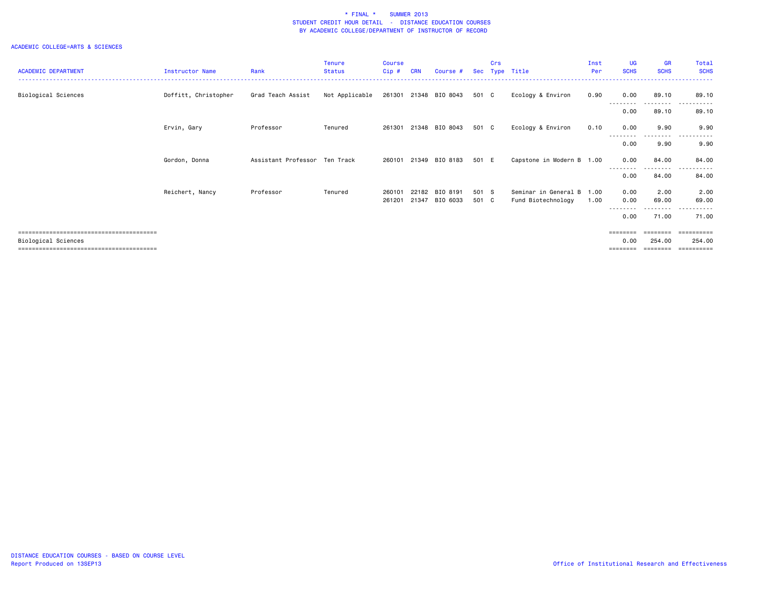# * FINAL * SUMMER 2013
## STUDENT CREDIT HOUR DETAIL - DISTANCE EDUCATION COURSES
## BY ACADEMIC COLLEGE/DEPARTMENT OF INSTRUCTOR OF RECORD

ACADEMIC COLLEGE=ARTS & SCIENCES

| ACADEMIC DEPARTMENT | Instructor Name | Rank | Tenure Status | Course Cip # | CRN | Course # | Sec | Crs Type | Title | Inst Per | UG SCHS | GR SCHS | Total SCHS |
|---|---|---|---|---|---|---|---|---|---|---|---|---|---|
| Biological Sciences | Doffitt, Christopher | Grad Teach Assist | Not Applicable | 261301 | 21348 | BIO 8043 | 501 | C | Ecology & Environ | 0.90 | 0.00 | 89.10 | 89.10 |
| | | | | | | | | | | | 0.00 | 89.10 | 89.10 |
| | Ervin, Gary | Professor | Tenured | 261301 | 21348 | BIO 8043 | 501 | C | Ecology & Environ | 0.10 | 0.00 | 9.90 | 9.90 |
| | | | | | | | | | | | 0.00 | 9.90 | 9.90 |
| | Gordon, Donna | Assistant Professor | Ten Track | 260101 | 21349 | BIO 8183 | 501 | E | Capstone in Modern B | 1.00 | 0.00 | 84.00 | 84.00 |
| | | | | | | | | | | | 0.00 | 84.00 | 84.00 |
| | Reichert, Nancy | Professor | Tenured | 260101 | 22182 | BIO 8191 | 501 | S | Seminar in General B | 1.00 | 0.00 | 2.00 | 2.00 |
| | | | | 261201 | 21347 | BIO 6033 | 501 | C | Fund Biotechnology | 1.00 | 0.00 | 69.00 | 69.00 |
| | | | | | | | | | | | 0.00 | 71.00 | 71.00 |
| Biological Sciences | | | | | | | | | | | 0.00 | 254.00 | 254.00 |

DISTANCE EDUCATION COURSES - BASED ON COURSE LEVEL
Report Produced on 13SEP13

Office of Institutional Research and Effectiveness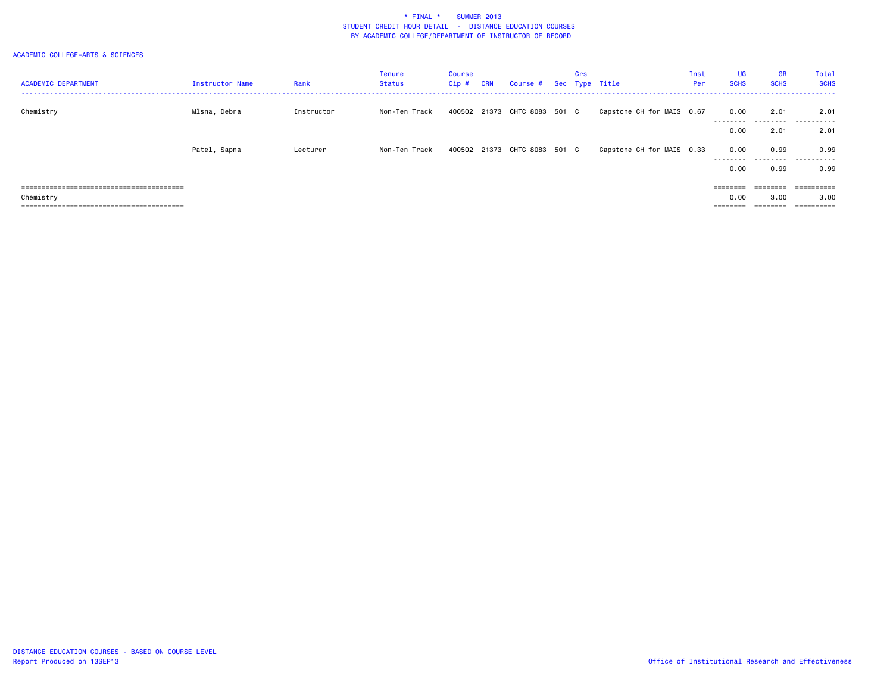\* FINAL \* SUMMER 2013
STUDENT CREDIT HOUR DETAIL - DISTANCE EDUCATION COURSES
BY ACADEMIC COLLEGE/DEPARTMENT OF INSTRUCTOR OF RECORD

ACADEMIC COLLEGE=ARTS & SCIENCES

| ACADEMIC DEPARTMENT | Instructor Name | Rank | Tenure Status | Course Cip # | CRN | Course # | Sec | Crs Type | Title | Inst Per | UG SCHS | GR SCHS | Total SCHS |
|---|---|---|---|---|---|---|---|---|---|---|---|---|---|
| Chemistry | Mlsna, Debra | Instructor | Non-Ten Track | 400502 | 21373 | CHTC 8083 | 501 | C | Capstone CH for MAIS | 0.67 | 0.00 | 2.01 | 2.01 |
| | | | | | | | | | | | 0.00 | 2.01 | 2.01 |
| | Patel, Sapna | Lecturer | Non-Ten Track | 400502 | 21373 | CHTC 8083 | 501 | C | Capstone CH for MAIS | 0.33 | 0.00 | 0.99 | 0.99 |
| | | | | | | | | | | | 0.00 | 0.99 | 0.99 |
| Chemistry | | | | | | | | | | | 0.00 | 3.00 | 3.00 |

DISTANCE EDUCATION COURSES - BASED ON COURSE LEVEL
Report Produced on 13SEP13

Office of Institutional Research and Effectiveness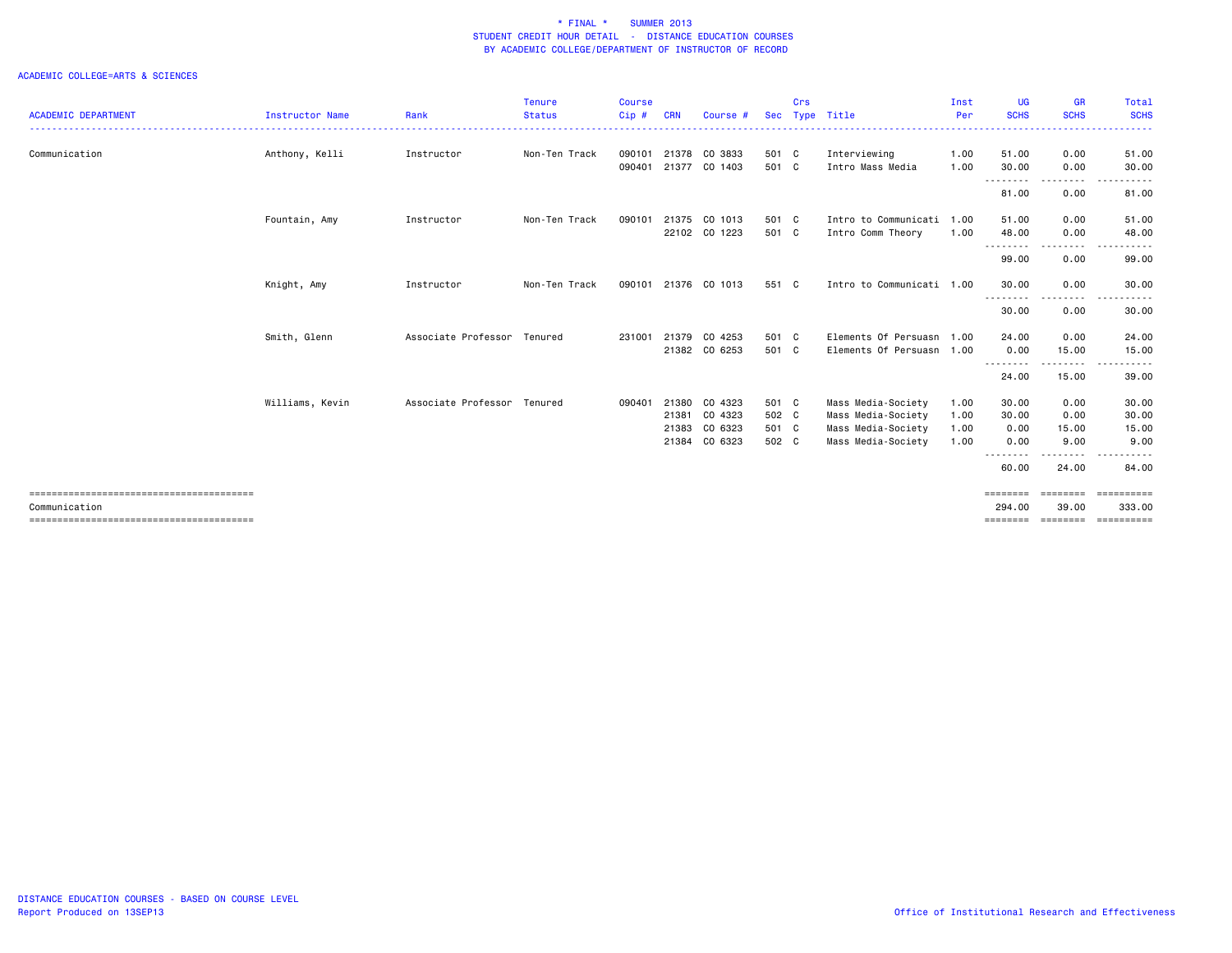\* FINAL \* SUMMER 2013
STUDENT CREDIT HOUR DETAIL - DISTANCE EDUCATION COURSES
BY ACADEMIC COLLEGE/DEPARTMENT OF INSTRUCTOR OF RECORD

ACADEMIC COLLEGE=ARTS & SCIENCES

| ACADEMIC DEPARTMENT | Instructor Name | Rank | Tenure Status | Course Cip # | CRN | Course # | Sec | Crs Type | Title | Inst Per | UG SCHS | GR SCHS | Total SCHS |
|---|---|---|---|---|---|---|---|---|---|---|---|---|---|
| Communication | Anthony, Kelli | Instructor | Non-Ten Track | 090101 | 21378 | CO 3833 | 501 | C | Interviewing | 1.00 | 51.00 | 0.00 | 51.00 |
| | | | | 090401 | 21377 | CO 1403 | 501 | C | Intro Mass Media | 1.00 | 30.00 | 0.00 | 30.00 |
| | | | | | | | | | | | 81.00 | 0.00 | 81.00 |
| | Fountain, Amy | Instructor | Non-Ten Track | 090101 | 21375 | CO 1013 | 501 | C | Intro to Communicati | 1.00 | 51.00 | 0.00 | 51.00 |
| | | | | | 22102 | CO 1223 | 501 | C | Intro Comm Theory | 1.00 | 48.00 | 0.00 | 48.00 |
| | | | | | | | | | | | 99.00 | 0.00 | 99.00 |
| | Knight, Amy | Instructor | Non-Ten Track | 090101 | 21376 | CO 1013 | 551 | C | Intro to Communicati | 1.00 | 30.00 | 0.00 | 30.00 |
| | | | | | | | | | | | 30.00 | 0.00 | 30.00 |
| | Smith, Glenn | Associate Professor | Tenured | 231001 | 21379 | CO 4253 | 501 | C | Elements Of Persuasn | 1.00 | 24.00 | 0.00 | 24.00 |
| | | | | | 21382 | CO 6253 | 501 | C | Elements Of Persuasn | 1.00 | 0.00 | 15.00 | 15.00 |
| | | | | | | | | | | | 24.00 | 15.00 | 39.00 |
| | Williams, Kevin | Associate Professor | Tenured | 090401 | 21380 | CO 4323 | 501 | C | Mass Media-Society | 1.00 | 30.00 | 0.00 | 30.00 |
| | | | | | 21381 | CO 4323 | 502 | C | Mass Media-Society | 1.00 | 30.00 | 0.00 | 30.00 |
| | | | | | 21383 | CO 6323 | 501 | C | Mass Media-Society | 1.00 | 0.00 | 15.00 | 15.00 |
| | | | | | 21384 | CO 6323 | 502 | C | Mass Media-Society | 1.00 | 0.00 | 9.00 | 9.00 |
| | | | | | | | | | | | 60.00 | 24.00 | 84.00 |
| Communication | | | | | | | | | | | 294.00 | 39.00 | 333.00 |

DISTANCE EDUCATION COURSES - BASED ON COURSE LEVEL
Report Produced on 13SEP13

Office of Institutional Research and Effectiveness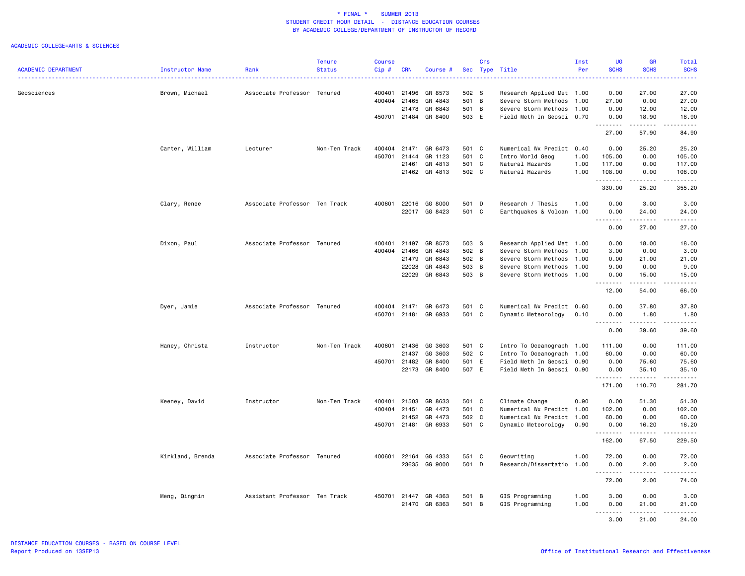\* FINAL \* SUMMER 2013
STUDENT CREDIT HOUR DETAIL - DISTANCE EDUCATION COURSES
BY ACADEMIC COLLEGE/DEPARTMENT OF INSTRUCTOR OF RECORD

ACADEMIC COLLEGE=ARTS & SCIENCES

| ACADEMIC DEPARTMENT | Instructor Name | Rank | Tenure Status | Course Cip # | CRN | Course # | Sec | Crs Type | Title | Inst Per | UG SCHS | GR SCHS | Total SCHS |
|---|---|---|---|---|---|---|---|---|---|---|---|---|---|
| Geosciences | Brown, Michael | Associate Professor | Tenured | 400401 | 21496 | GR 8573 | 502 | S | Research Applied Met | 1.00 | 0.00 | 27.00 | 27.00 |
| | | | | 400404 | 21465 | GR 4843 | 501 | B | Severe Storm Methods | 1.00 | 27.00 | 0.00 | 27.00 |
| | | | | | 21478 | GR 6843 | 501 | B | Severe Storm Methods | 1.00 | 0.00 | 12.00 | 12.00 |
| | | | | 450701 | 21484 | GR 8400 | 503 | E | Field Meth In Geosci | 0.70 | 0.00 | 18.90 | 18.90 |
| | | | | | | | | | | | 27.00 | 57.90 | 84.90 |
| | Carter, William | Lecturer | Non-Ten Track | 400404 | 21471 | GR 6473 | 501 | C | Numerical Wx Predict | 0.40 | 0.00 | 25.20 | 25.20 |
| | | | | 450701 | 21444 | GR 1123 | 501 | C | Intro World Geog | 1.00 | 105.00 | 0.00 | 105.00 |
| | | | | | 21461 | GR 4813 | 501 | C | Natural Hazards | 1.00 | 117.00 | 0.00 | 117.00 |
| | | | | | 21462 | GR 4813 | 502 | C | Natural Hazards | 1.00 | 108.00 | 0.00 | 108.00 |
| | | | | | | | | | | | 330.00 | 25.20 | 355.20 |
| | Clary, Renee | Associate Professor | Ten Track | 400601 | 22016 | GG 8000 | 501 | D | Research / Thesis | 1.00 | 0.00 | 3.00 | 3.00 |
| | | | | | 22017 | GG 8423 | 501 | C | Earthquakes & Volcan | 1.00 | 0.00 | 24.00 | 24.00 |
| | | | | | | | | | | | 0.00 | 27.00 | 27.00 |
| | Dixon, Paul | Associate Professor | Tenured | 400401 | 21497 | GR 8573 | 503 | S | Research Applied Met | 1.00 | 0.00 | 18.00 | 18.00 |
| | | | | 400404 | 21466 | GR 4843 | 502 | B | Severe Storm Methods | 1.00 | 3.00 | 0.00 | 3.00 |
| | | | | | 21479 | GR 6843 | 502 | B | Severe Storm Methods | 1.00 | 0.00 | 21.00 | 21.00 |
| | | | | | 22028 | GR 4843 | 503 | B | Severe Storm Methods | 1.00 | 9.00 | 0.00 | 9.00 |
| | | | | | 22029 | GR 6843 | 503 | B | Severe Storm Methods | 1.00 | 0.00 | 15.00 | 15.00 |
| | | | | | | | | | | | 12.00 | 54.00 | 66.00 |
| | Dyer, Jamie | Associate Professor | Tenured | 400404 | 21471 | GR 6473 | 501 | C | Numerical Wx Predict | 0.60 | 0.00 | 37.80 | 37.80 |
| | | | | 450701 | 21481 | GR 6933 | 501 | C | Dynamic Meteorology | 0.10 | 0.00 | 1.80 | 1.80 |
| | | | | | | | | | | | 0.00 | 39.60 | 39.60 |
| | Haney, Christa | Instructor | Non-Ten Track | 400601 | 21436 | GG 3603 | 501 | C | Intro To Oceanograph | 1.00 | 111.00 | 0.00 | 111.00 |
| | | | | | 21437 | GG 3603 | 502 | C | Intro To Oceanograph | 1.00 | 60.00 | 0.00 | 60.00 |
| | | | | 450701 | 21482 | GR 8400 | 501 | E | Field Meth In Geosci | 0.90 | 0.00 | 75.60 | 75.60 |
| | | | | | 22173 | GR 8400 | 507 | E | Field Meth In Geosci | 0.90 | 0.00 | 35.10 | 35.10 |
| | | | | | | | | | | | 171.00 | 110.70 | 281.70 |
| | Keeney, David | Instructor | Non-Ten Track | 400401 | 21503 | GR 8633 | 501 | C | Climate Change | 0.90 | 0.00 | 51.30 | 51.30 |
| | | | | 400404 | 21451 | GR 4473 | 501 | C | Numerical Wx Predict | 1.00 | 102.00 | 0.00 | 102.00 |
| | | | | | 21452 | GR 4473 | 502 | C | Numerical Wx Predict | 1.00 | 60.00 | 0.00 | 60.00 |
| | | | | 450701 | 21481 | GR 6933 | 501 | C | Dynamic Meteorology | 0.90 | 0.00 | 16.20 | 16.20 |
| | | | | | | | | | | | 162.00 | 67.50 | 229.50 |
| | Kirkland, Brenda | Associate Professor | Tenured | 400601 | 22164 | GG 4333 | 551 | C | Geowriting | 1.00 | 72.00 | 0.00 | 72.00 |
| | | | | | 23635 | GG 9000 | 501 | D | Research/Dissertatio | 1.00 | 0.00 | 2.00 | 2.00 |
| | | | | | | | | | | | 72.00 | 2.00 | 74.00 |
| | Meng, Qingmin | Assistant Professor | Ten Track | 450701 | 21447 | GR 4363 | 501 | B | GIS Programming | 1.00 | 3.00 | 0.00 | 3.00 |
| | | | | | 21470 | GR 6363 | 501 | B | GIS Programming | 1.00 | 0.00 | 21.00 | 21.00 |
| | | | | | | | | | | | 3.00 | 21.00 | 24.00 |

DISTANCE EDUCATION COURSES - BASED ON COURSE LEVEL
Report Produced on 13SEP13

Office of Institutional Research and Effectiveness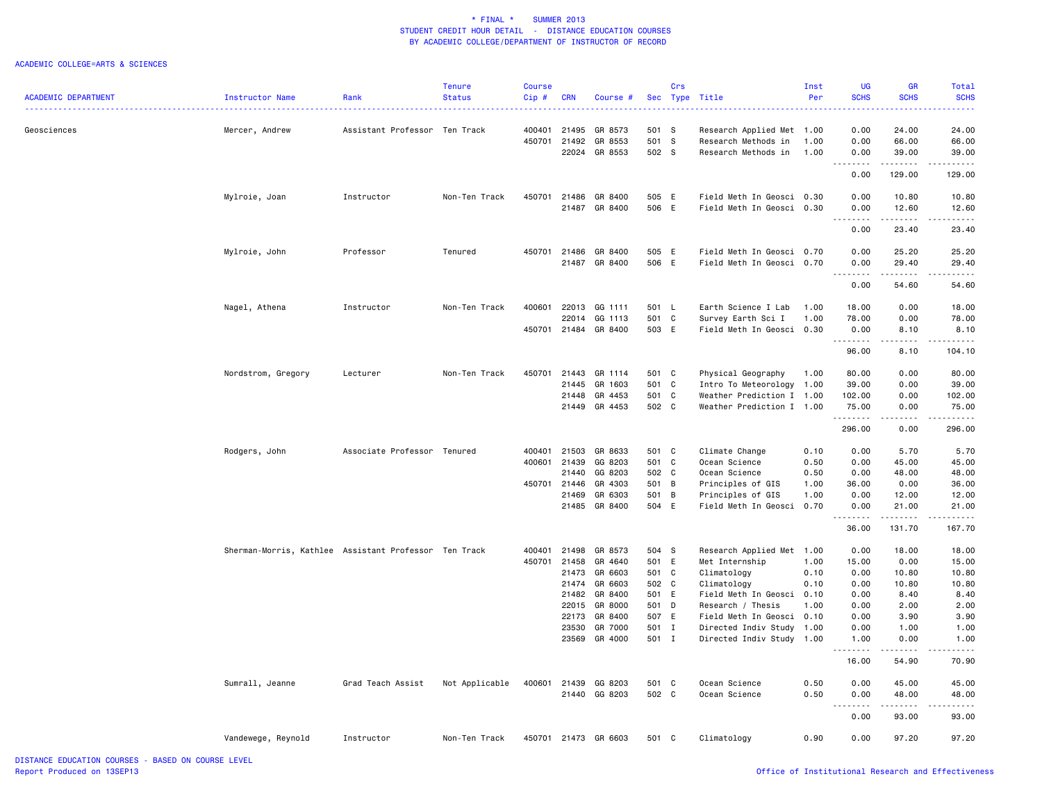\* FINAL \* SUMMER 2013
STUDENT CREDIT HOUR DETAIL - DISTANCE EDUCATION COURSES
BY ACADEMIC COLLEGE/DEPARTMENT OF INSTRUCTOR OF RECORD

ACADEMIC COLLEGE=ARTS & SCIENCES

| ACADEMIC DEPARTMENT | Instructor Name | Rank | Tenure Status | Course Cip # | CRN | Course # | Sec | Crs Type | Title | Inst Per | UG SCHS | GR SCHS | Total SCHS |
|---|---|---|---|---|---|---|---|---|---|---|---|---|---|
| Geosciences | Mercer, Andrew | Assistant Professor | Ten Track | 400401 | 21495 | GR 8573 | 501 | S | Research Applied Met | 1.00 | 0.00 | 24.00 | 24.00 |
| | | | | 450701 | 21492 | GR 8553 | 501 | S | Research Methods in | 1.00 | 0.00 | 66.00 | 66.00 |
| | | | | | 22024 | GR 8553 | 502 | S | Research Methods in | 1.00 | 0.00 | 39.00 | 39.00 |
| | | | | | | | | | | | 0.00 | 129.00 | 129.00 |
| | Mylroie, Joan | Instructor | Non-Ten Track | 450701 | 21486 | GR 8400 | 505 | E | Field Meth In Geosci | 0.30 | 0.00 | 10.80 | 10.80 |
| | | | | | 21487 | GR 8400 | 506 | E | Field Meth In Geosci | 0.30 | 0.00 | 12.60 | 12.60 |
| | | | | | | | | | | | 0.00 | 23.40 | 23.40 |
| | Mylroie, John | Professor | Tenured | 450701 | 21486 | GR 8400 | 505 | E | Field Meth In Geosci | 0.70 | 0.00 | 25.20 | 25.20 |
| | | | | | 21487 | GR 8400 | 506 | E | Field Meth In Geosci | 0.70 | 0.00 | 29.40 | 29.40 |
| | | | | | | | | | | | 0.00 | 54.60 | 54.60 |
| | Nagel, Athena | Instructor | Non-Ten Track | 400601 | 22013 | GG 1111 | 501 | L | Earth Science I Lab | 1.00 | 18.00 | 0.00 | 18.00 |
| | | | | | 22014 | GG 1113 | 501 | C | Survey Earth Sci I | 1.00 | 78.00 | 0.00 | 78.00 |
| | | | | 450701 | 21484 | GR 8400 | 503 | E | Field Meth In Geosci | 0.30 | 0.00 | 8.10 | 8.10 |
| | | | | | | | | | | | 96.00 | 8.10 | 104.10 |
| | Nordstrom, Gregory | Lecturer | Non-Ten Track | 450701 | 21443 | GR 1114 | 501 | C | Physical Geography | 1.00 | 80.00 | 0.00 | 80.00 |
| | | | | | 21445 | GR 1603 | 501 | C | Intro To Meteorology | 1.00 | 39.00 | 0.00 | 39.00 |
| | | | | | 21448 | GR 4453 | 501 | C | Weather Prediction I | 1.00 | 102.00 | 0.00 | 102.00 |
| | | | | | 21449 | GR 4453 | 502 | C | Weather Prediction I | 1.00 | 75.00 | 0.00 | 75.00 |
| | | | | | | | | | | | 296.00 | 0.00 | 296.00 |
| | Rodgers, John | Associate Professor | Tenured | 400401 | 21503 | GR 8633 | 501 | C | Climate Change | 0.10 | 0.00 | 5.70 | 5.70 |
| | | | | 400601 | 21439 | GG 8203 | 501 | C | Ocean Science | 0.50 | 0.00 | 45.00 | 45.00 |
| | | | | | 21440 | GG 8203 | 502 | C | Ocean Science | 0.50 | 0.00 | 48.00 | 48.00 |
| | | | | 450701 | 21446 | GR 4303 | 501 | B | Principles of GIS | 1.00 | 36.00 | 0.00 | 36.00 |
| | | | | | 21469 | GR 6303 | 501 | B | Principles of GIS | 1.00 | 0.00 | 12.00 | 12.00 |
| | | | | | 21485 | GR 8400 | 504 | E | Field Meth In Geosci | 0.70 | 0.00 | 21.00 | 21.00 |
| | | | | | | | | | | | 36.00 | 131.70 | 167.70 |
| | Sherman-Morris, Kathlee | Assistant Professor | Ten Track | 400401 | 21498 | GR 8573 | 504 | S | Research Applied Met | 1.00 | 0.00 | 18.00 | 18.00 |
| | | | | 450701 | 21458 | GR 4640 | 501 | E | Met Internship | 1.00 | 15.00 | 0.00 | 15.00 |
| | | | | | 21473 | GR 6603 | 501 | C | Climatology | 0.10 | 0.00 | 10.80 | 10.80 |
| | | | | | 21474 | GR 6603 | 502 | C | Climatology | 0.10 | 0.00 | 10.80 | 10.80 |
| | | | | | 21482 | GR 8400 | 501 | E | Field Meth In Geosci | 0.10 | 0.00 | 8.40 | 8.40 |
| | | | | | 22015 | GR 8000 | 501 | D | Research / Thesis | 1.00 | 0.00 | 2.00 | 2.00 |
| | | | | | 22173 | GR 8400 | 507 | E | Field Meth In Geosci | 0.10 | 0.00 | 3.90 | 3.90 |
| | | | | | 23530 | GR 7000 | 501 | I | Directed Indiv Study | 1.00 | 0.00 | 1.00 | 1.00 |
| | | | | | 23569 | GR 4000 | 501 | I | Directed Indiv Study | 1.00 | 1.00 | 0.00 | 1.00 |
| | | | | | | | | | | | 16.00 | 54.90 | 70.90 |
| | Sumrall, Jeanne | Grad Teach Assist | Not Applicable | 400601 | 21439 | GG 8203 | 501 | C | Ocean Science | 0.50 | 0.00 | 45.00 | 45.00 |
| | | | | | 21440 | GG 8203 | 502 | C | Ocean Science | 0.50 | 0.00 | 48.00 | 48.00 |
| | | | | | | | | | | | 0.00 | 93.00 | 93.00 |
| | Vandewege, Reynold | Instructor | Non-Ten Track | 450701 | 21473 | GR 6603 | 501 | C | Climatology | 0.90 | 0.00 | 97.20 | 97.20 |

DISTANCE EDUCATION COURSES - BASED ON COURSE LEVEL
Report Produced on 13SEP13
Office of Institutional Research and Effectiveness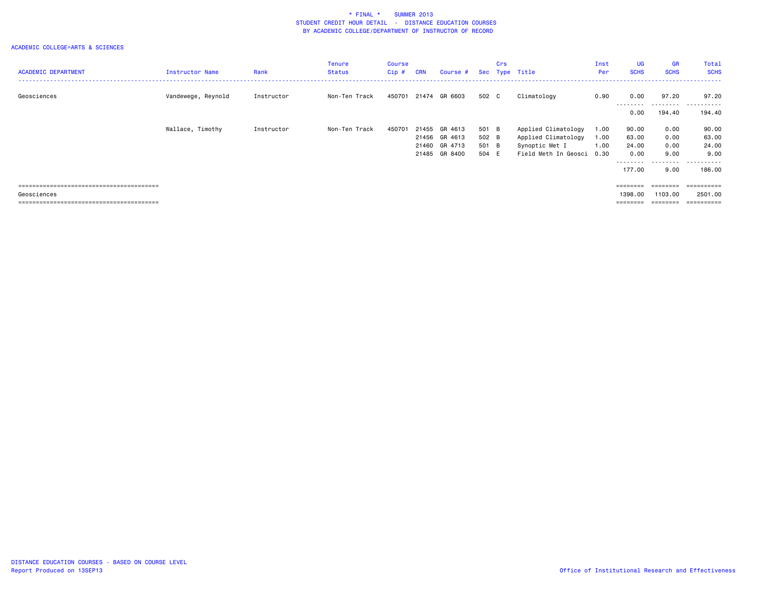# * FINAL * SUMMER 2013
## STUDENT CREDIT HOUR DETAIL - DISTANCE EDUCATION COURSES
### BY ACADEMIC COLLEGE/DEPARTMENT OF INSTRUCTOR OF RECORD

ACADEMIC COLLEGE=ARTS & SCIENCES

| ACADEMIC DEPARTMENT | Instructor Name | Rank | Tenure Status | Course Cip # | CRN | Course # | Sec | Crs Type | Title | Inst Per | UG SCHS | GR SCHS | Total SCHS |
|---|---|---|---|---|---|---|---|---|---|---|---|---|---|
| Geosciences | Vandewege, Reynold | Instructor | Non-Ten Track | 450701 | 21474 | GR 6603 | 502 | C | Climatology | 0.90 | 0.00 | 97.20 | 97.20 |
| | | | | | | | | | | | 0.00 | 194.40 | 194.40 |
| | Wallace, Timothy | Instructor | Non-Ten Track | 450701 | 21455 | GR 4613 | 501 | B | Applied Climatology | 1.00 | 90.00 | 0.00 | 90.00 |
| | | | | | 21456 | GR 4613 | 502 | B | Applied Climatology | 1.00 | 63.00 | 0.00 | 63.00 |
| | | | | | 21460 | GR 4713 | 501 | B | Synoptic Met I | 1.00 | 24.00 | 0.00 | 24.00 |
| | | | | | 21485 | GR 8400 | 504 | E | Field Meth In Geosci | 0.30 | 0.00 | 9.00 | 9.00 |
| | | | | | | | | | | | 177.00 | 9.00 | 186.00 |
| Geosciences | | | | | | | | | | | 1398.00 | 1103.00 | 2501.00 |

DISTANCE EDUCATION COURSES - BASED ON COURSE LEVEL
Report Produced on 13SEP13

Office of Institutional Research and Effectiveness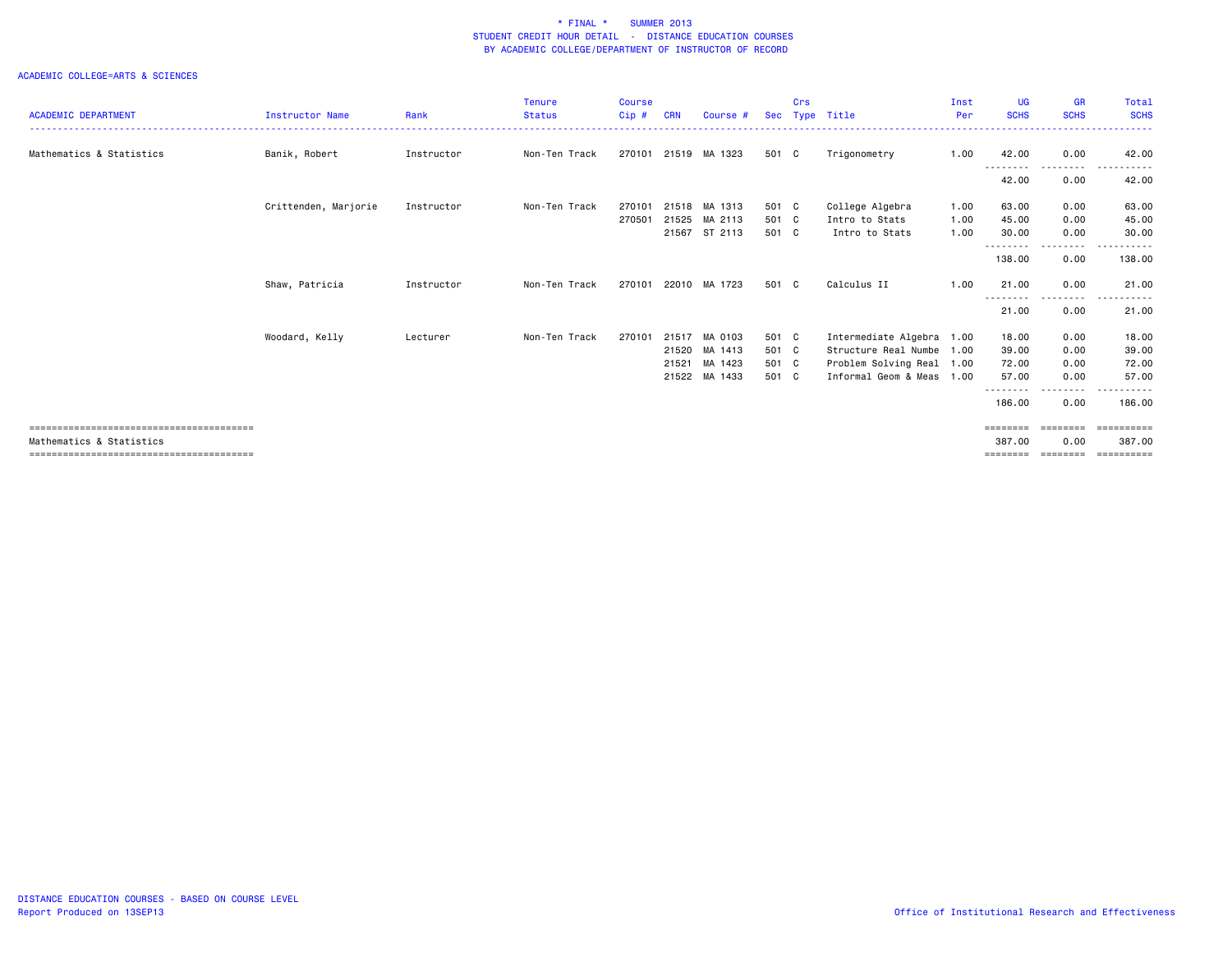\* FINAL \* SUMMER 2013
STUDENT CREDIT HOUR DETAIL - DISTANCE EDUCATION COURSES
BY ACADEMIC COLLEGE/DEPARTMENT OF INSTRUCTOR OF RECORD

ACADEMIC COLLEGE=ARTS & SCIENCES

| ACADEMIC DEPARTMENT | Instructor Name | Rank | Tenure Status | Course Cip # | CRN | Course # | Sec | Crs Type | Title | Inst Per | UG SCHS | GR SCHS | Total SCHS |
|---|---|---|---|---|---|---|---|---|---|---|---|---|---|
| Mathematics & Statistics | Banik, Robert | Instructor | Non-Ten Track | 270101 | 21519 | MA 1323 | 501 | C | Trigonometry | 1.00 | 42.00 | 0.00 | 42.00 |
| | | | | | | | | | | | 42.00 | 0.00 | 42.00 |
| | Crittenden, Marjorie | Instructor | Non-Ten Track | 270101 | 21518 | MA 1313 | 501 | C | College Algebra | 1.00 | 63.00 | 0.00 | 63.00 |
| | | | | 270501 | 21525 | MA 2113 | 501 | C | Intro to Stats | 1.00 | 45.00 | 0.00 | 45.00 |
| | | | | | 21567 | ST 2113 | 501 | C | Intro to Stats | 1.00 | 30.00 | 0.00 | 30.00 |
| | | | | | | | | | | | 138.00 | 0.00 | 138.00 |
| | Shaw, Patricia | Instructor | Non-Ten Track | 270101 | 22010 | MA 1723 | 501 | C | Calculus II | 1.00 | 21.00 | 0.00 | 21.00 |
| | | | | | | | | | | | 21.00 | 0.00 | 21.00 |
| | Woodard, Kelly | Lecturer | Non-Ten Track | 270101 | 21517 | MA 0103 | 501 | C | Intermediate Algebra | 1.00 | 18.00 | 0.00 | 18.00 |
| | | | | | 21520 | MA 1413 | 501 | C | Structure Real Numbe | 1.00 | 39.00 | 0.00 | 39.00 |
| | | | | | 21521 | MA 1423 | 501 | C | Problem Solving Real | 1.00 | 72.00 | 0.00 | 72.00 |
| | | | | | 21522 | MA 1433 | 501 | C | Informal Geom & Meas | 1.00 | 57.00 | 0.00 | 57.00 |
| | | | | | | | | | | | 186.00 | 0.00 | 186.00 |
| Mathematics & Statistics | | | | | | | | | | | 387.00 | 0.00 | 387.00 |

DISTANCE EDUCATION COURSES - BASED ON COURSE LEVEL
Report Produced on 13SEP13

Office of Institutional Research and Effectiveness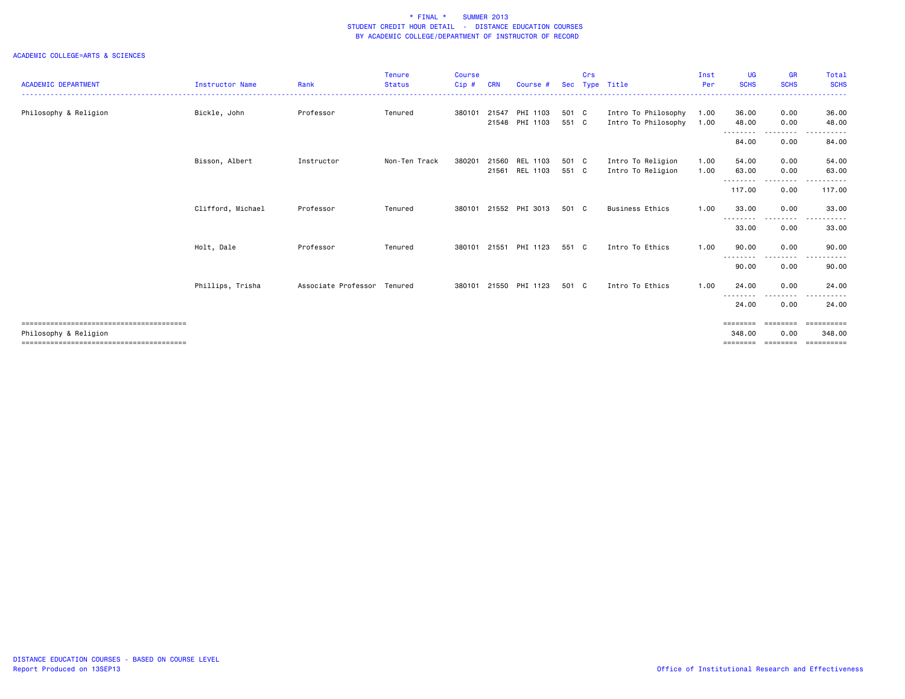# * FINAL * SUMMER 2013
## STUDENT CREDIT HOUR DETAIL - DISTANCE EDUCATION COURSES
### BY ACADEMIC COLLEGE/DEPARTMENT OF INSTRUCTOR OF RECORD

ACADEMIC COLLEGE=ARTS & SCIENCES

| ACADEMIC DEPARTMENT | Instructor Name | Rank | Tenure Status | Course Cip # | CRN | Course # | Sec | Crs Type | Title | Inst Per | UG SCHS | GR SCHS | Total SCHS |
|---|---|---|---|---|---|---|---|---|---|---|---|---|---|
| Philosophy & Religion | Bickle, John | Professor | Tenured | 380101 | 21547 | PHI 1103 | 501 | C | Intro To Philosophy | 1.00 | 36.00 | 0.00 | 36.00 |
| | | | | | 21548 | PHI 1103 | 551 | C | Intro To Philosophy | 1.00 | 48.00 | 0.00 | 48.00 |
| | | | | | | | | | | | 84.00 | 0.00 | 84.00 |
| | Bisson, Albert | Instructor | Non-Ten Track | 380201 | 21560 | REL 1103 | 501 | C | Intro To Religion | 1.00 | 54.00 | 0.00 | 54.00 |
| | | | | | 21561 | REL 1103 | 551 | C | Intro To Religion | 1.00 | 63.00 | 0.00 | 63.00 |
| | | | | | | | | | | | 117.00 | 0.00 | 117.00 |
| | Clifford, Michael | Professor | Tenured | 380101 | 21552 | PHI 3013 | 501 | C | Business Ethics | 1.00 | 33.00 | 0.00 | 33.00 |
| | | | | | | | | | | | 33.00 | 0.00 | 33.00 |
| | Holt, Dale | Professor | Tenured | 380101 | 21551 | PHI 1123 | 551 | C | Intro To Ethics | 1.00 | 90.00 | 0.00 | 90.00 |
| | | | | | | | | | | | 90.00 | 0.00 | 90.00 |
| | Phillips, Trisha | Associate Professor | Tenured | 380101 | 21550 | PHI 1123 | 501 | C | Intro To Ethics | 1.00 | 24.00 | 0.00 | 24.00 |
| | | | | | | | | | | | 24.00 | 0.00 | 24.00 |
| Philosophy & Religion | | | | | | | | | | | 348.00 | 0.00 | 348.00 |

DISTANCE EDUCATION COURSES - BASED ON COURSE LEVEL
Report Produced on 13SEP13

Office of Institutional Research and Effectiveness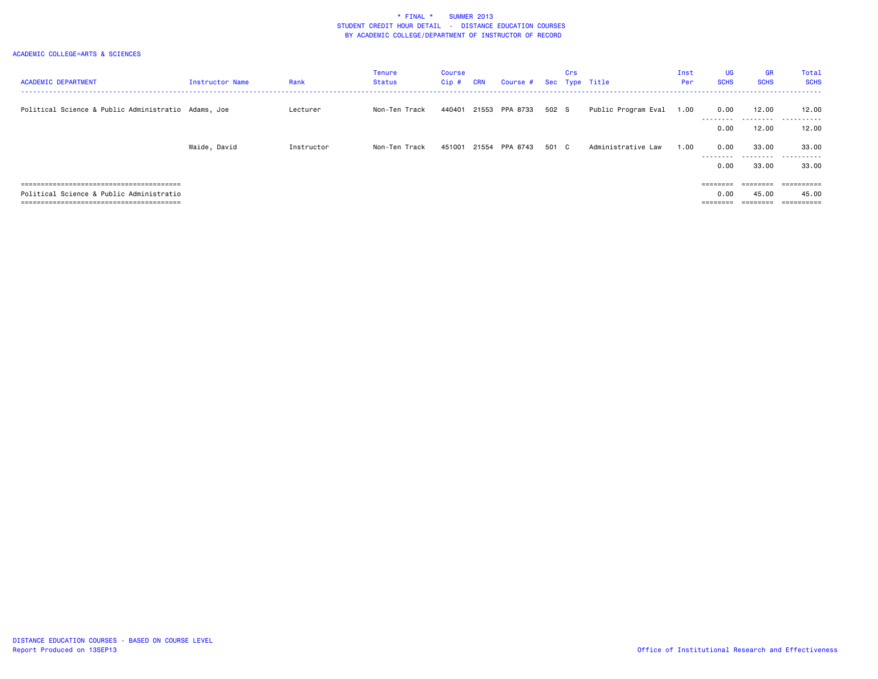# * FINAL * SUMMER 2013
## STUDENT CREDIT HOUR DETAIL - DISTANCE EDUCATION COURSES
## BY ACADEMIC COLLEGE/DEPARTMENT OF INSTRUCTOR OF RECORD

ACADEMIC COLLEGE=ARTS & SCIENCES

| ACADEMIC DEPARTMENT | Instructor Name | Rank | Tenure Status | Course Cip # | CRN | Course # | Sec | Crs Type | Title | Inst Per | UG SCHS | GR SCHS | Total SCHS |
|---|---|---|---|---|---|---|---|---|---|---|---|---|---|
| Political Science & Public Administratio | Adams, Joe | Lecturer | Non-Ten Track | 440401 | 21553 | PPA 8733 | 502 | S | Public Program Eval | 1.00 | 0.00 | 12.00 | 12.00 |
| | | | | | | | | | | | 0.00 | 12.00 | 12.00 |
| | Waide, David | Instructor | Non-Ten Track | 451001 | 21554 | PPA 8743 | 501 | C | Administrative Law | 1.00 | 0.00 | 33.00 | 33.00 |
| | | | | | | | | | | | 0.00 | 33.00 | 33.00 |
| Political Science & Public Administratio | | | | | | | | | | | 0.00 | 45.00 | 45.00 |

DISTANCE EDUCATION COURSES - BASED ON COURSE LEVEL
Report Produced on 13SEP13

Office of Institutional Research and Effectiveness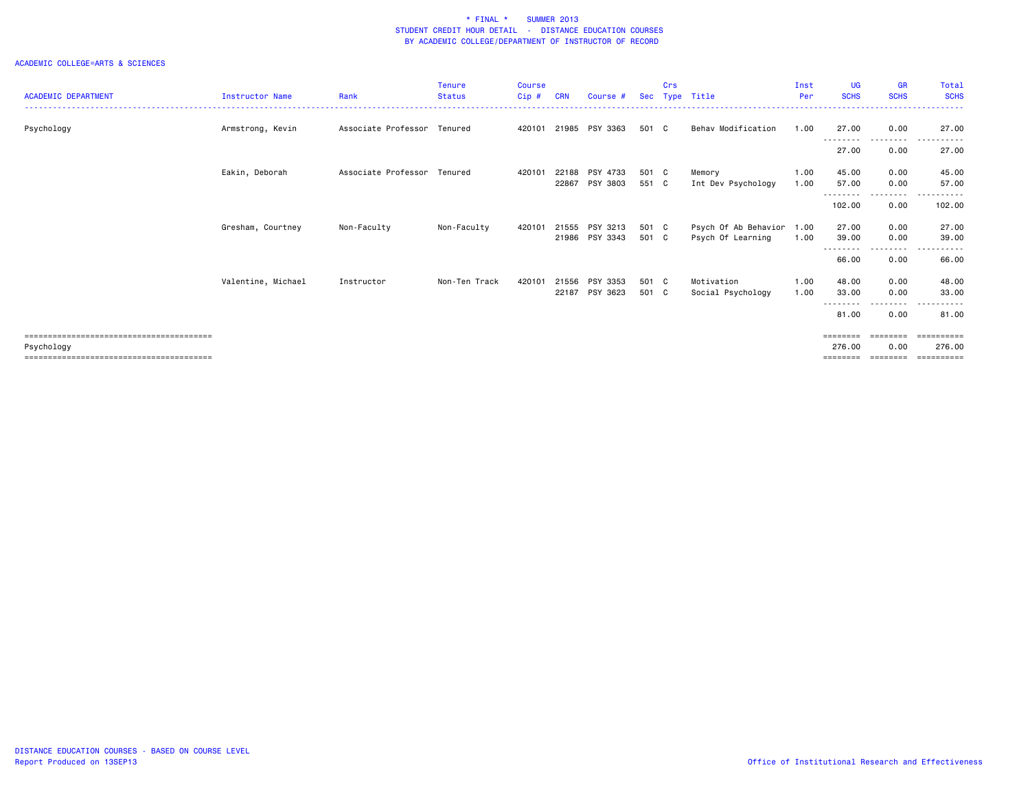\* FINAL \* SUMMER 2013
STUDENT CREDIT HOUR DETAIL - DISTANCE EDUCATION COURSES
BY ACADEMIC COLLEGE/DEPARTMENT OF INSTRUCTOR OF RECORD

ACADEMIC COLLEGE=ARTS & SCIENCES

| ACADEMIC DEPARTMENT | Instructor Name | Rank | Tenure Status | Course Cip # | CRN | Course # | Sec | Crs Type | Title | Inst Per | UG SCHS | GR SCHS | Total SCHS |
|---|---|---|---|---|---|---|---|---|---|---|---|---|---|
| Psychology | Armstrong, Kevin | Associate Professor | Tenured | 420101 | 21985 | PSY 3363 | 501 | C | Behav Modification | 1.00 | 27.00 | 0.00 | 27.00 |
| | | | | | | | | | | | 27.00 | 0.00 | 27.00 |
| | Eakin, Deborah | Associate Professor | Tenured | 420101 | 22188 | PSY 4733 | 501 | C | Memory | 1.00 | 45.00 | 0.00 | 45.00 |
| | | | | | 22867 | PSY 3803 | 551 | C | Int Dev Psychology | 1.00 | 57.00 | 0.00 | 57.00 |
| | | | | | | | | | | | 102.00 | 0.00 | 102.00 |
| | Gresham, Courtney | Non-Faculty | Non-Faculty | 420101 | 21555 | PSY 3213 | 501 | C | Psych Of Ab Behavior | 1.00 | 27.00 | 0.00 | 27.00 |
| | | | | | 21986 | PSY 3343 | 501 | C | Psych Of Learning | 1.00 | 39.00 | 0.00 | 39.00 |
| | | | | | | | | | | | 66.00 | 0.00 | 66.00 |
| | Valentine, Michael | Instructor | Non-Ten Track | 420101 | 21556 | PSY 3353 | 501 | C | Motivation | 1.00 | 48.00 | 0.00 | 48.00 |
| | | | | | 22187 | PSY 3623 | 501 | C | Social Psychology | 1.00 | 33.00 | 0.00 | 33.00 |
| | | | | | | | | | | | 81.00 | 0.00 | 81.00 |
| Psychology | | | | | | | | | | | 276.00 | 0.00 | 276.00 |

DISTANCE EDUCATION COURSES - BASED ON COURSE LEVEL
Report Produced on 13SEP13

Office of Institutional Research and Effectiveness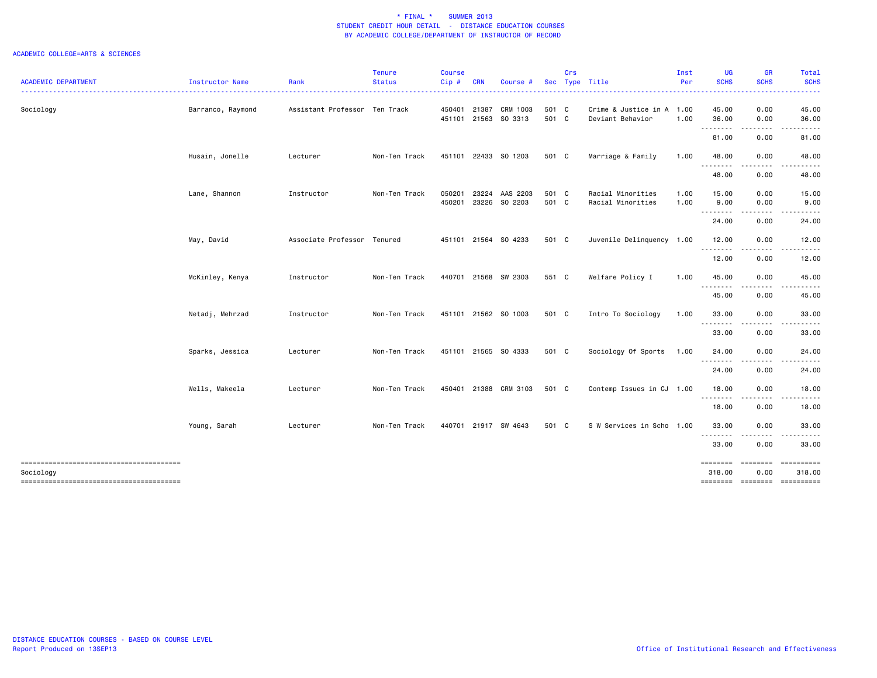\* FINAL \* SUMMER 2013
STUDENT CREDIT HOUR DETAIL - DISTANCE EDUCATION COURSES
BY ACADEMIC COLLEGE/DEPARTMENT OF INSTRUCTOR OF RECORD

ACADEMIC COLLEGE=ARTS & SCIENCES

| ACADEMIC DEPARTMENT | Instructor Name | Rank | Tenure Status | Course Cip # | CRN | Course # | Sec | Crs Type | Title | Inst Per | UG SCHS | GR SCHS | Total SCHS |
|---|---|---|---|---|---|---|---|---|---|---|---|---|---|
| Sociology | Barranco, Raymond | Assistant Professor | Ten Track | 450401 | 21387 | CRM 1003 | 501 | C | Crime & Justice in A | 1.00 | 45.00 | 0.00 | 45.00 |
| | | | | 451101 | 21563 | SO 3313 | 501 | C | Deviant Behavior | 1.00 | 36.00 | 0.00 | 36.00 |
| | | | | | | | | | | | 81.00 | 0.00 | 81.00 |
| | Husain, Jonelle | Lecturer | Non-Ten Track | 451101 | 22433 | SO 1203 | 501 | C | Marriage & Family | 1.00 | 48.00 | 0.00 | 48.00 |
| | | | | | | | | | | | 48.00 | 0.00 | 48.00 |
| | Lane, Shannon | Instructor | Non-Ten Track | 050201 | 23224 | AAS 2203 | 501 | C | Racial Minorities | 1.00 | 15.00 | 0.00 | 15.00 |
| | | | | 450201 | 23226 | SO 2203 | 501 | C | Racial Minorities | 1.00 | 9.00 | 0.00 | 9.00 |
| | | | | | | | | | | | 24.00 | 0.00 | 24.00 |
| | May, David | Associate Professor | Tenured | 451101 | 21564 | SO 4233 | 501 | C | Juvenile Delinquency | 1.00 | 12.00 | 0.00 | 12.00 |
| | | | | | | | | | | | 12.00 | 0.00 | 12.00 |
| | McKinley, Kenya | Instructor | Non-Ten Track | 440701 | 21568 | SW 2303 | 551 | C | Welfare Policy I | 1.00 | 45.00 | 0.00 | 45.00 |
| | | | | | | | | | | | 45.00 | 0.00 | 45.00 |
| | Netadj, Mehrzad | Instructor | Non-Ten Track | 451101 | 21562 | SO 1003 | 501 | C | Intro To Sociology | 1.00 | 33.00 | 0.00 | 33.00 |
| | | | | | | | | | | | 33.00 | 0.00 | 33.00 |
| | Sparks, Jessica | Lecturer | Non-Ten Track | 451101 | 21565 | SO 4333 | 501 | C | Sociology Of Sports | 1.00 | 24.00 | 0.00 | 24.00 |
| | | | | | | | | | | | 24.00 | 0.00 | 24.00 |
| | Wells, Makeela | Lecturer | Non-Ten Track | 450401 | 21388 | CRM 3103 | 501 | C | Contemp Issues in CJ | 1.00 | 18.00 | 0.00 | 18.00 |
| | | | | | | | | | | | 18.00 | 0.00 | 18.00 |
| | Young, Sarah | Lecturer | Non-Ten Track | 440701 | 21917 | SW 4643 | 501 | C | S W Services in Scho | 1.00 | 33.00 | 0.00 | 33.00 |
| | | | | | | | | | | | 33.00 | 0.00 | 33.00 |
| Sociology | | | | | | | | | | | 318.00 | 0.00 | 318.00 |

DISTANCE EDUCATION COURSES - BASED ON COURSE LEVEL
Report Produced on 13SEP13

Office of Institutional Research and Effectiveness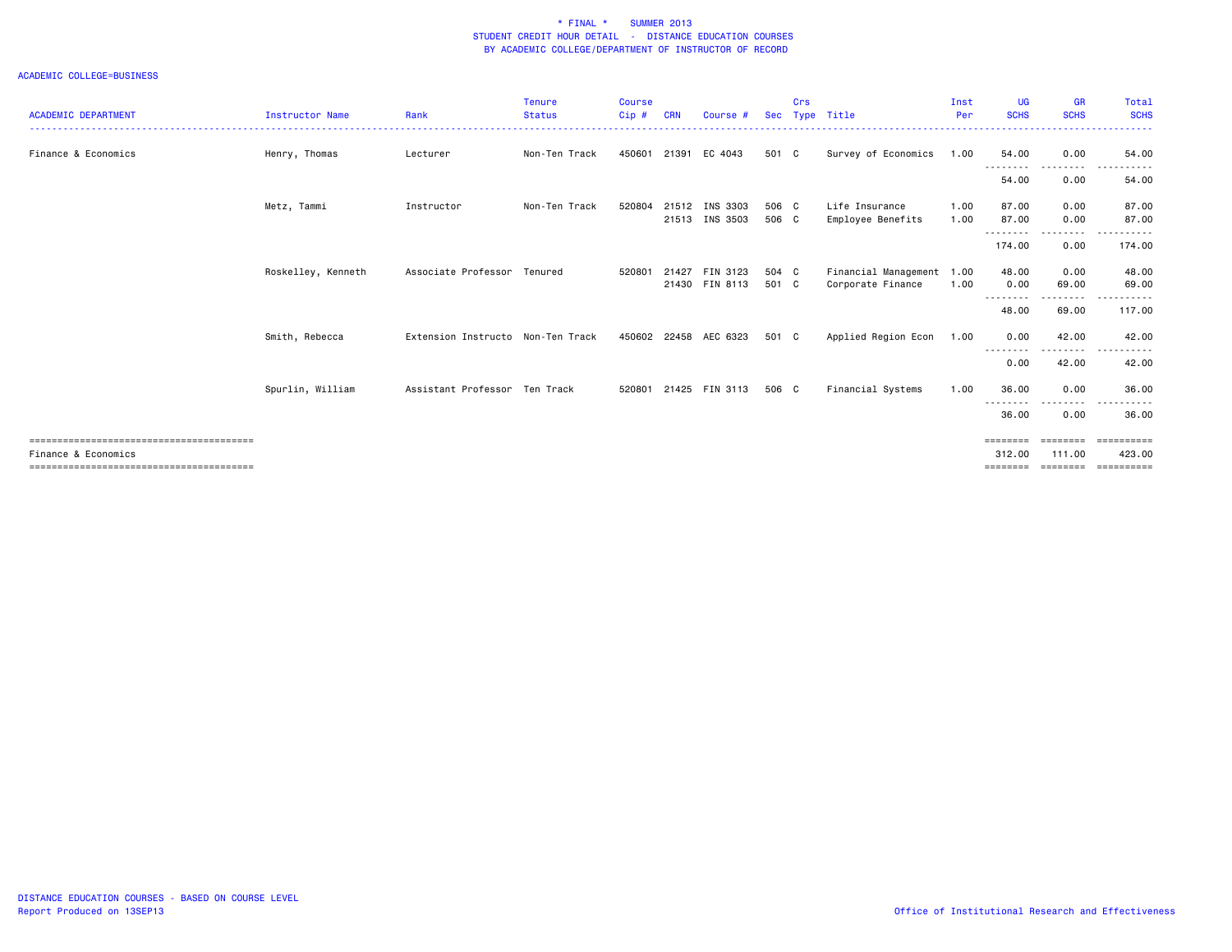# * FINAL * SUMMER 2013
## STUDENT CREDIT HOUR DETAIL - DISTANCE EDUCATION COURSES
## BY ACADEMIC COLLEGE/DEPARTMENT OF INSTRUCTOR OF RECORD

ACADEMIC COLLEGE=BUSINESS

| ACADEMIC DEPARTMENT | Instructor Name | Rank | Tenure Status | Course Cip # | CRN | Course # | Sec | Crs Type | Title | Inst Per | UG SCHS | GR SCHS | Total SCHS |
|---|---|---|---|---|---|---|---|---|---|---|---|---|---|
| Finance & Economics | Henry, Thomas | Lecturer | Non-Ten Track | 450601 | 21391 | EC 4043 | 501 | C | Survey of Economics | 1.00 | 54.00 | 0.00 | 54.00 |
| | | | | | | | | | | | 54.00 | 0.00 | 54.00 |
| | Metz, Tammi | Instructor | Non-Ten Track | 520804 | 21512 | INS 3303 | 506 | C | Life Insurance | 1.00 | 87.00 | 0.00 | 87.00 |
| | | | | | 21513 | INS 3503 | 506 | C | Employee Benefits | 1.00 | 87.00 | 0.00 | 87.00 |
| | | | | | | | | | | | 174.00 | 0.00 | 174.00 |
| | Roskelley, Kenneth | Associate Professor | Tenured | 520801 | 21427 | FIN 3123 | 504 | C | Financial Management | 1.00 | 48.00 | 0.00 | 48.00 |
| | | | | | 21430 | FIN 8113 | 501 | C | Corporate Finance | 1.00 | 0.00 | 69.00 | 69.00 |
| | | | | | | | | | | | 48.00 | 69.00 | 117.00 |
| | Smith, Rebecca | Extension Instructo | Non-Ten Track | 450602 | 22458 | AEC 6323 | 501 | C | Applied Region Econ | 1.00 | 0.00 | 42.00 | 42.00 |
| | | | | | | | | | | | 0.00 | 42.00 | 42.00 |
| | Spurlin, William | Assistant Professor | Ten Track | 520801 | 21425 | FIN 3113 | 506 | C | Financial Systems | 1.00 | 36.00 | 0.00 | 36.00 |
| | | | | | | | | | | | 36.00 | 0.00 | 36.00 |
| Finance & Economics | | | | | | | | | | | 312.00 | 111.00 | 423.00 |

DISTANCE EDUCATION COURSES - BASED ON COURSE LEVEL
Report Produced on 13SEP13

Office of Institutional Research and Effectiveness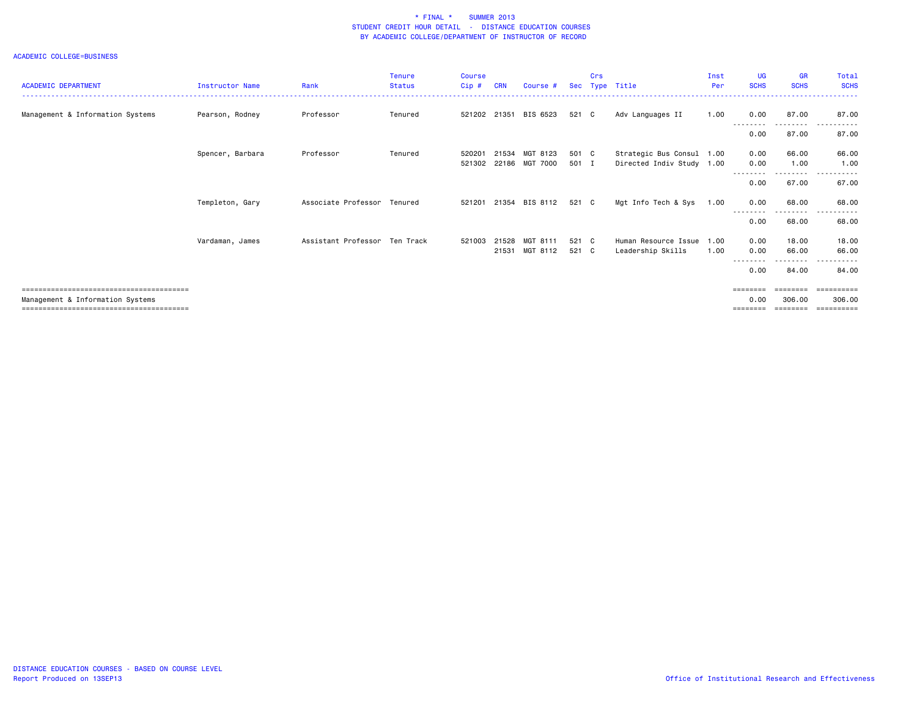\* FINAL \*    SUMMER 2013
STUDENT CREDIT HOUR DETAIL - DISTANCE EDUCATION COURSES
BY ACADEMIC COLLEGE/DEPARTMENT OF INSTRUCTOR OF RECORD

ACADEMIC COLLEGE=BUSINESS

| ACADEMIC DEPARTMENT | Instructor Name | Rank | Tenure Status | Course Cip # | CRN | Course # | Sec | Crs Type | Title | Inst Per | UG SCHS | GR SCHS | Total SCHS |
|---|---|---|---|---|---|---|---|---|---|---|---|---|---|
| Management & Information Systems | Pearson, Rodney | Professor | Tenured | 521202 | 21351 | BIS 6523 | 521 | C | Adv Languages II | 1.00 | 0.00 | 87.00 | 87.00 |
| | | | | | | | | | | | 0.00 | 87.00 | 87.00 |
| | Spencer, Barbara | Professor | Tenured | 520201 | 21534 | MGT 8123 | 501 | C | Strategic Bus Consul | 1.00 | 0.00 | 66.00 | 66.00 |
| | | | | 521302 | 22186 | MGT 7000 | 501 | I | Directed Indiv Study | 1.00 | 0.00 | 1.00 | 1.00 |
| | | | | | | | | | | | 0.00 | 67.00 | 67.00 |
| | Templeton, Gary | Associate Professor | Tenured | 521201 | 21354 | BIS 8112 | 521 | C | Mgt Info Tech & Sys | 1.00 | 0.00 | 68.00 | 68.00 |
| | | | | | | | | | | | 0.00 | 68.00 | 68.00 |
| | Vardaman, James | Assistant Professor | Ten Track | 521003 | 21528 | MGT 8111 | 521 | C | Human Resource Issue | 1.00 | 0.00 | 18.00 | 18.00 |
| | | | | | 21531 | MGT 8112 | 521 | C | Leadership Skills | 1.00 | 0.00 | 66.00 | 66.00 |
| | | | | | | | | | | | 0.00 | 84.00 | 84.00 |
| Management & Information Systems | | | | | | | | | | | 0.00 | 306.00 | 306.00 |

DISTANCE EDUCATION COURSES - BASED ON COURSE LEVEL
Report Produced on 13SEP13

Office of Institutional Research and Effectiveness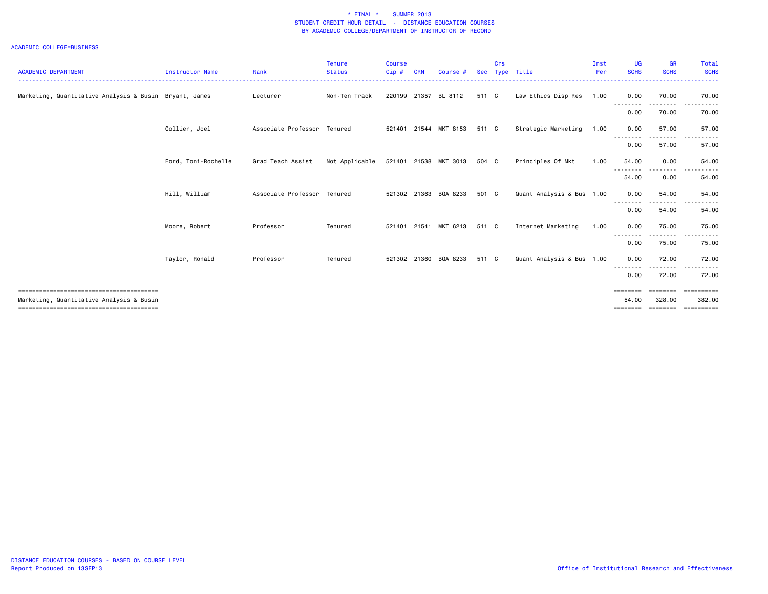# * FINAL * SUMMER 2013
## STUDENT CREDIT HOUR DETAIL - DISTANCE EDUCATION COURSES
### BY ACADEMIC COLLEGE/DEPARTMENT OF INSTRUCTOR OF RECORD

ACADEMIC COLLEGE=BUSINESS

| ACADEMIC DEPARTMENT | Instructor Name | Rank | Tenure Status | Course Cip # | CRN | Course # | Sec | Crs Type | Title | Inst Per | UG SCHS | GR SCHS | Total SCHS |
|---|---|---|---|---|---|---|---|---|---|---|---|---|---|
| Marketing, Quantitative Analysis & Busin | Bryant, James | Lecturer | Non-Ten Track | 220199 | 21357 | BL 8112 | 511 | C | Law Ethics Disp Res | 1.00 | 0.00 | 70.00 | 70.00 |
| | | | | | | | | | | | 0.00 | 70.00 | 70.00 |
| | Collier, Joel | Associate Professor | Tenured | 521401 | 21544 | MKT 8153 | 511 | C | Strategic Marketing | 1.00 | 0.00 | 57.00 | 57.00 |
| | | | | | | | | | | | 0.00 | 57.00 | 57.00 |
| | Ford, Toni-Rochelle | Grad Teach Assist | Not Applicable | 521401 | 21538 | MKT 3013 | 504 | C | Principles Of Mkt | 1.00 | 54.00 | 0.00 | 54.00 |
| | | | | | | | | | | | 54.00 | 0.00 | 54.00 |
| | Hill, William | Associate Professor | Tenured | 521302 | 21363 | BQA 8233 | 501 | C | Quant Analysis & Bus | 1.00 | 0.00 | 54.00 | 54.00 |
| | | | | | | | | | | | 0.00 | 54.00 | 54.00 |
| | Moore, Robert | Professor | Tenured | 521401 | 21541 | MKT 6213 | 511 | C | Internet Marketing | 1.00 | 0.00 | 75.00 | 75.00 |
| | | | | | | | | | | | 0.00 | 75.00 | 75.00 |
| | Taylor, Ronald | Professor | Tenured | 521302 | 21360 | BQA 8233 | 511 | C | Quant Analysis & Bus | 1.00 | 0.00 | 72.00 | 72.00 |
| | | | | | | | | | | | 0.00 | 72.00 | 72.00 |
| Marketing, Quantitative Analysis & Busin | | | | | | | | | | | 54.00 | 328.00 | 382.00 |

DISTANCE EDUCATION COURSES - BASED ON COURSE LEVEL
Report Produced on 13SEP13

Office of Institutional Research and Effectiveness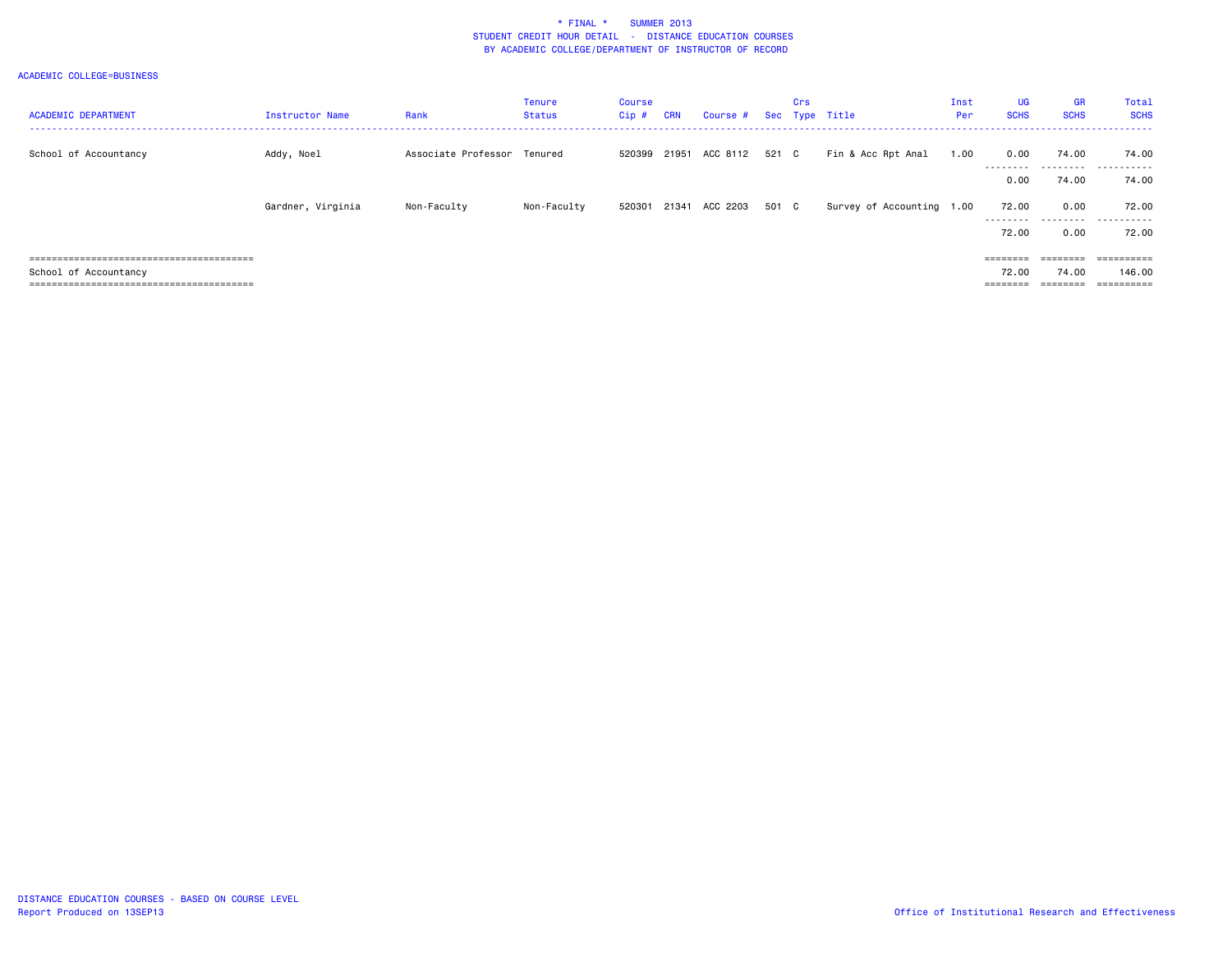# * FINAL * SUMMER 2013

## STUDENT CREDIT HOUR DETAIL - DISTANCE EDUCATION COURSES

### BY ACADEMIC COLLEGE/DEPARTMENT OF INSTRUCTOR OF RECORD

ACADEMIC COLLEGE=BUSINESS

| ACADEMIC DEPARTMENT | Instructor Name | Rank | Tenure Status | Course Cip # | CRN | Course # | Sec | Crs Type | Title | Inst Per | UG SCHS | GR SCHS | Total SCHS |
|---|---|---|---|---|---|---|---|---|---|---|---|---|---|
| School of Accountancy | Addy, Noel | Associate Professor | Tenured | 520399 | 21951 | ACC 8112 | 521 | C | Fin & Acc Rpt Anal | 1.00 | 0.00 | 74.00 | 74.00 |
| | | | | | | | | | | | 0.00 | 74.00 | 74.00 |
| | Gardner, Virginia | Non-Faculty | Non-Faculty | 520301 | 21341 | ACC 2203 | 501 | C | Survey of Accounting | 1.00 | 72.00 | 0.00 | 72.00 |
| | | | | | | | | | | | 72.00 | 0.00 | 72.00 |
| School of Accountancy | | | | | | | | | | | 72.00 | 74.00 | 146.00 |

DISTANCE EDUCATION COURSES - BASED ON COURSE LEVEL
Report Produced on 13SEP13

Office of Institutional Research and Effectiveness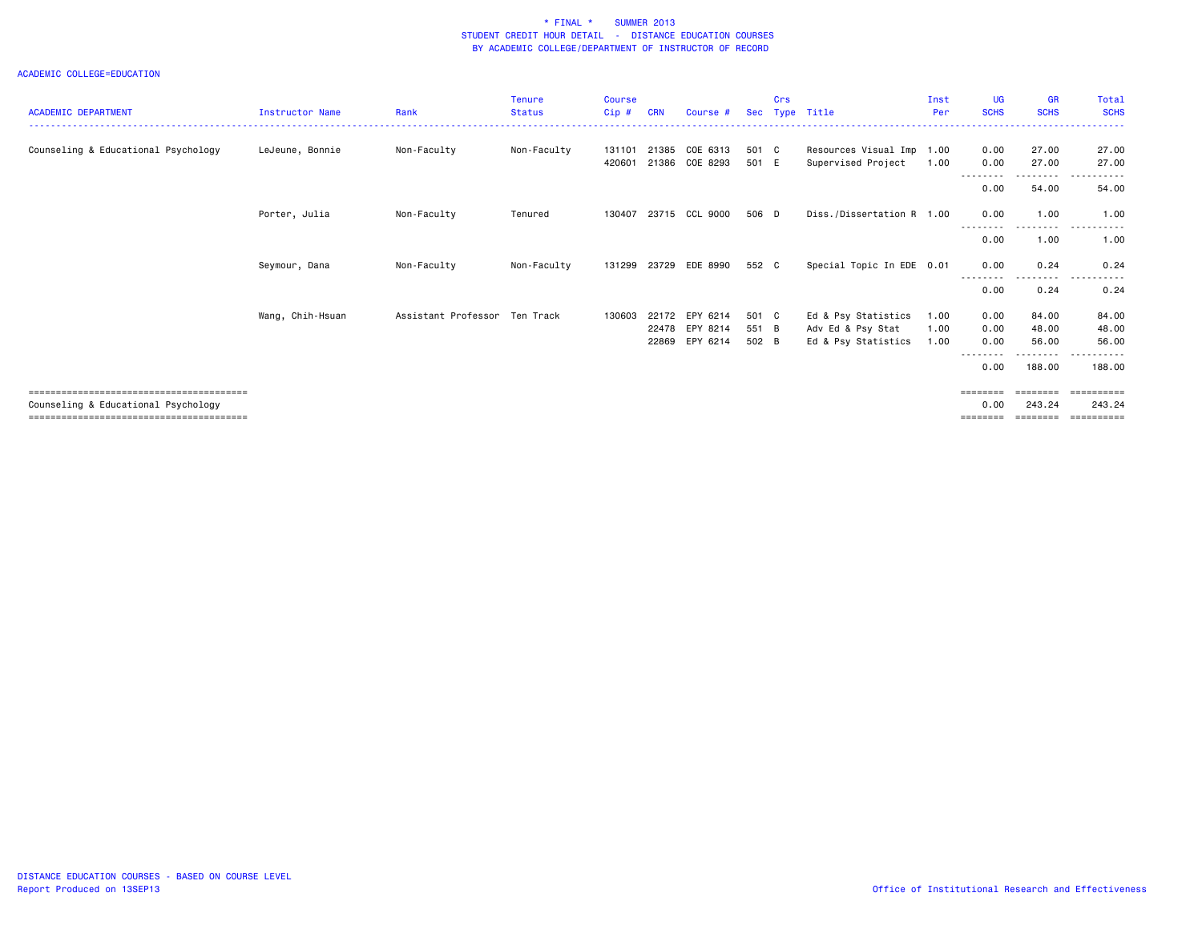# * FINAL * SUMMER 2013
## STUDENT CREDIT HOUR DETAIL - DISTANCE EDUCATION COURSES
### BY ACADEMIC COLLEGE/DEPARTMENT OF INSTRUCTOR OF RECORD

ACADEMIC COLLEGE=EDUCATION

| ACADEMIC DEPARTMENT | Instructor Name | Rank | Tenure Status | Course Cip # | CRN | Course # | Sec | Crs Type | Title | Inst Per | UG SCHS | GR SCHS | Total SCHS |
|---|---|---|---|---|---|---|---|---|---|---|---|---|---|
| Counseling & Educational Psychology | LeJeune, Bonnie | Non-Faculty | Non-Faculty | 131101 | 21385 | COE 6313 | 501 | C | Resources Visual Imp | 1.00 | 0.00 | 27.00 | 27.00 |
| | | | | 420601 | 21386 | COE 8293 | 501 | E | Supervised Project | 1.00 | 0.00 | 27.00 | 27.00 |
| | | | | | | | | | | | 0.00 | 54.00 | 54.00 |
| | Porter, Julia | Non-Faculty | Tenured | 130407 | 23715 | CCL 9000 | 506 | D | Diss./Dissertation R | 1.00 | 0.00 | 1.00 | 1.00 |
| | | | | | | | | | | | 0.00 | 1.00 | 1.00 |
| | Seymour, Dana | Non-Faculty | Non-Faculty | 131299 | 23729 | EDE 8990 | 552 | C | Special Topic In EDE | 0.01 | 0.00 | 0.24 | 0.24 |
| | | | | | | | | | | | 0.00 | 0.24 | 0.24 |
| | Wang, Chih-Hsuan | Assistant Professor | Ten Track | 130603 | 22172 | EPY 6214 | 501 | C | Ed & Psy Statistics | 1.00 | 0.00 | 84.00 | 84.00 |
| | | | | | 22478 | EPY 8214 | 551 | B | Adv Ed & Psy Stat | 1.00 | 0.00 | 48.00 | 48.00 |
| | | | | | 22869 | EPY 6214 | 502 | B | Ed & Psy Statistics | 1.00 | 0.00 | 56.00 | 56.00 |
| | | | | | | | | | | | 0.00 | 188.00 | 188.00 |
| Counseling & Educational Psychology | | | | | | | | | | | 0.00 | 243.24 | 243.24 |

DISTANCE EDUCATION COURSES - BASED ON COURSE LEVEL
Report Produced on 13SEP13

Office of Institutional Research and Effectiveness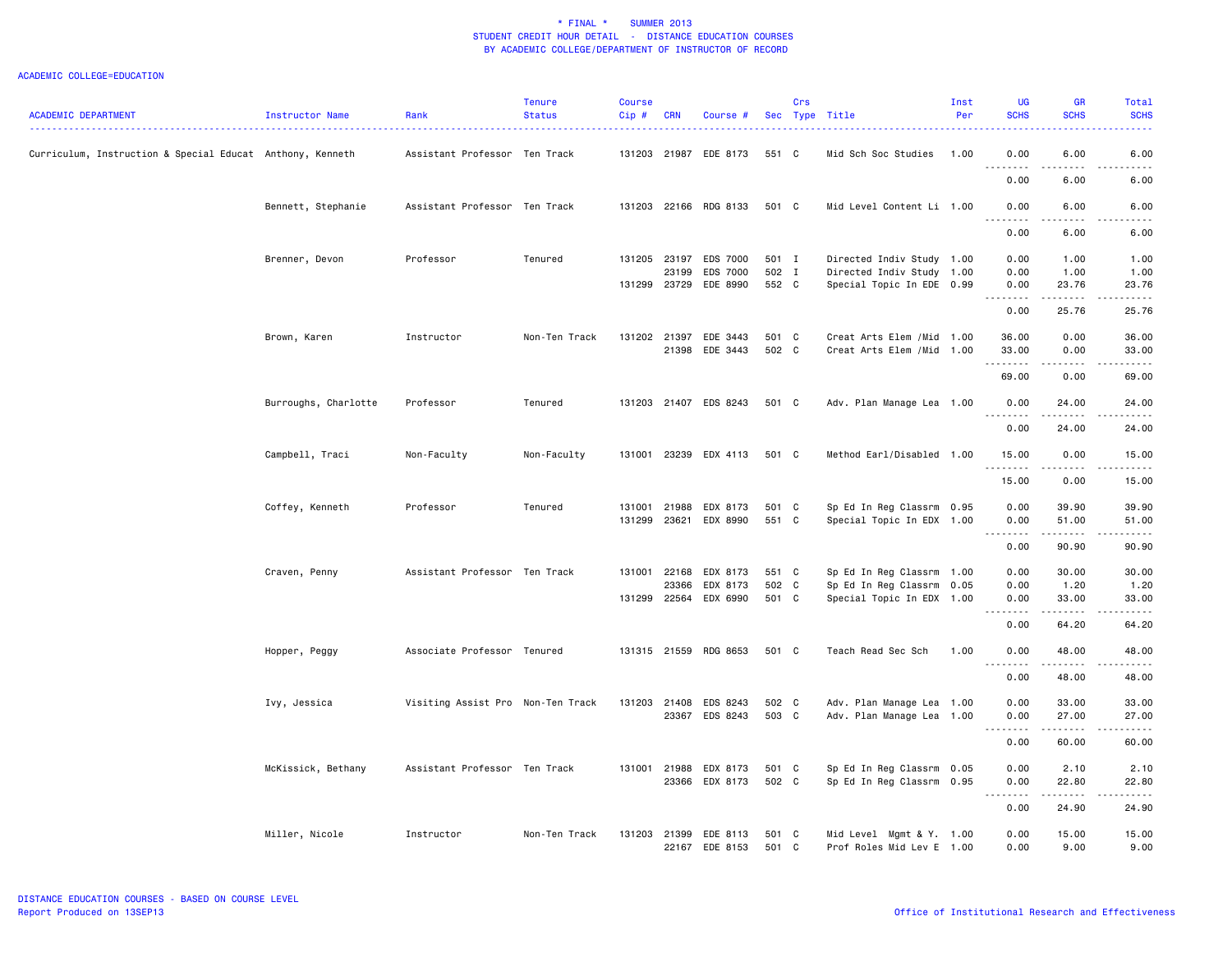\* FINAL \*    SUMMER 2013
STUDENT CREDIT HOUR DETAIL - DISTANCE EDUCATION COURSES
BY ACADEMIC COLLEGE/DEPARTMENT OF INSTRUCTOR OF RECORD

ACADEMIC COLLEGE=EDUCATION

| ACADEMIC DEPARTMENT | Instructor Name | Rank | Tenure Status | Course Cip # | CRN | Course # | Sec | Crs Type | Title | Inst Per | UG SCHS | GR SCHS | Total SCHS |
|---|---|---|---|---|---|---|---|---|---|---|---|---|---|
| Curriculum, Instruction & Special Educat | Anthony, Kenneth | Assistant Professor | Ten Track | 131203 | 21987 | EDE 8173 | 551 | C | Mid Sch Soc Studies | 1.00 | 0.00 | 6.00 | 6.00 |
| | | | | | | | | | | | 0.00 | 6.00 | 6.00 |
| | Bennett, Stephanie | Assistant Professor | Ten Track | 131203 | 22166 | RDG 8133 | 501 | C | Mid Level Content Li | 1.00 | 0.00 | 6.00 | 6.00 |
| | | | | | | | | | | | 0.00 | 6.00 | 6.00 |
| | Brenner, Devon | Professor | Tenured | 131205 | 23197 | EDS 7000 | 501 | I | Directed Indiv Study | 1.00 | 0.00 | 1.00 | 1.00 |
| | | | | | 23199 | EDS 7000 | 502 | I | Directed Indiv Study | 1.00 | 0.00 | 1.00 | 1.00 |
| | | | | 131299 | 23729 | EDE 8990 | 552 | C | Special Topic In EDE | 0.99 | 0.00 | 23.76 | 23.76 |
| | | | | | | | | | | | 0.00 | 25.76 | 25.76 |
| | Brown, Karen | Instructor | Non-Ten Track | 131202 | 21397 | EDE 3443 | 501 | C | Creat Arts Elem /Mid | 1.00 | 36.00 | 0.00 | 36.00 |
| | | | | | 21398 | EDE 3443 | 502 | C | Creat Arts Elem /Mid | 1.00 | 33.00 | 0.00 | 33.00 |
| | | | | | | | | | | | 69.00 | 0.00 | 69.00 |
| | Burroughs, Charlotte | Professor | Tenured | 131203 | 21407 | EDS 8243 | 501 | C | Adv. Plan Manage Lea | 1.00 | 0.00 | 24.00 | 24.00 |
| | | | | | | | | | | | 0.00 | 24.00 | 24.00 |
| | Campbell, Traci | Non-Faculty | Non-Faculty | 131001 | 23239 | EDX 4113 | 501 | C | Method Earl/Disabled | 1.00 | 15.00 | 0.00 | 15.00 |
| | | | | | | | | | | | 15.00 | 0.00 | 15.00 |
| | Coffey, Kenneth | Professor | Tenured | 131001 | 21988 | EDX 8173 | 501 | C | Sp Ed In Reg Classrm | 0.95 | 0.00 | 39.90 | 39.90 |
| | | | | 131299 | 23621 | EDX 8990 | 551 | C | Special Topic In EDX | 1.00 | 0.00 | 51.00 | 51.00 |
| | | | | | | | | | | | 0.00 | 90.90 | 90.90 |
| | Craven, Penny | Assistant Professor | Ten Track | 131001 | 22168 | EDX 8173 | 551 | C | Sp Ed In Reg Classrm | 1.00 | 0.00 | 30.00 | 30.00 |
| | | | | | 23366 | EDX 8173 | 502 | C | Sp Ed In Reg Classrm | 0.05 | 0.00 | 1.20 | 1.20 |
| | | | | 131299 | 22564 | EDX 6990 | 501 | C | Special Topic In EDX | 1.00 | 0.00 | 33.00 | 33.00 |
| | | | | | | | | | | | 0.00 | 64.20 | 64.20 |
| | Hopper, Peggy | Associate Professor | Tenured | 131315 | 21559 | RDG 8653 | 501 | C | Teach Read Sec Sch | 1.00 | 0.00 | 48.00 | 48.00 |
| | | | | | | | | | | | 0.00 | 48.00 | 48.00 |
| | Ivy, Jessica | Visiting Assist Pro | Non-Ten Track | 131203 | 21408 | EDS 8243 | 502 | C | Adv. Plan Manage Lea | 1.00 | 0.00 | 33.00 | 33.00 |
| | | | | | 23367 | EDS 8243 | 503 | C | Adv. Plan Manage Lea | 1.00 | 0.00 | 27.00 | 27.00 |
| | | | | | | | | | | | 0.00 | 60.00 | 60.00 |
| | McKissick, Bethany | Assistant Professor | Ten Track | 131001 | 21988 | EDX 8173 | 501 | C | Sp Ed In Reg Classrm | 0.05 | 0.00 | 2.10 | 2.10 |
| | | | | | 23366 | EDX 8173 | 502 | C | Sp Ed In Reg Classrm | 0.95 | 0.00 | 22.80 | 22.80 |
| | | | | | | | | | | | 0.00 | 24.90 | 24.90 |
| | Miller, Nicole | Instructor | Non-Ten Track | 131203 | 21399 | EDE 8113 | 501 | C | Mid Level Mgmt & Y. | 1.00 | 0.00 | 15.00 | 15.00 |
| | | | | | 22167 | EDE 8153 | 501 | C | Prof Roles Mid Lev E | 1.00 | 0.00 | 9.00 | 9.00 |

DISTANCE EDUCATION COURSES - BASED ON COURSE LEVEL
Report Produced on 13SEP13

Office of Institutional Research and Effectiveness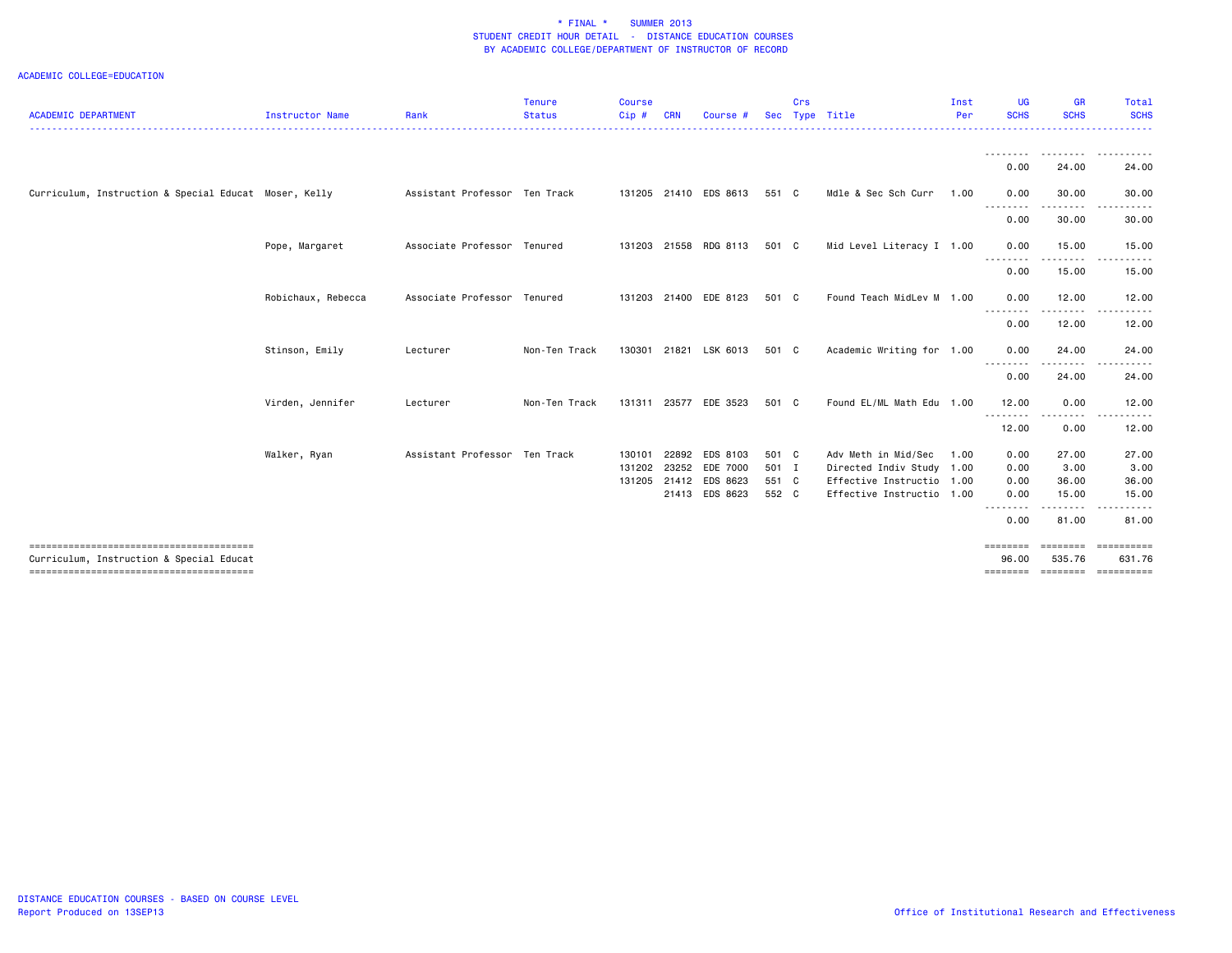# * FINAL * SUMMER 2013
## STUDENT CREDIT HOUR DETAIL - DISTANCE EDUCATION COURSES
## BY ACADEMIC COLLEGE/DEPARTMENT OF INSTRUCTOR OF RECORD

ACADEMIC COLLEGE=EDUCATION

| ACADEMIC DEPARTMENT | Instructor Name | Rank | Tenure Status | Course Cip # | CRN | Course # | Sec | Crs Type | Title | Inst Per | UG SCHS | GR SCHS | Total SCHS |
|---|---|---|---|---|---|---|---|---|---|---|---|---|---|
| | | | | | | | | | | | 0.00 | 24.00 | 24.00 |
| Curriculum, Instruction & Special Educat | Moser, Kelly | Assistant Professor | Ten Track | 131205 | 21410 | EDS 8613 | 551 | C | Mdle & Sec Sch Curr | 1.00 | 0.00 | 30.00 | 30.00 |
| | | | | | | | | | | | 0.00 | 30.00 | 30.00 |
| | Pope, Margaret | Associate Professor | Tenured | 131203 | 21558 | RDG 8113 | 501 | C | Mid Level Literacy I | 1.00 | 0.00 | 15.00 | 15.00 |
| | | | | | | | | | | | 0.00 | 15.00 | 15.00 |
| | Robichaux, Rebecca | Associate Professor | Tenured | 131203 | 21400 | EDE 8123 | 501 | C | Found Teach MidLev M | 1.00 | 0.00 | 12.00 | 12.00 |
| | | | | | | | | | | | 0.00 | 12.00 | 12.00 |
| | Stinson, Emily | Lecturer | Non-Ten Track | 130301 | 21821 | LSK 6013 | 501 | C | Academic Writing for | 1.00 | 0.00 | 24.00 | 24.00 |
| | | | | | | | | | | | 0.00 | 24.00 | 24.00 |
| | Virden, Jennifer | Lecturer | Non-Ten Track | 131311 | 23577 | EDE 3523 | 501 | C | Found EL/ML Math Edu | 1.00 | 12.00 | 0.00 | 12.00 |
| | | | | | | | | | | | 12.00 | 0.00 | 12.00 |
| | Walker, Ryan | Assistant Professor | Ten Track | 130101 | 22892 | EDS 8103 | 501 | C | Adv Meth in Mid/Sec | 1.00 | 0.00 | 27.00 | 27.00 |
| | | | | 131202 | 23252 | EDE 7000 | 501 | I | Directed Indiv Study | 1.00 | 0.00 | 3.00 | 3.00 |
| | | | | 131205 | 21412 | EDS 8623 | 551 | C | Effective Instructio | 1.00 | 0.00 | 36.00 | 36.00 |
| | | | | | 21413 | EDS 8623 | 552 | C | Effective Instructio | 1.00 | 0.00 | 15.00 | 15.00 |
| | | | | | | | | | | | 0.00 | 81.00 | 81.00 |
| Curriculum, Instruction & Special Educat | | | | | | | | | | | 96.00 | 535.76 | 631.76 |

DISTANCE EDUCATION COURSES - BASED ON COURSE LEVEL
Report Produced on 13SEP13

Office of Institutional Research and Effectiveness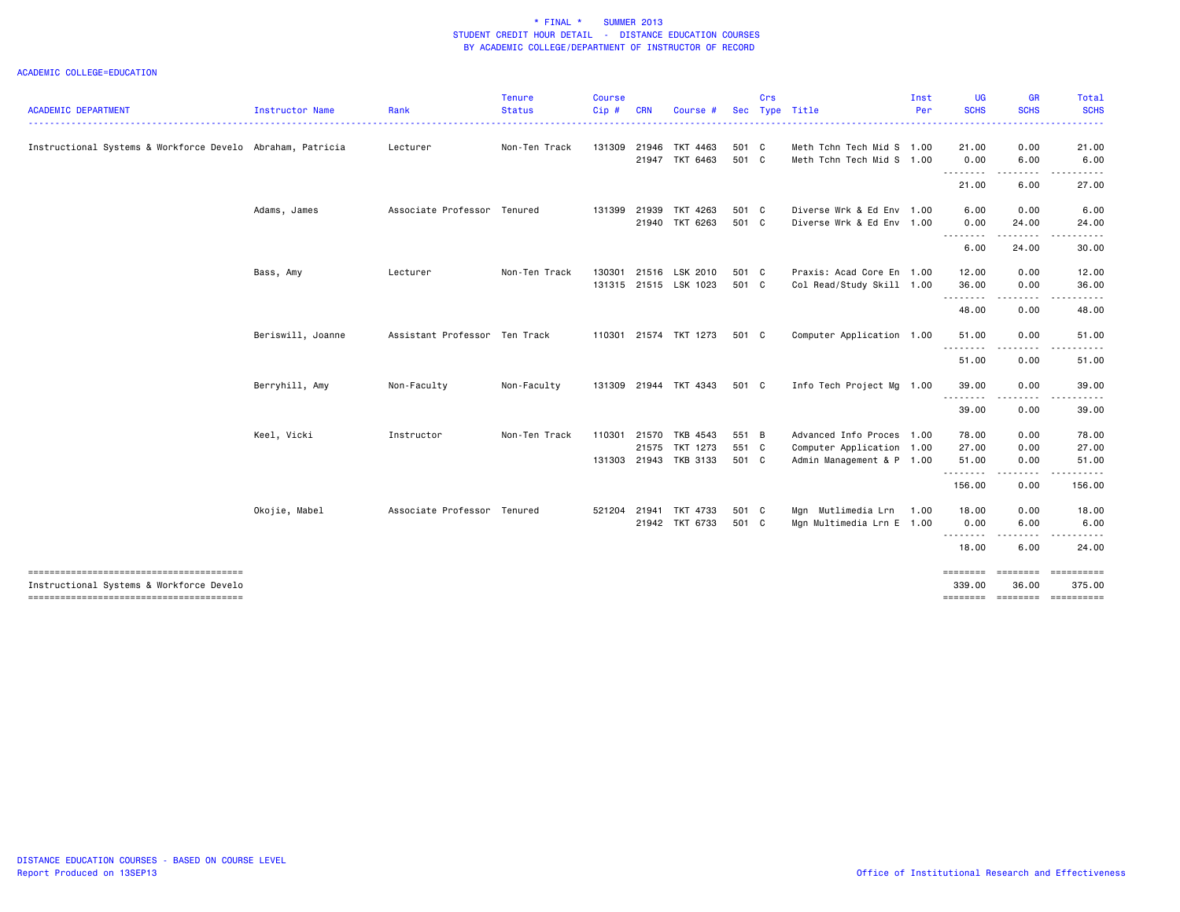# \* FINAL \* SUMMER 2013
## STUDENT CREDIT HOUR DETAIL - DISTANCE EDUCATION COURSES
## BY ACADEMIC COLLEGE/DEPARTMENT OF INSTRUCTOR OF RECORD

ACADEMIC COLLEGE=EDUCATION

| ACADEMIC DEPARTMENT | Instructor Name | Rank | Tenure Status | Course Cip # | CRN | Course # | Sec | Crs Type | Title | Inst Per | UG SCHS | GR SCHS | Total SCHS |
|---|---|---|---|---|---|---|---|---|---|---|---|---|---|
| Instructional Systems & Workforce Develo | Abraham, Patricia | Lecturer | Non-Ten Track | 131309 | 21946 | TKT 4463 | 501 | C | Meth Tchn Tech Mid S | 1.00 | 21.00 | 0.00 | 21.00 |
| | | | | | 21947 | TKT 6463 | 501 | C | Meth Tchn Tech Mid S | 1.00 | 0.00 | 6.00 | 6.00 |
| | | | | | | | | | | | 21.00 | 6.00 | 27.00 |
| | Adams, James | Associate Professor | Tenured | 131399 | 21939 | TKT 4263 | 501 | C | Diverse Wrk & Ed Env | 1.00 | 6.00 | 0.00 | 6.00 |
| | | | | | 21940 | TKT 6263 | 501 | C | Diverse Wrk & Ed Env | 1.00 | 0.00 | 24.00 | 24.00 |
| | | | | | | | | | | | 6.00 | 24.00 | 30.00 |
| | Bass, Amy | Lecturer | Non-Ten Track | 130301 | 21516 | LSK 2010 | 501 | C | Praxis: Acad Core En | 1.00 | 12.00 | 0.00 | 12.00 |
| | | | | 131315 | 21515 | LSK 1023 | 501 | C | Col Read/Study Skill | 1.00 | 36.00 | 0.00 | 36.00 |
| | | | | | | | | | | | 48.00 | 0.00 | 48.00 |
| | Beriswill, Joanne | Assistant Professor | Ten Track | 110301 | 21574 | TKT 1273 | 501 | C | Computer Application | 1.00 | 51.00 | 0.00 | 51.00 |
| | | | | | | | | | | | 51.00 | 0.00 | 51.00 |
| | Berryhill, Amy | Non-Faculty | Non-Faculty | 131309 | 21944 | TKT 4343 | 501 | C | Info Tech Project Mg | 1.00 | 39.00 | 0.00 | 39.00 |
| | | | | | | | | | | | 39.00 | 0.00 | 39.00 |
| | Keel, Vicki | Instructor | Non-Ten Track | 110301 | 21570 | TKB 4543 | 551 | B | Advanced Info Proces | 1.00 | 78.00 | 0.00 | 78.00 |
| | | | | | 21575 | TKT 1273 | 551 | C | Computer Application | 1.00 | 27.00 | 0.00 | 27.00 |
| | | | | 131303 | 21943 | TKB 3133 | 501 | C | Admin Management & P | 1.00 | 51.00 | 0.00 | 51.00 |
| | | | | | | | | | | | 156.00 | 0.00 | 156.00 |
| | Okojie, Mabel | Associate Professor | Tenured | 521204 | 21941 | TKT 4733 | 501 | C | Mgn Mutlimedia Lrn | 1.00 | 18.00 | 0.00 | 18.00 |
| | | | | | 21942 | TKT 6733 | 501 | C | Mgn Multimedia Lrn E | 1.00 | 0.00 | 6.00 | 6.00 |
| | | | | | | | | | | | 18.00 | 6.00 | 24.00 |
| Instructional Systems & Workforce Develo | | | | | | | | | | | 339.00 | 36.00 | 375.00 |

DISTANCE EDUCATION COURSES - BASED ON COURSE LEVEL
Report Produced on 13SEP13

Office of Institutional Research and Effectiveness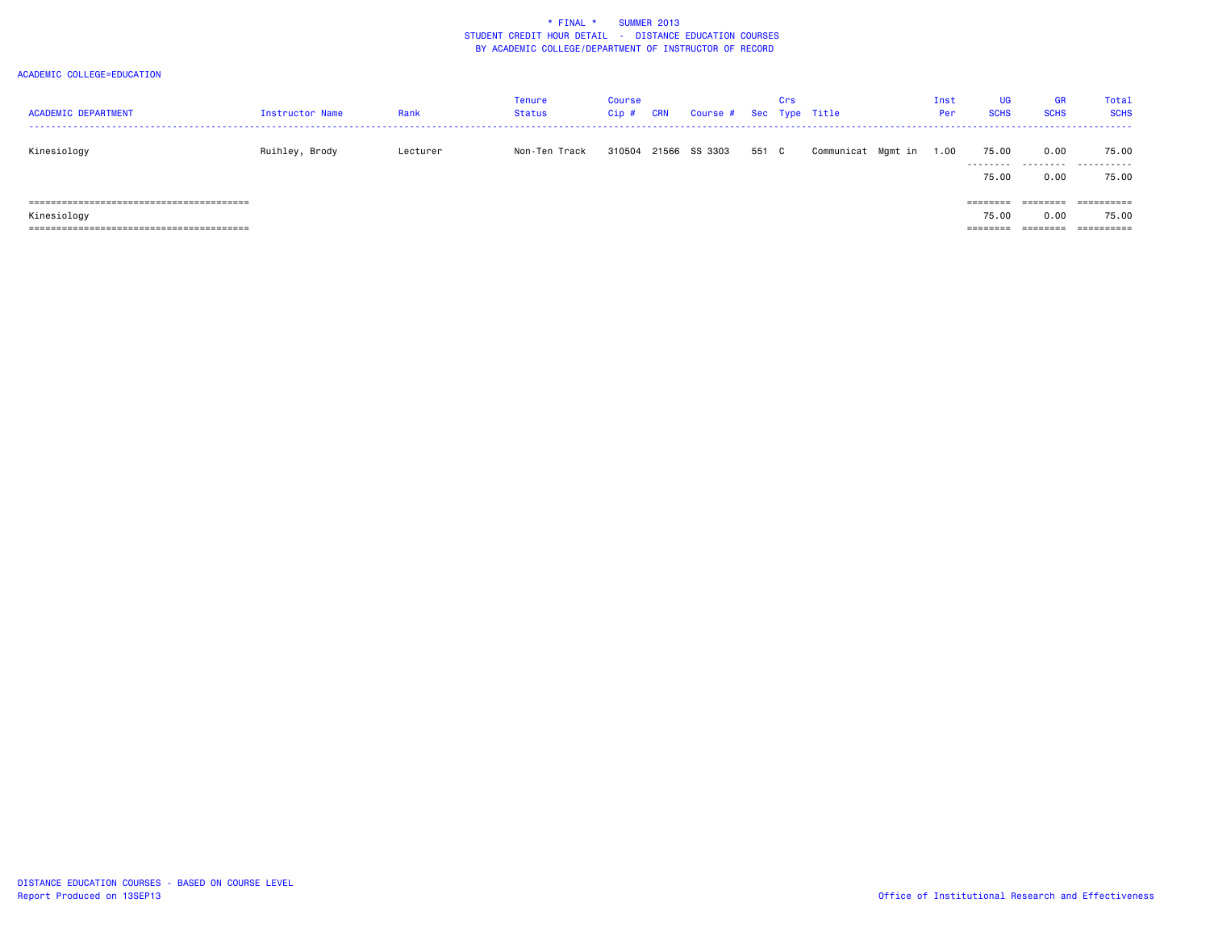\* FINAL \* SUMMER 2013
STUDENT CREDIT HOUR DETAIL - DISTANCE EDUCATION COURSES
BY ACADEMIC COLLEGE/DEPARTMENT OF INSTRUCTOR OF RECORD

ACADEMIC COLLEGE=EDUCATION

| ACADEMIC DEPARTMENT | Instructor Name | Rank | Tenure Status | Course Cip # | CRN | Course # | Sec | Crs Type | Title | Inst Per | UG SCHS | GR SCHS | Total SCHS |
|---|---|---|---|---|---|---|---|---|---|---|---|---|---|
| Kinesiology | Ruihley, Brody | Lecturer | Non-Ten Track | 310504 | 21566 | SS 3303 | 551 | C | Communicat Mgmt in | 1.00 | 75.00 | 0.00 | 75.00 |
| | | | | | | | | | | | 75.00 | 0.00 | 75.00 |
| Kinesiology | | | | | | | | | | | 75.00 | 0.00 | 75.00 |

DISTANCE EDUCATION COURSES - BASED ON COURSE LEVEL
Report Produced on 13SEP13

Office of Institutional Research and Effectiveness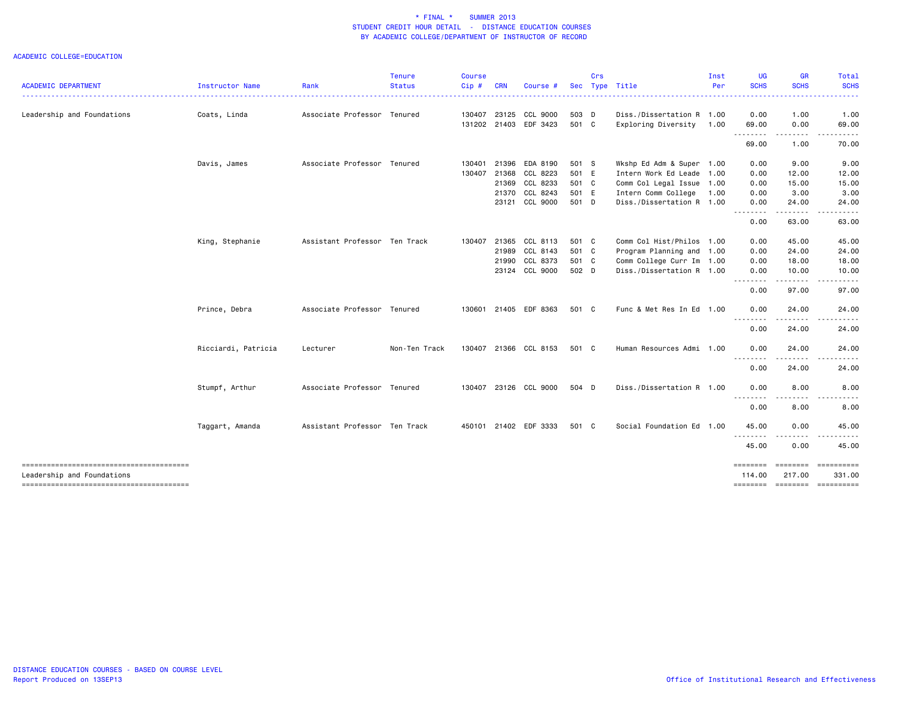# * FINAL * SUMMER 2013
## STUDENT CREDIT HOUR DETAIL - DISTANCE EDUCATION COURSES
## BY ACADEMIC COLLEGE/DEPARTMENT OF INSTRUCTOR OF RECORD

ACADEMIC COLLEGE=EDUCATION

| ACADEMIC DEPARTMENT | Instructor Name | Rank | Tenure Status | Course Cip # | CRN | Course # | Sec | Crs Type | Title | Inst Per | UG SCHS | GR SCHS | Total SCHS |
|---|---|---|---|---|---|---|---|---|---|---|---|---|---|
| Leadership and Foundations | Coats, Linda | Associate Professor | Tenured | 130407 | 23125 | CCL 9000 | 503 | D | Diss./Dissertation R | 1.00 | 0.00 | 1.00 | 1.00 |
| | | | | 131202 | 21403 | EDF 3423 | 501 | C | Exploring Diversity | 1.00 | 69.00 | 0.00 | 69.00 |
| | | | | | | | | | | | 69.00 | 1.00 | 70.00 |
| | Davis, James | Associate Professor | Tenured | 130401 | 21396 | EDA 8190 | 501 | S | Wkshp Ed Adm & Super | 1.00 | 0.00 | 9.00 | 9.00 |
| | | | | 130407 | 21368 | CCL 8223 | 501 | E | Intern Work Ed Leade | 1.00 | 0.00 | 12.00 | 12.00 |
| | | | | | 21369 | CCL 8233 | 501 | C | Comm Col Legal Issue | 1.00 | 0.00 | 15.00 | 15.00 |
| | | | | | 21370 | CCL 8243 | 501 | E | Intern Comm College | 1.00 | 0.00 | 3.00 | 3.00 |
| | | | | | 23121 | CCL 9000 | 501 | D | Diss./Dissertation R | 1.00 | 0.00 | 24.00 | 24.00 |
| | | | | | | | | | | | 0.00 | 63.00 | 63.00 |
| | King, Stephanie | Assistant Professor | Ten Track | 130407 | 21365 | CCL 8113 | 501 | C | Comm Col Hist/Philos | 1.00 | 0.00 | 45.00 | 45.00 |
| | | | | | 21989 | CCL 8143 | 501 | C | Program Planning and | 1.00 | 0.00 | 24.00 | 24.00 |
| | | | | | 21990 | CCL 8373 | 501 | C | Comm College Curr Im | 1.00 | 0.00 | 18.00 | 18.00 |
| | | | | | 23124 | CCL 9000 | 502 | D | Diss./Dissertation R | 1.00 | 0.00 | 10.00 | 10.00 |
| | | | | | | | | | | | 0.00 | 97.00 | 97.00 |
| | Prince, Debra | Associate Professor | Tenured | 130601 | 21405 | EDF 8363 | 501 | C | Func & Met Res In Ed | 1.00 | 0.00 | 24.00 | 24.00 |
| | | | | | | | | | | | 0.00 | 24.00 | 24.00 |
| | Ricciardi, Patricia | Lecturer | Non-Ten Track | 130407 | 21366 | CCL 8153 | 501 | C | Human Resources Admi | 1.00 | 0.00 | 24.00 | 24.00 |
| | | | | | | | | | | | 0.00 | 24.00 | 24.00 |
| | Stumpf, Arthur | Associate Professor | Tenured | 130407 | 23126 | CCL 9000 | 504 | D | Diss./Dissertation R | 1.00 | 0.00 | 8.00 | 8.00 |
| | | | | | | | | | | | 0.00 | 8.00 | 8.00 |
| | Taggart, Amanda | Assistant Professor | Ten Track | 450101 | 21402 | EDF 3333 | 501 | C | Social Foundation Ed | 1.00 | 45.00 | 0.00 | 45.00 |
| | | | | | | | | | | | 45.00 | 0.00 | 45.00 |
| Leadership and Foundations | | | | | | | | | | | 114.00 | 217.00 | 331.00 |

DISTANCE EDUCATION COURSES - BASED ON COURSE LEVEL
Report Produced on 13SEP13

Office of Institutional Research and Effectiveness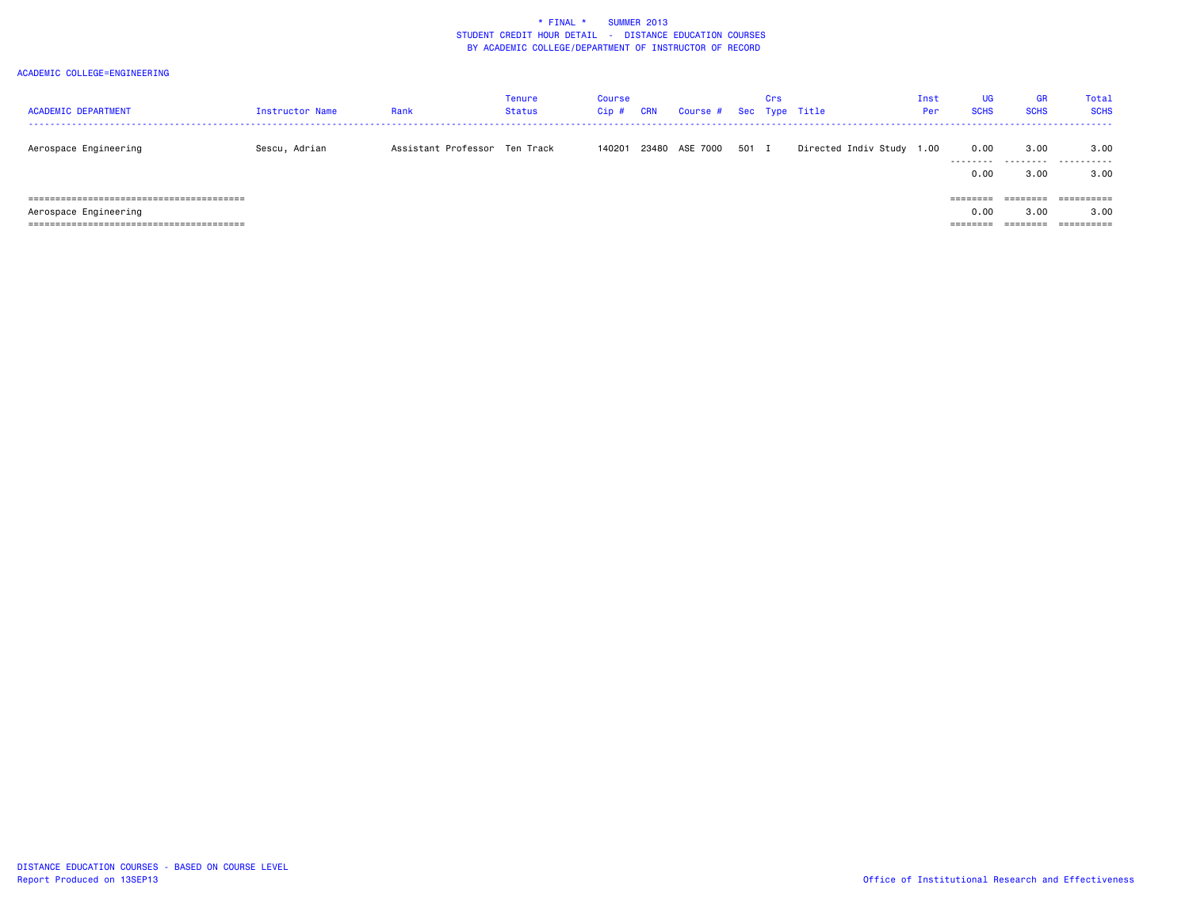# \* FINAL \* SUMMER 2013
## STUDENT CREDIT HOUR DETAIL - DISTANCE EDUCATION COURSES
## BY ACADEMIC COLLEGE/DEPARTMENT OF INSTRUCTOR OF RECORD

ACADEMIC COLLEGE=ENGINEERING

| ACADEMIC DEPARTMENT | Instructor Name | Rank | Tenure Status | Course Cip # | CRN | Course # | Sec | Crs Type | Title | Inst Per | UG SCHS | GR SCHS | Total SCHS |
|---|---|---|---|---|---|---|---|---|---|---|---|---|---|
| Aerospace Engineering | Sescu, Adrian | Assistant Professor | Ten Track | 140201 | 23480 | ASE 7000 | 501 | I | Directed Indiv Study | 1.00 | 0.00 | 3.00 | 3.00 |
| | | | | | | | | | | | 0.00 | 3.00 | 3.00 |
| Aerospace Engineering | | | | | | | | | | | 0.00 | 3.00 | 3.00 |

DISTANCE EDUCATION COURSES - BASED ON COURSE LEVEL
Report Produced on 13SEP13

Office of Institutional Research and Effectiveness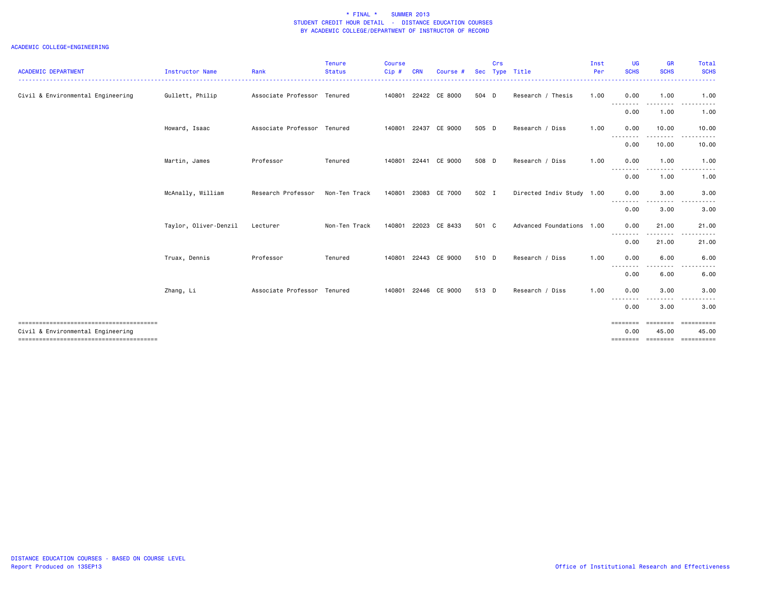\* FINAL \* SUMMER 2013
STUDENT CREDIT HOUR DETAIL - DISTANCE EDUCATION COURSES
BY ACADEMIC COLLEGE/DEPARTMENT OF INSTRUCTOR OF RECORD

ACADEMIC COLLEGE=ENGINEERING

| ACADEMIC DEPARTMENT | Instructor Name | Rank | Tenure Status | Course Cip # | CRN | Course # | Sec | Crs Type | Title | Inst Per | UG SCHS | GR SCHS | Total SCHS |
|---|---|---|---|---|---|---|---|---|---|---|---|---|---|
| Civil & Environmental Engineering | Gullett, Philip | Associate Professor | Tenured | 140801 | 22422 | CE 8000 | 504 | D | Research / Thesis | 1.00 | 0.00 | 1.00 | 1.00 |
| | | | | | | | | | | | 0.00 | 1.00 | 1.00 |
| | Howard, Isaac | Associate Professor | Tenured | 140801 | 22437 | CE 9000 | 505 | D | Research / Diss | 1.00 | 0.00 | 10.00 | 10.00 |
| | | | | | | | | | | | 0.00 | 10.00 | 10.00 |
| | Martin, James | Professor | Tenured | 140801 | 22441 | CE 9000 | 508 | D | Research / Diss | 1.00 | 0.00 | 1.00 | 1.00 |
| | | | | | | | | | | | 0.00 | 1.00 | 1.00 |
| | McAnally, William | Research Professor | Non-Ten Track | 140801 | 23083 | CE 7000 | 502 | I | Directed Indiv Study | 1.00 | 0.00 | 3.00 | 3.00 |
| | | | | | | | | | | | 0.00 | 3.00 | 3.00 |
| | Taylor, Oliver-Denzil | Lecturer | Non-Ten Track | 140801 | 22023 | CE 8433 | 501 | C | Advanced Foundations | 1.00 | 0.00 | 21.00 | 21.00 |
| | | | | | | | | | | | 0.00 | 21.00 | 21.00 |
| | Truax, Dennis | Professor | Tenured | 140801 | 22443 | CE 9000 | 510 | D | Research / Diss | 1.00 | 0.00 | 6.00 | 6.00 |
| | | | | | | | | | | | 0.00 | 6.00 | 6.00 |
| | Zhang, Li | Associate Professor | Tenured | 140801 | 22446 | CE 9000 | 513 | D | Research / Diss | 1.00 | 0.00 | 3.00 | 3.00 |
| | | | | | | | | | | | 0.00 | 3.00 | 3.00 |
| Civil & Environmental Engineering | | | | | | | | | | | 0.00 | 45.00 | 45.00 |

DISTANCE EDUCATION COURSES - BASED ON COURSE LEVEL
Report Produced on 13SEP13

Office of Institutional Research and Effectiveness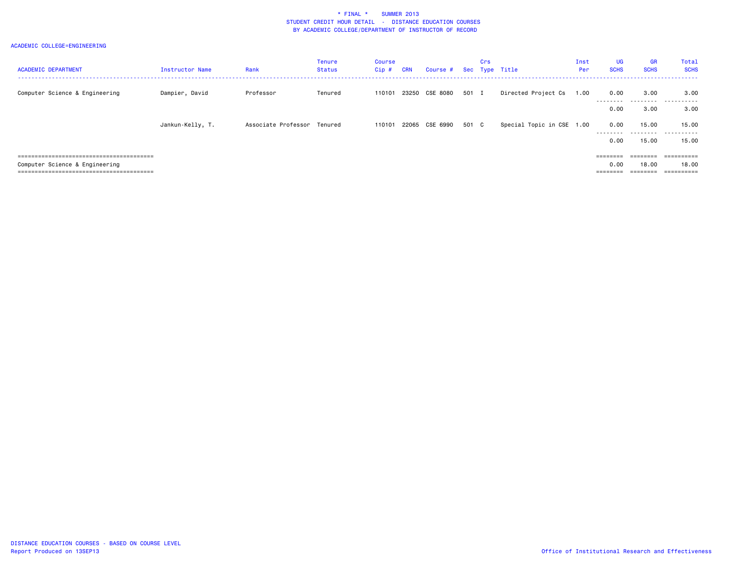\* FINAL \* SUMMER 2013
STUDENT CREDIT HOUR DETAIL - DISTANCE EDUCATION COURSES
BY ACADEMIC COLLEGE/DEPARTMENT OF INSTRUCTOR OF RECORD

ACADEMIC COLLEGE=ENGINEERING

| ACADEMIC DEPARTMENT | Instructor Name | Rank | Tenure Status | Course Cip # | CRN | Course # | Sec | Crs Type | Title | Inst Per | UG SCHS | GR SCHS | Total SCHS |
|---|---|---|---|---|---|---|---|---|---|---|---|---|---|
| Computer Science & Engineering | Dampier, David | Professor | Tenured | 110101 | 23250 | CSE 8080 | 501 | I | Directed Project Cs | 1.00 | 0.00 | 3.00 | 3.00 |
| | | | | | | | | | | | 0.00 | 3.00 | 3.00 |
| | Jankun-Kelly, T. | Associate Professor | Tenured | 110101 | 22065 | CSE 6990 | 501 | C | Special Topic in CSE | 1.00 | 0.00 | 15.00 | 15.00 |
| | | | | | | | | | | | 0.00 | 15.00 | 15.00 |
| Computer Science & Engineering | | | | | | | | | | | 0.00 | 18.00 | 18.00 |

DISTANCE EDUCATION COURSES - BASED ON COURSE LEVEL
Report Produced on 13SEP13

Office of Institutional Research and Effectiveness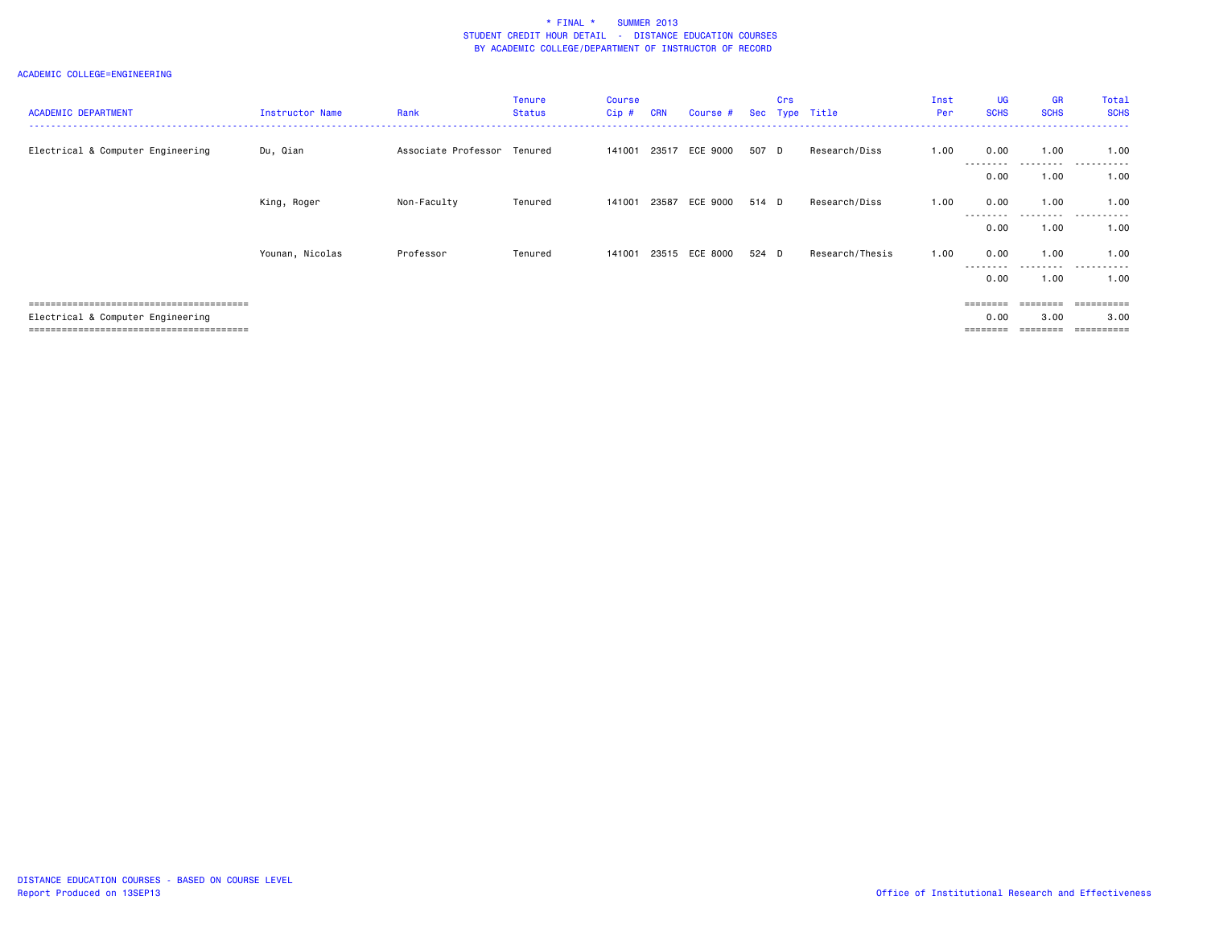\* FINAL \*    SUMMER 2013
STUDENT CREDIT HOUR DETAIL - DISTANCE EDUCATION COURSES
BY ACADEMIC COLLEGE/DEPARTMENT OF INSTRUCTOR OF RECORD

ACADEMIC COLLEGE=ENGINEERING

| ACADEMIC DEPARTMENT | Instructor Name | Rank | Tenure Status | Course Cip # | CRN | Course # | Sec | Crs Type | Title | Inst Per | UG SCHS | GR SCHS | Total SCHS |
|---|---|---|---|---|---|---|---|---|---|---|---|---|---|
| Electrical & Computer Engineering | Du, Qian | Associate Professor | Tenured | 141001 | 23517 | ECE 9000 | 507 | D | Research/Diss | 1.00 | 0.00 | 1.00 | 1.00 |
| | | | | | | | | | | | 0.00 | 1.00 | 1.00 |
| | King, Roger | Non-Faculty | Tenured | 141001 | 23587 | ECE 9000 | 514 | D | Research/Diss | 1.00 | 0.00 | 1.00 | 1.00 |
| | | | | | | | | | | | 0.00 | 1.00 | 1.00 |
| | Younan, Nicolas | Professor | Tenured | 141001 | 23515 | ECE 8000 | 524 | D | Research/Thesis | 1.00 | 0.00 | 1.00 | 1.00 |
| | | | | | | | | | | | 0.00 | 1.00 | 1.00 |
| Electrical & Computer Engineering | | | | | | | | | | | 0.00 | 3.00 | 3.00 |

DISTANCE EDUCATION COURSES - BASED ON COURSE LEVEL
Report Produced on 13SEP13

Office of Institutional Research and Effectiveness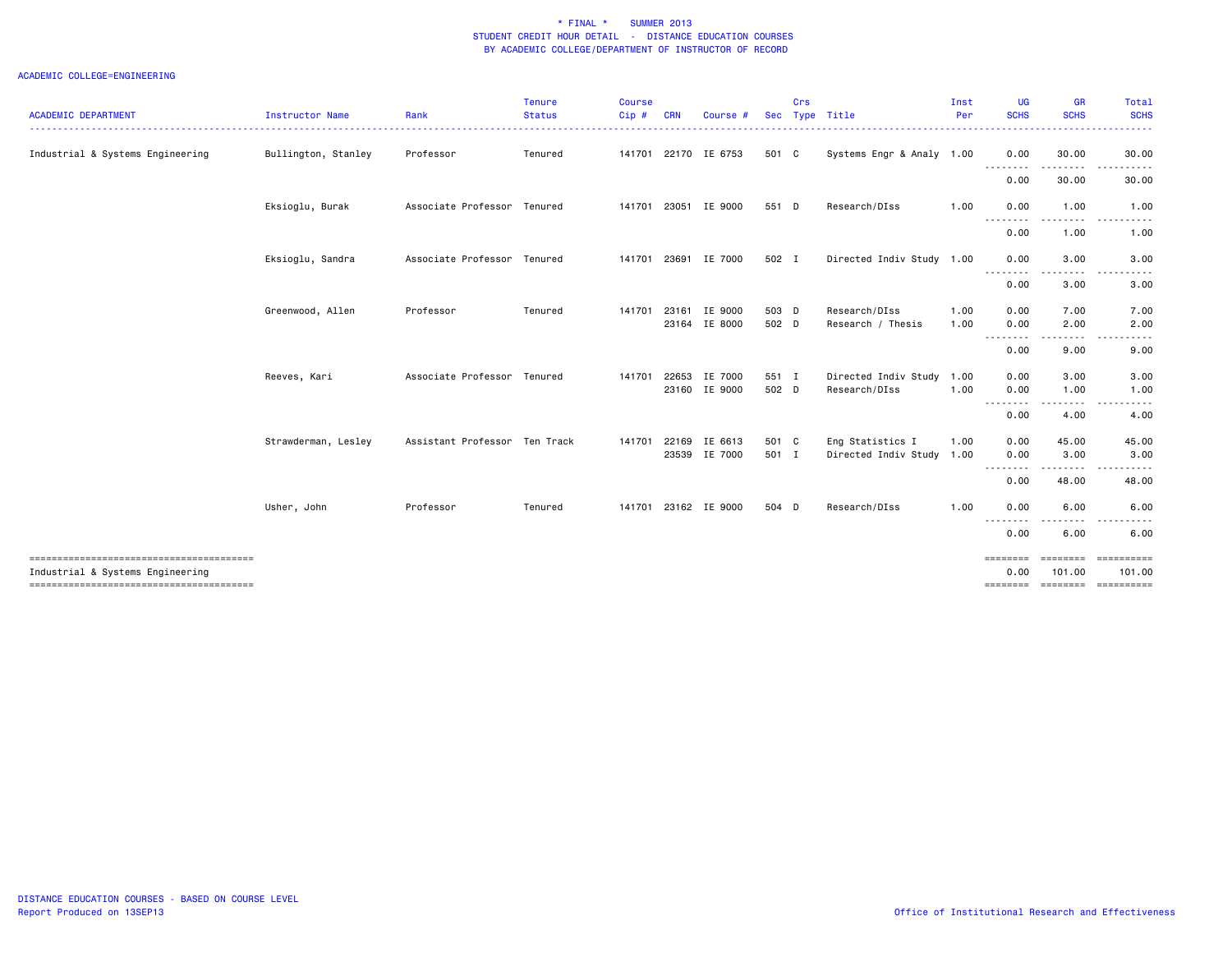# * FINAL * SUMMER 2013
## STUDENT CREDIT HOUR DETAIL - DISTANCE EDUCATION COURSES
### BY ACADEMIC COLLEGE/DEPARTMENT OF INSTRUCTOR OF RECORD

ACADEMIC COLLEGE=ENGINEERING

| ACADEMIC DEPARTMENT | Instructor Name | Rank | Tenure Status | Course Cip # | CRN | Course # | Sec | Crs Type | Title | Inst Per | UG SCHS | GR SCHS | Total SCHS |
|---|---|---|---|---|---|---|---|---|---|---|---|---|---|
| Industrial & Systems Engineering | Bullington, Stanley | Professor | Tenured | 141701 | 22170 | IE 6753 | 501 | C | Systems Engr & Analy | 1.00 | 0.00 | 30.00 | 30.00 |
| | | | | | | | | | | | 0.00 | 30.00 | 30.00 |
| | Eksioglu, Burak | Associate Professor | Tenured | 141701 | 23051 | IE 9000 | 551 | D | Research/DIss | 1.00 | 0.00 | 1.00 | 1.00 |
| | | | | | | | | | | | 0.00 | 1.00 | 1.00 |
| | Eksioglu, Sandra | Associate Professor | Tenured | 141701 | 23691 | IE 7000 | 502 | I | Directed Indiv Study | 1.00 | 0.00 | 3.00 | 3.00 |
| | | | | | | | | | | | 0.00 | 3.00 | 3.00 |
| | Greenwood, Allen | Professor | Tenured | 141701 | 23161 | IE 9000 | 503 | D | Research/DIss | 1.00 | 0.00 | 7.00 | 7.00 |
| | | | | | 23164 | IE 8000 | 502 | D | Research / Thesis | 1.00 | 0.00 | 2.00 | 2.00 |
| | | | | | | | | | | | 0.00 | 9.00 | 9.00 |
| | Reeves, Kari | Associate Professor | Tenured | 141701 | 22653 | IE 7000 | 551 | I | Directed Indiv Study | 1.00 | 0.00 | 3.00 | 3.00 |
| | | | | | 23160 | IE 9000 | 502 | D | Research/DIss | 1.00 | 0.00 | 1.00 | 1.00 |
| | | | | | | | | | | | 0.00 | 4.00 | 4.00 |
| | Strawderman, Lesley | Assistant Professor | Ten Track | 141701 | 22169 | IE 6613 | 501 | C | Eng Statistics I | 1.00 | 0.00 | 45.00 | 45.00 |
| | | | | | 23539 | IE 7000 | 501 | I | Directed Indiv Study | 1.00 | 0.00 | 3.00 | 3.00 |
| | | | | | | | | | | | 0.00 | 48.00 | 48.00 |
| | Usher, John | Professor | Tenured | 141701 | 23162 | IE 9000 | 504 | D | Research/DIss | 1.00 | 0.00 | 6.00 | 6.00 |
| | | | | | | | | | | | 0.00 | 6.00 | 6.00 |
| Industrial & Systems Engineering | | | | | | | | | | | 0.00 | 101.00 | 101.00 |

DISTANCE EDUCATION COURSES - BASED ON COURSE LEVEL
Report Produced on 13SEP13

Office of Institutional Research and Effectiveness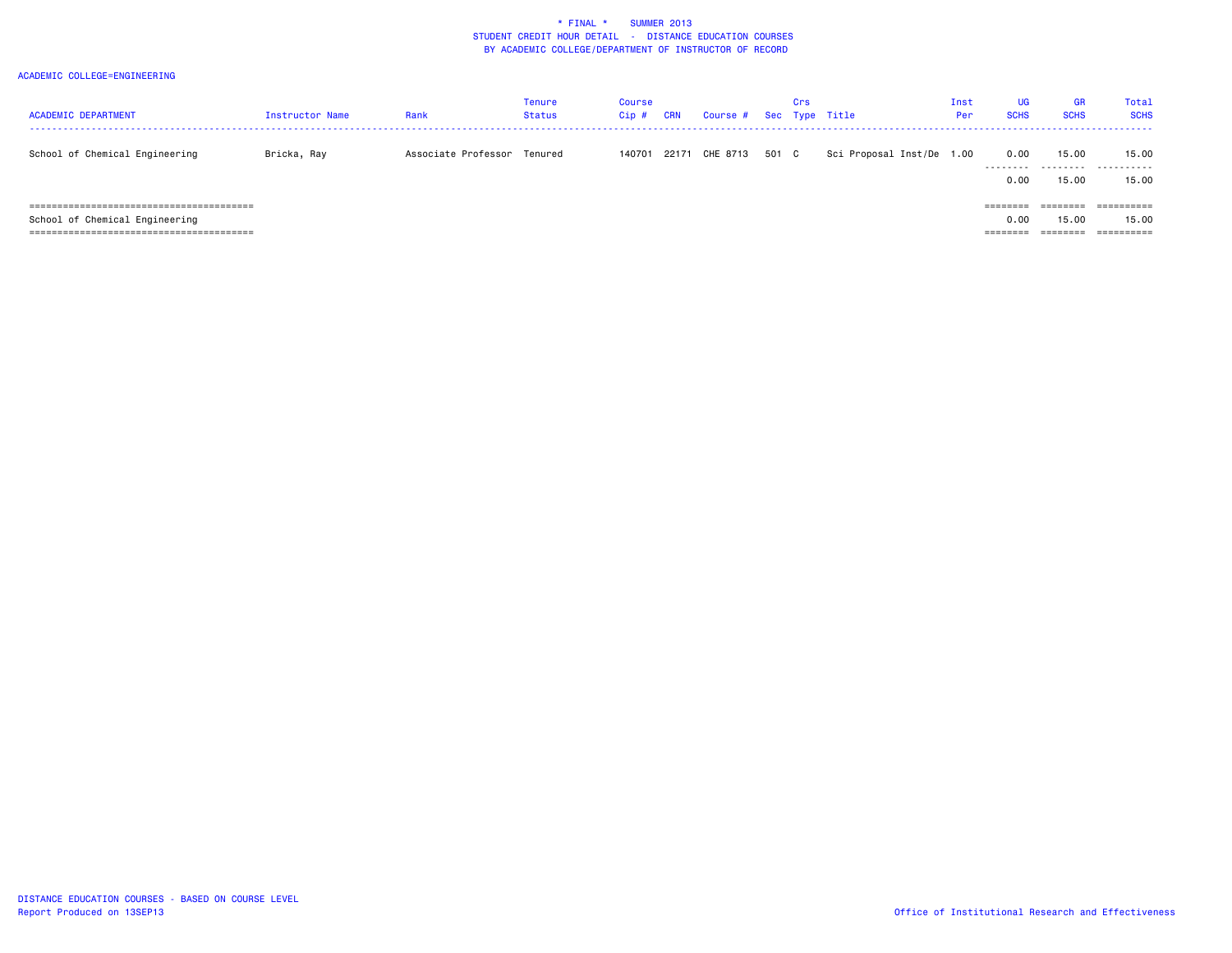\* FINAL \* SUMMER 2013
STUDENT CREDIT HOUR DETAIL - DISTANCE EDUCATION COURSES
BY ACADEMIC COLLEGE/DEPARTMENT OF INSTRUCTOR OF RECORD

ACADEMIC COLLEGE=ENGINEERING

| ACADEMIC DEPARTMENT | Instructor Name | Rank | Tenure Status | Course Cip # | CRN | Course # | Sec | Crs Type | Title | Inst Per | UG SCHS | GR SCHS | Total SCHS |
|---|---|---|---|---|---|---|---|---|---|---|---|---|---|
| School of Chemical Engineering | Bricka, Ray | Associate Professor | Tenured | 140701 | 22171 | CHE 8713 | 501 | C | Sci Proposal Inst/De | 1.00 | 0.00 | 15.00 | 15.00 |
| | | | | | | | | | | | 0.00 | 15.00 | 15.00 |
| School of Chemical Engineering | | | | | | | | | | | 0.00 | 15.00 | 15.00 |

DISTANCE EDUCATION COURSES - BASED ON COURSE LEVEL
Report Produced on 13SEP13

Office of Institutional Research and Effectiveness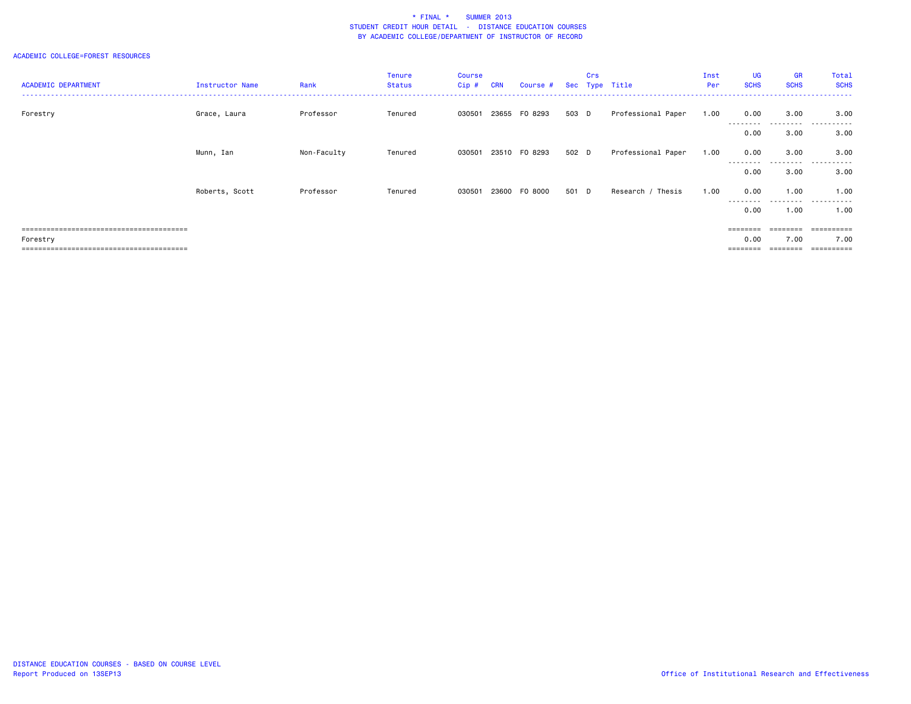\* FINAL \* SUMMER 2013
STUDENT CREDIT HOUR DETAIL - DISTANCE EDUCATION COURSES
BY ACADEMIC COLLEGE/DEPARTMENT OF INSTRUCTOR OF RECORD

ACADEMIC COLLEGE=FOREST RESOURCES

| ACADEMIC DEPARTMENT | Instructor Name | Rank | Tenure Status | Course Cip # | CRN | Course # | Sec | Crs Type | Title | Inst Per | UG SCHS | GR SCHS | Total SCHS |
|---|---|---|---|---|---|---|---|---|---|---|---|---|---|
| Forestry | Grace, Laura | Professor | Tenured | 030501 | 23655 | FO 8293 | 503 | D | Professional Paper | 1.00 | 0.00 | 3.00 | 3.00 |
| | | | | | | | | | | | 0.00 | 3.00 | 3.00 |
| | Munn, Ian | Non-Faculty | Tenured | 030501 | 23510 | FO 8293 | 502 | D | Professional Paper | 1.00 | 0.00 | 3.00 | 3.00 |
| | | | | | | | | | | | 0.00 | 3.00 | 3.00 |
| | Roberts, Scott | Professor | Tenured | 030501 | 23600 | FO 8000 | 501 | D | Research / Thesis | 1.00 | 0.00 | 1.00 | 1.00 |
| | | | | | | | | | | | 0.00 | 1.00 | 1.00 |
| Forestry | | | | | | | | | | | 0.00 | 7.00 | 7.00 |

DISTANCE EDUCATION COURSES - BASED ON COURSE LEVEL
Report Produced on 13SEP13

Office of Institutional Research and Effectiveness